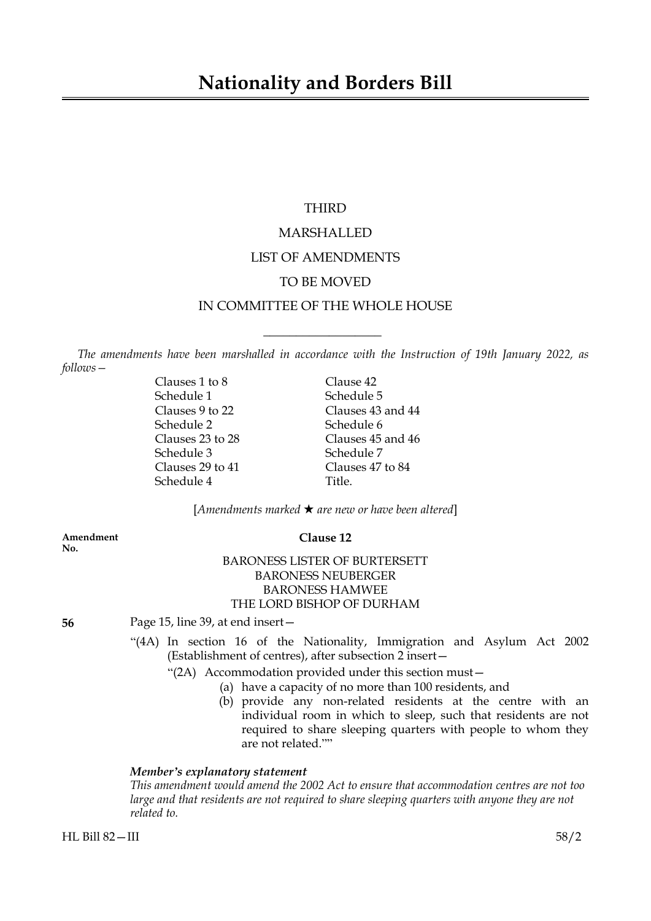# Nationality and Borders Bill

THIRD

MARSHALLED

LIST OF AMENDMENTS

TO BE MOVED

IN COMMITTEE OF THE WHOLE HOUSE

---

*The amendments have been marshalled in accordance with the Instruction of 19th January 2022, as follows—*

| | |
|---|---|
| Clauses 1 to 8 | Clause 42 |
| Schedule 1 | Schedule 5 |
| Clauses 9 to 22 | Clauses 43 and 44 |
| Schedule 2 | Schedule 6 |
| Clauses 23 to 28 | Clauses 45 and 46 |
| Schedule 3 | Schedule 7 |
| Clauses 29 to 41 | Clauses 47 to 84 |
| Schedule 4 | Title. |

[*Amendments marked ★ are new or have been altered*]

**Amendment No.**

**Clause 12**

BARONESS LISTER OF BURTERSETT
BARONESS NEUBERGER
BARONESS HAMWEE
THE LORD BISHOP OF DURHAM

**56** Page 15, line 39, at end insert—

"(4A) In section 16 of the Nationality, Immigration and Asylum Act 2002 (Establishment of centres), after subsection 2 insert—

"(2A) Accommodation provided under this section must—

(a) have a capacity of no more than 100 residents, and

(b) provide any non-related residents at the centre with an individual room in which to sleep, such that residents are not required to share sleeping quarters with people to whom they are not related.""

***Member's explanatory statement***

*This amendment would amend the 2002 Act to ensure that accommodation centres are not too large and that residents are not required to share sleeping quarters with anyone they are not related to.*

HL Bill 82—III 58/2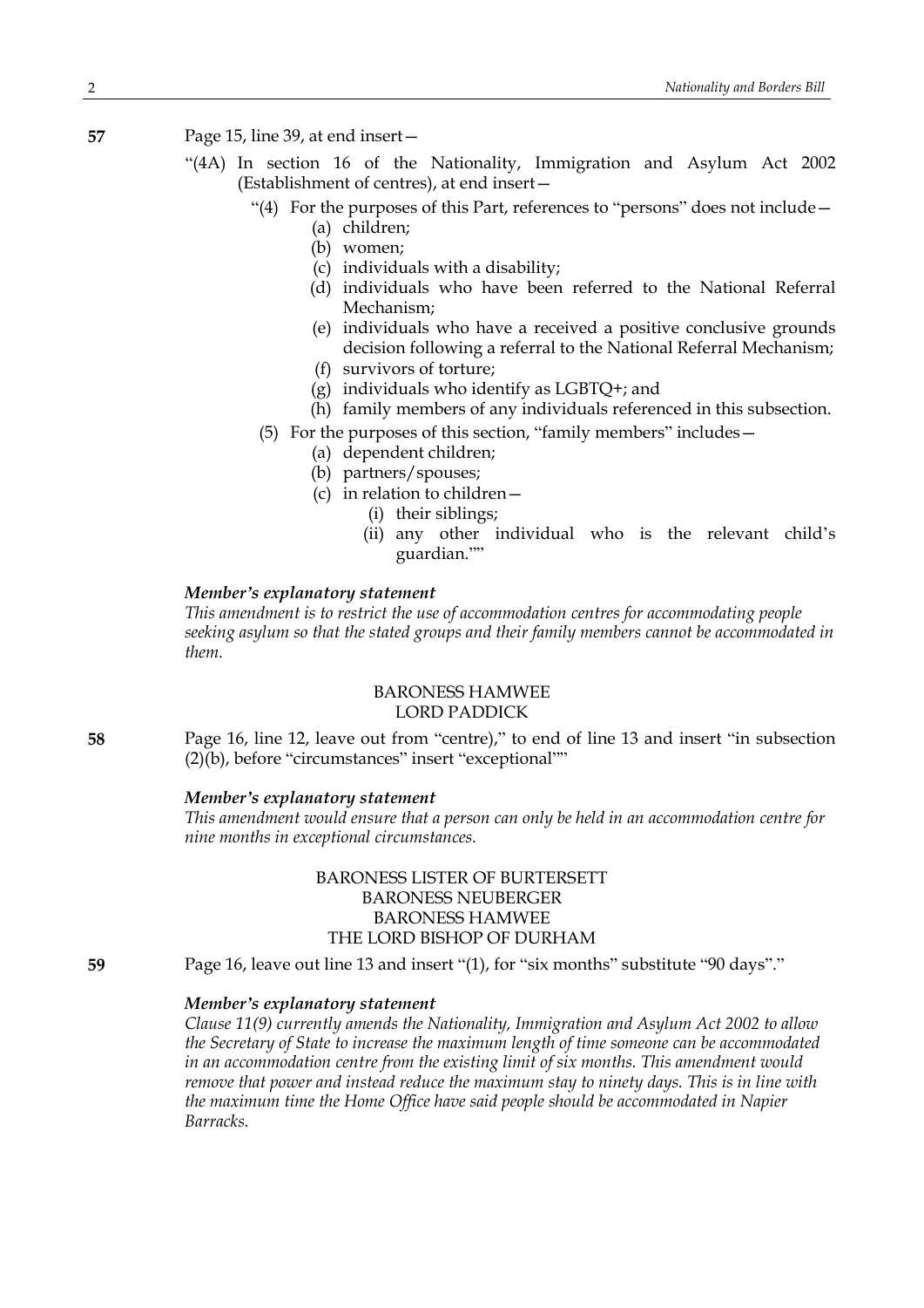**57** Page 15, line 39, at end insert—

"(4A) In section 16 of the Nationality, Immigration and Asylum Act 2002 (Establishment of centres), at end insert—

"(4) For the purposes of this Part, references to "persons" does not include—

(a) children;

(b) women;

(c) individuals with a disability;

(d) individuals who have been referred to the National Referral Mechanism;

(e) individuals who have a received a positive conclusive grounds decision following a referral to the National Referral Mechanism;

(f) survivors of torture;

(g) individuals who identify as LGBTQ+; and

(h) family members of any individuals referenced in this subsection.

(5) For the purposes of this section, "family members" includes—

(a) dependent children;

(b) partners/spouses;

(c) in relation to children—

(i) their siblings;

(ii) any other individual who is the relevant child's guardian.""

***Member's explanatory statement***

*This amendment is to restrict the use of accommodation centres for accommodating people seeking asylum so that the stated groups and their family members cannot be accommodated in them.*

BARONESS HAMWEE
LORD PADDICK

**58** Page 16, line 12, leave out from "centre)," to end of line 13 and insert "in subsection (2)(b), before "circumstances" insert "exceptional""

***Member's explanatory statement***

*This amendment would ensure that a person can only be held in an accommodation centre for nine months in exceptional circumstances.*

BARONESS LISTER OF BURTERSETT
BARONESS NEUBERGER
BARONESS HAMWEE
THE LORD BISHOP OF DURHAM

**59** Page 16, leave out line 13 and insert "(1), for "six months" substitute "90 days"."

***Member's explanatory statement***

*Clause 11(9) currently amends the Nationality, Immigration and Asylum Act 2002 to allow the Secretary of State to increase the maximum length of time someone can be accommodated in an accommodation centre from the existing limit of six months. This amendment would remove that power and instead reduce the maximum stay to ninety days. This is in line with the maximum time the Home Office have said people should be accommodated in Napier Barracks.*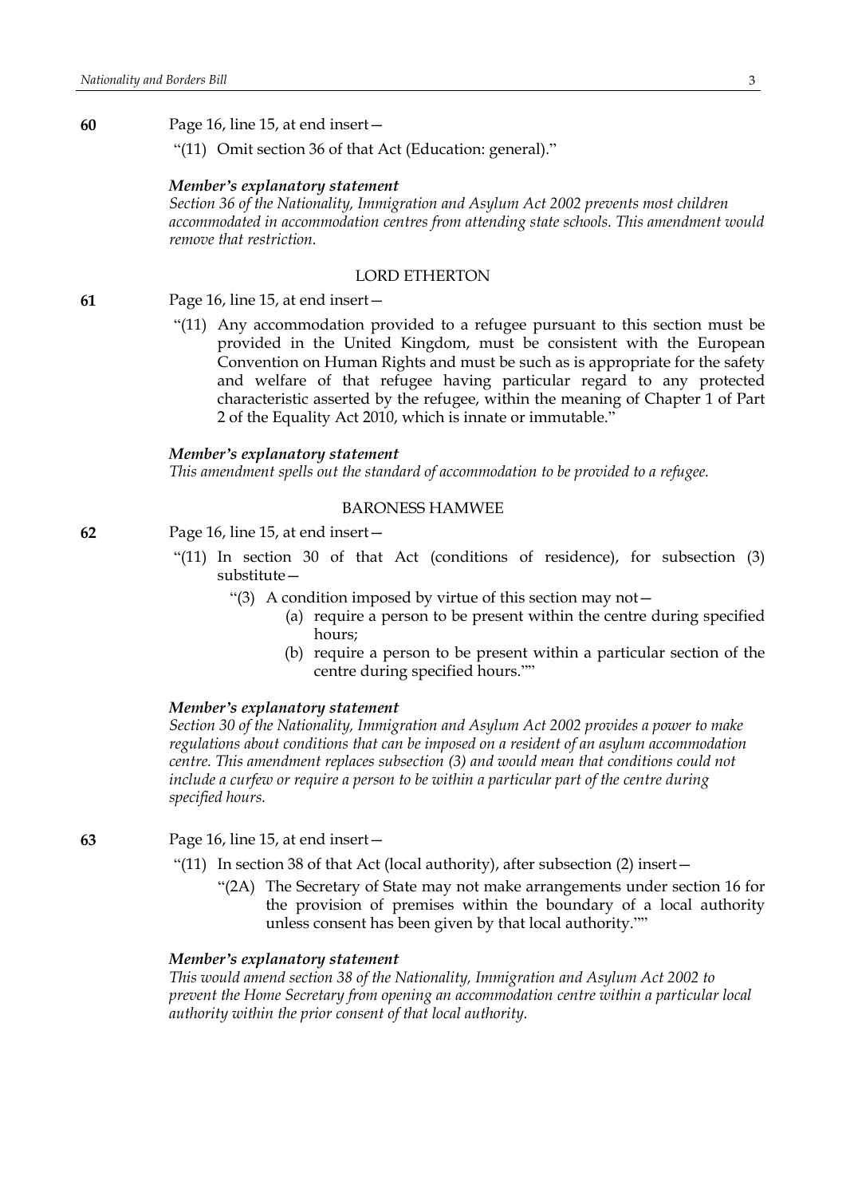**60** Page 16, line 15, at end insert—

"(11) Omit section 36 of that Act (Education: general)."

***Member's explanatory statement***

*Section 36 of the Nationality, Immigration and Asylum Act 2002 prevents most children accommodated in accommodation centres from attending state schools. This amendment would remove that restriction.*

LORD ETHERTON

**61** Page 16, line 15, at end insert—

"(11) Any accommodation provided to a refugee pursuant to this section must be provided in the United Kingdom, must be consistent with the European Convention on Human Rights and must be such as is appropriate for the safety and welfare of that refugee having particular regard to any protected characteristic asserted by the refugee, within the meaning of Chapter 1 of Part 2 of the Equality Act 2010, which is innate or immutable."

***Member's explanatory statement***

*This amendment spells out the standard of accommodation to be provided to a refugee.*

BARONESS HAMWEE

**62** Page 16, line 15, at end insert—

"(11) In section 30 of that Act (conditions of residence), for subsection (3) substitute—

"(3) A condition imposed by virtue of this section may not—

(a) require a person to be present within the centre during specified hours;

(b) require a person to be present within a particular section of the centre during specified hours.""

***Member's explanatory statement***

*Section 30 of the Nationality, Immigration and Asylum Act 2002 provides a power to make regulations about conditions that can be imposed on a resident of an asylum accommodation centre. This amendment replaces subsection (3) and would mean that conditions could not include a curfew or require a person to be within a particular part of the centre during specified hours.*

**63** Page 16, line 15, at end insert—

"(11) In section 38 of that Act (local authority), after subsection (2) insert—

"(2A) The Secretary of State may not make arrangements under section 16 for the provision of premises within the boundary of a local authority unless consent has been given by that local authority.""

***Member's explanatory statement***

*This would amend section 38 of the Nationality, Immigration and Asylum Act 2002 to prevent the Home Secretary from opening an accommodation centre within a particular local authority within the prior consent of that local authority.*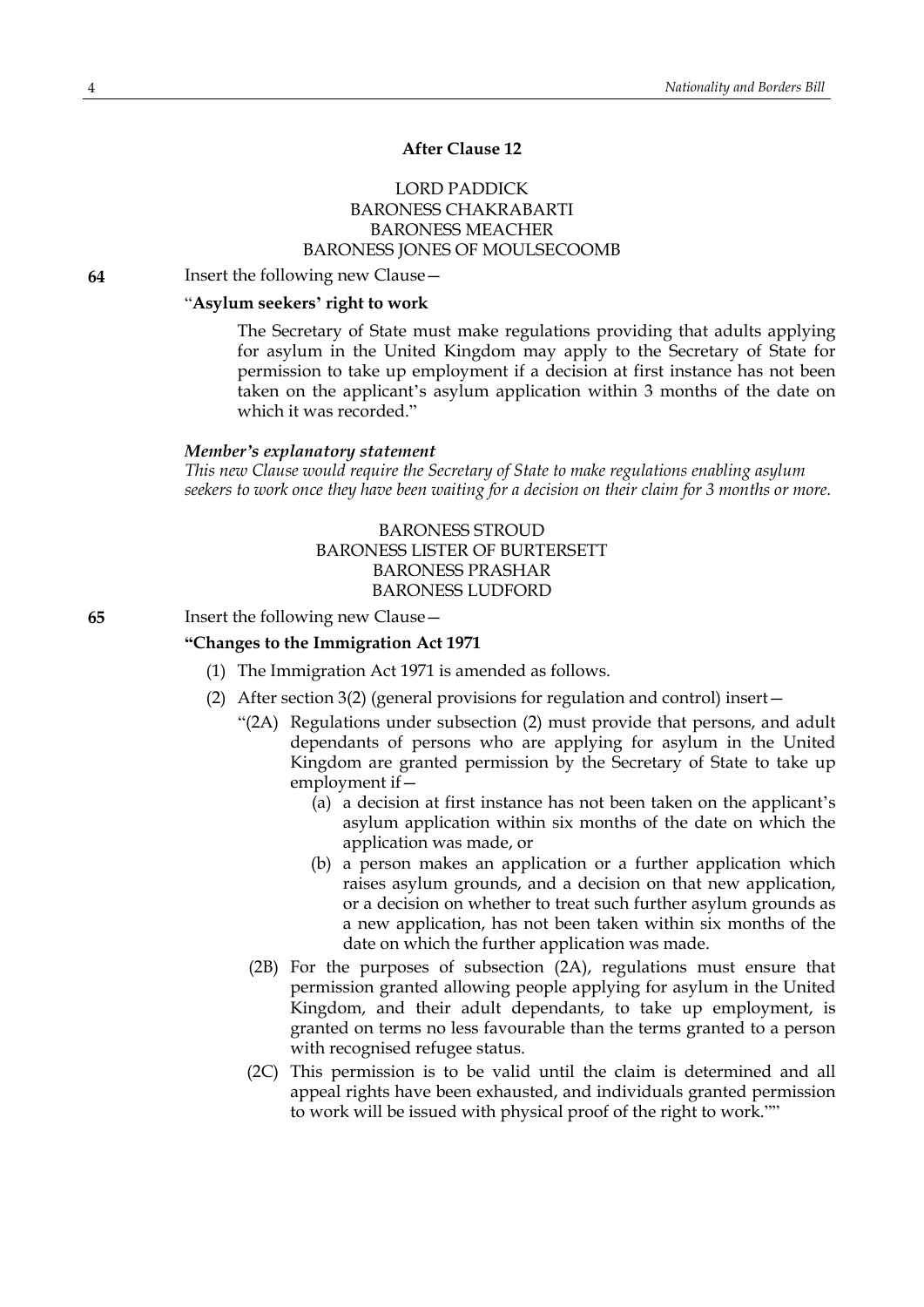**After Clause 12**

LORD PADDICK
BARONESS CHAKRABARTI
BARONESS MEACHER
BARONESS JONES OF MOULSECOOMB

**64** Insert the following new Clause—

"**Asylum seekers' right to work**

The Secretary of State must make regulations providing that adults applying for asylum in the United Kingdom may apply to the Secretary of State for permission to take up employment if a decision at first instance has not been taken on the applicant's asylum application within 3 months of the date on which it was recorded."

***Member's explanatory statement***

*This new Clause would require the Secretary of State to make regulations enabling asylum seekers to work once they have been waiting for a decision on their claim for 3 months or more.*

BARONESS STROUD
BARONESS LISTER OF BURTERSETT
BARONESS PRASHAR
BARONESS LUDFORD

**65** Insert the following new Clause—

**"Changes to the Immigration Act 1971**

(1) The Immigration Act 1971 is amended as follows.

(2) After section 3(2) (general provisions for regulation and control) insert—

"(2A) Regulations under subsection (2) must provide that persons, and adult dependants of persons who are applying for asylum in the United Kingdom are granted permission by the Secretary of State to take up employment if—

(a) a decision at first instance has not been taken on the applicant's asylum application within six months of the date on which the application was made, or

(b) a person makes an application or a further application which raises asylum grounds, and a decision on that new application, or a decision on whether to treat such further asylum grounds as a new application, has not been taken within six months of the date on which the further application was made.

(2B) For the purposes of subsection (2A), regulations must ensure that permission granted allowing people applying for asylum in the United Kingdom, and their adult dependants, to take up employment, is granted on terms no less favourable than the terms granted to a person with recognised refugee status.

(2C) This permission is to be valid until the claim is determined and all appeal rights have been exhausted, and individuals granted permission to work will be issued with physical proof of the right to work.""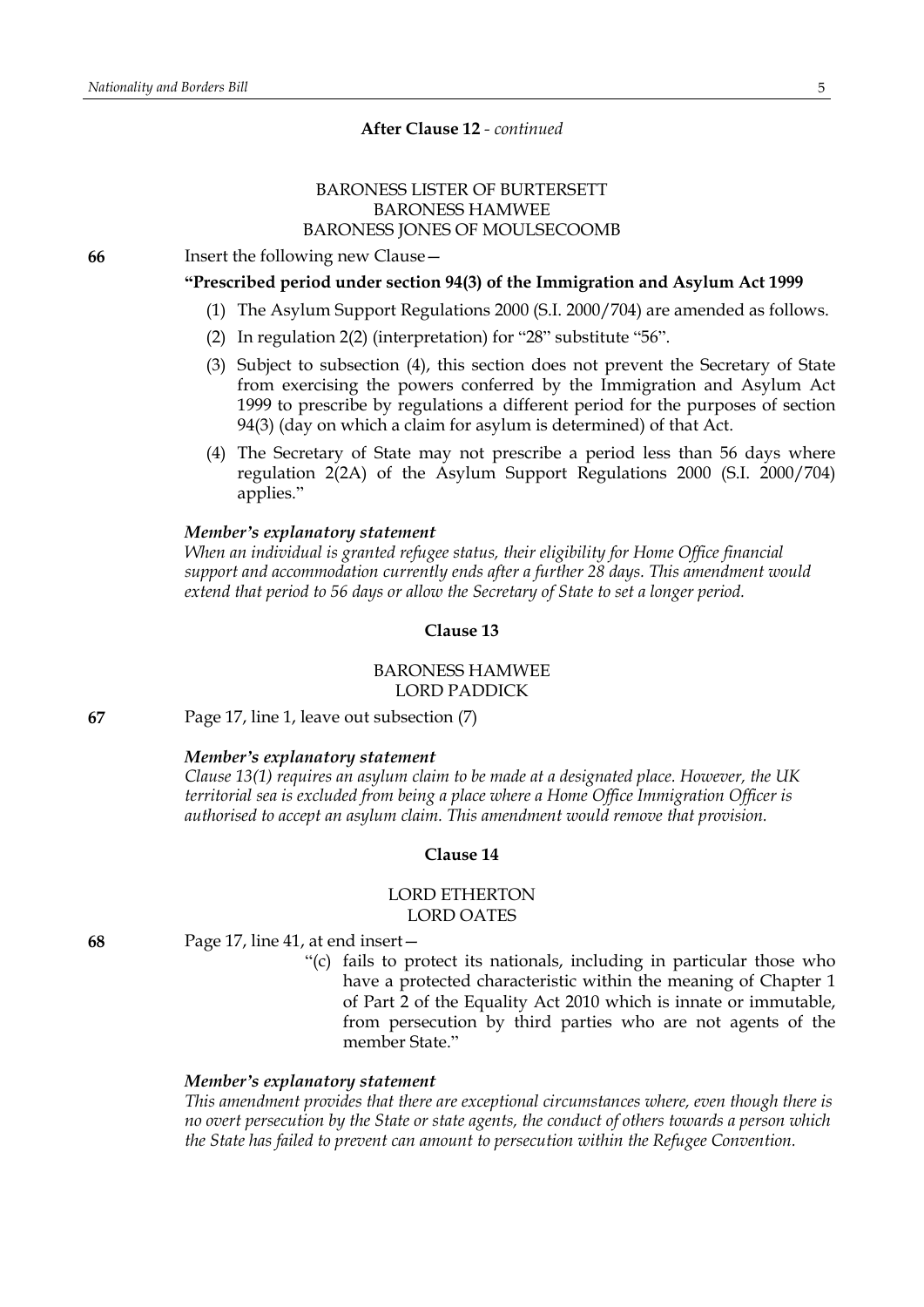**After Clause 12** - *continued*

BARONESS LISTER OF BURTERSETT
BARONESS HAMWEE
BARONESS JONES OF MOULSECOOMB

**66** Insert the following new Clause—

**"Prescribed period under section 94(3) of the Immigration and Asylum Act 1999**

(1) The Asylum Support Regulations 2000 (S.I. 2000/704) are amended as follows.

(2) In regulation 2(2) (interpretation) for "28" substitute "56".

(3) Subject to subsection (4), this section does not prevent the Secretary of State from exercising the powers conferred by the Immigration and Asylum Act 1999 to prescribe by regulations a different period for the purposes of section 94(3) (day on which a claim for asylum is determined) of that Act.

(4) The Secretary of State may not prescribe a period less than 56 days where regulation 2(2A) of the Asylum Support Regulations 2000 (S.I. 2000/704) applies."

***Member's explanatory statement***

*When an individual is granted refugee status, their eligibility for Home Office financial support and accommodation currently ends after a further 28 days. This amendment would extend that period to 56 days or allow the Secretary of State to set a longer period.*

**Clause 13**

BARONESS HAMWEE
LORD PADDICK

**67** Page 17, line 1, leave out subsection (7)

***Member's explanatory statement***

*Clause 13(1) requires an asylum claim to be made at a designated place. However, the UK territorial sea is excluded from being a place where a Home Office Immigration Officer is authorised to accept an asylum claim. This amendment would remove that provision.*

**Clause 14**

LORD ETHERTON
LORD OATES

**68** Page 17, line 41, at end insert—

"(c) fails to protect its nationals, including in particular those who have a protected characteristic within the meaning of Chapter 1 of Part 2 of the Equality Act 2010 which is innate or immutable, from persecution by third parties who are not agents of the member State."

***Member's explanatory statement***

*This amendment provides that there are exceptional circumstances where, even though there is no overt persecution by the State or state agents, the conduct of others towards a person which the State has failed to prevent can amount to persecution within the Refugee Convention.*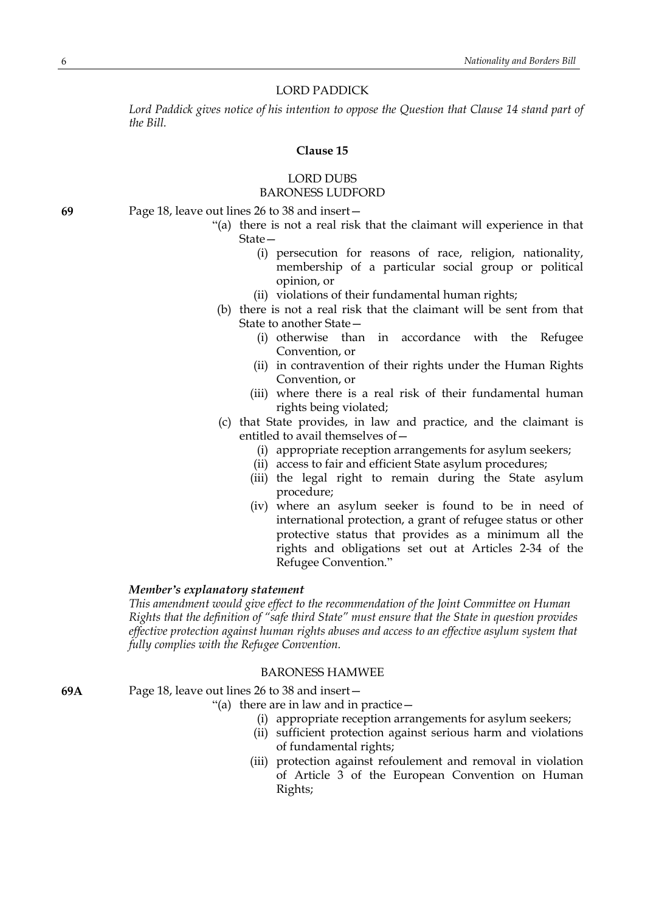LORD PADDICK

*Lord Paddick gives notice of his intention to oppose the Question that Clause 14 stand part of the Bill.*

**Clause 15**

LORD DUBS
BARONESS LUDFORD

**69** Page 18, leave out lines 26 to 38 and insert—

"(a) there is not a real risk that the claimant will experience in that State—

(i) persecution for reasons of race, religion, nationality, membership of a particular social group or political opinion, or

(ii) violations of their fundamental human rights;

(b) there is not a real risk that the claimant will be sent from that State to another State—

(i) otherwise than in accordance with the Refugee Convention, or

(ii) in contravention of their rights under the Human Rights Convention, or

(iii) where there is a real risk of their fundamental human rights being violated;

(c) that State provides, in law and practice, and the claimant is entitled to avail themselves of—

(i) appropriate reception arrangements for asylum seekers;

(ii) access to fair and efficient State asylum procedures;

(iii) the legal right to remain during the State asylum procedure;

(iv) where an asylum seeker is found to be in need of international protection, a grant of refugee status or other protective status that provides as a minimum all the rights and obligations set out at Articles 2-34 of the Refugee Convention."

***Member's explanatory statement***

*This amendment would give effect to the recommendation of the Joint Committee on Human Rights that the definition of "safe third State" must ensure that the State in question provides effective protection against human rights abuses and access to an effective asylum system that fully complies with the Refugee Convention.*

BARONESS HAMWEE

**69A** Page 18, leave out lines 26 to 38 and insert—

"(a) there are in law and in practice—

(i) appropriate reception arrangements for asylum seekers;

(ii) sufficient protection against serious harm and violations of fundamental rights;

(iii) protection against refoulement and removal in violation of Article 3 of the European Convention on Human Rights;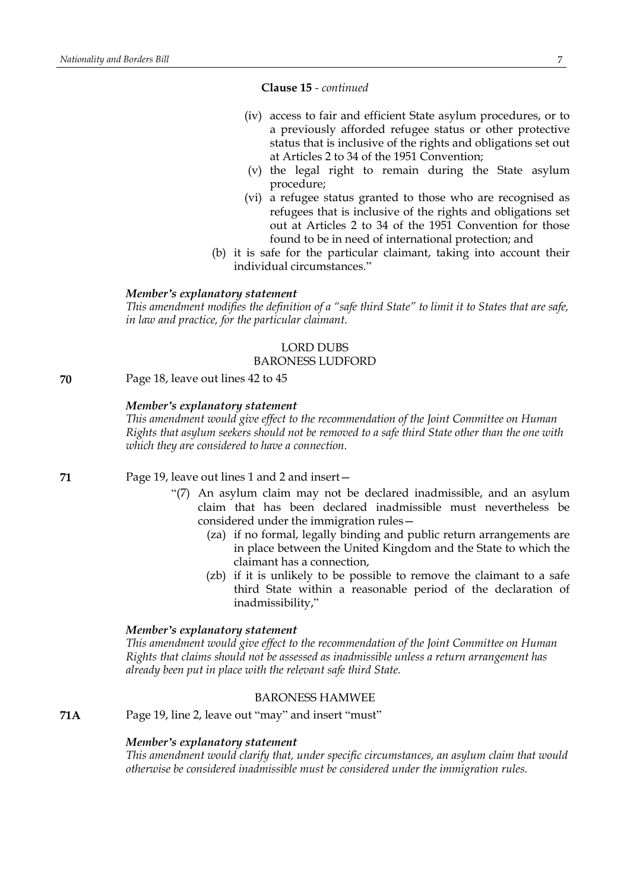**Clause 15** - *continued*

(iv) access to fair and efficient State asylum procedures, or to a previously afforded refugee status or other protective status that is inclusive of the rights and obligations set out at Articles 2 to 34 of the 1951 Convention;

(v) the legal right to remain during the State asylum procedure;

(vi) a refugee status granted to those who are recognised as refugees that is inclusive of the rights and obligations set out at Articles 2 to 34 of the 1951 Convention for those found to be in need of international protection; and

(b) it is safe for the particular claimant, taking into account their individual circumstances."

***Member's explanatory statement***

*This amendment modifies the definition of a "safe third State" to limit it to States that are safe, in law and practice, for the particular claimant.*

LORD DUBS
BARONESS LUDFORD

**70** Page 18, leave out lines 42 to 45

***Member's explanatory statement***

*This amendment would give effect to the recommendation of the Joint Committee on Human Rights that asylum seekers should not be removed to a safe third State other than the one with which they are considered to have a connection.*

**71** Page 19, leave out lines 1 and 2 and insert—

"(7) An asylum claim may not be declared inadmissible, and an asylum claim that has been declared inadmissible must nevertheless be considered under the immigration rules—

(za) if no formal, legally binding and public return arrangements are in place between the United Kingdom and the State to which the claimant has a connection,

(zb) if it is unlikely to be possible to remove the claimant to a safe third State within a reasonable period of the declaration of inadmissibility,"

***Member's explanatory statement***

*This amendment would give effect to the recommendation of the Joint Committee on Human Rights that claims should not be assessed as inadmissible unless a return arrangement has already been put in place with the relevant safe third State.*

BARONESS HAMWEE

**71A** Page 19, line 2, leave out "may" and insert "must"

***Member's explanatory statement***

*This amendment would clarify that, under specific circumstances, an asylum claim that would otherwise be considered inadmissible must be considered under the immigration rules.*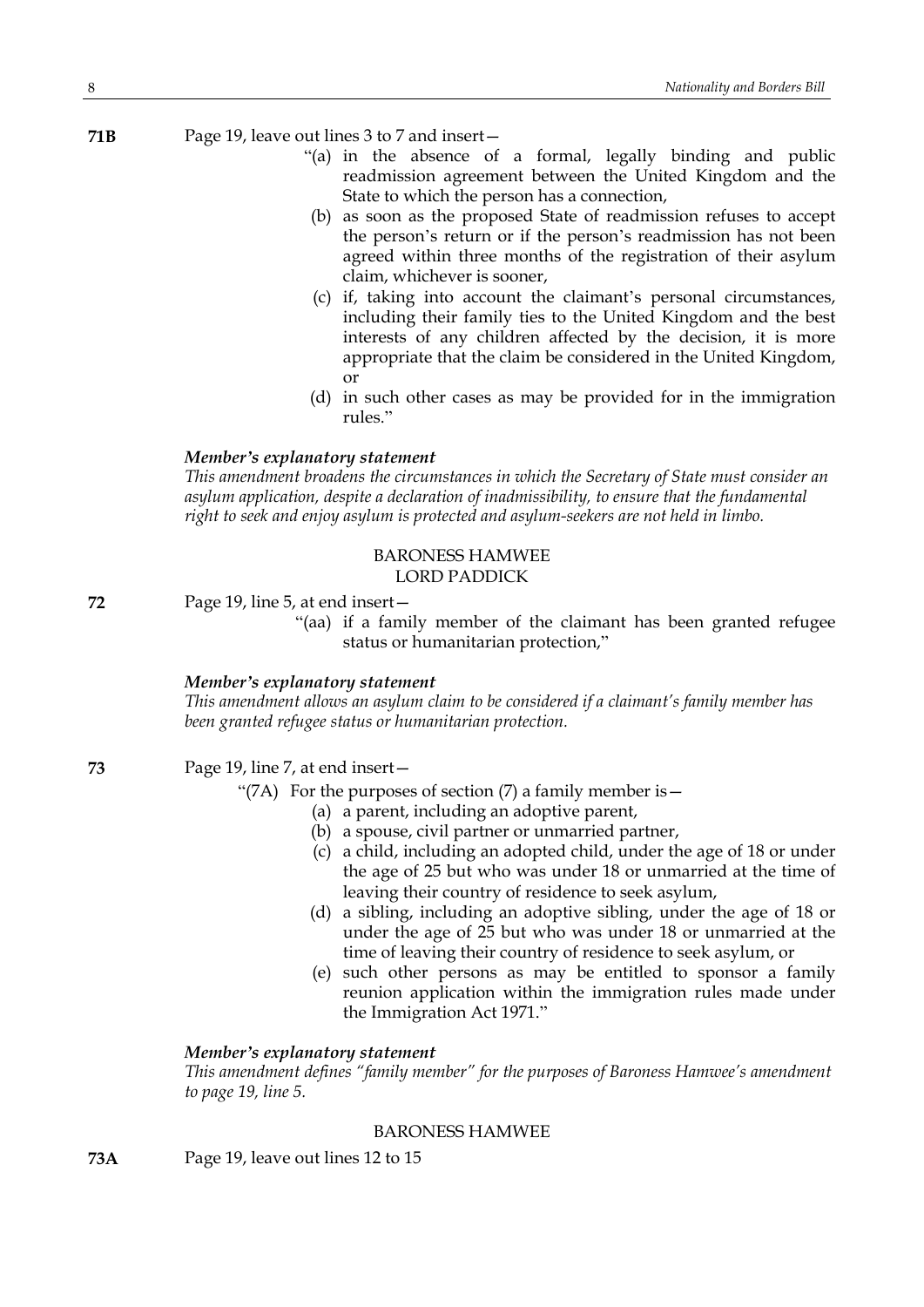**71B** Page 19, leave out lines 3 to 7 and insert—

"(a) in the absence of a formal, legally binding and public readmission agreement between the United Kingdom and the State to which the person has a connection,

(b) as soon as the proposed State of readmission refuses to accept the person's return or if the person's readmission has not been agreed within three months of the registration of their asylum claim, whichever is sooner,

(c) if, taking into account the claimant's personal circumstances, including their family ties to the United Kingdom and the best interests of any children affected by the decision, it is more appropriate that the claim be considered in the United Kingdom, or

(d) in such other cases as may be provided for in the immigration rules."

***Member's explanatory statement***

*This amendment broadens the circumstances in which the Secretary of State must consider an asylum application, despite a declaration of inadmissibility, to ensure that the fundamental right to seek and enjoy asylum is protected and asylum-seekers are not held in limbo.*

BARONESS HAMWEE
LORD PADDICK

**72** Page 19, line 5, at end insert—

"(aa) if a family member of the claimant has been granted refugee status or humanitarian protection,"

***Member's explanatory statement***

*This amendment allows an asylum claim to be considered if a claimant's family member has been granted refugee status or humanitarian protection.*

**73** Page 19, line 7, at end insert—

"(7A) For the purposes of section (7) a family member is—

(a) a parent, including an adoptive parent,

(b) a spouse, civil partner or unmarried partner,

(c) a child, including an adopted child, under the age of 18 or under the age of 25 but who was under 18 or unmarried at the time of leaving their country of residence to seek asylum,

(d) a sibling, including an adoptive sibling, under the age of 18 or under the age of 25 but who was under 18 or unmarried at the time of leaving their country of residence to seek asylum, or

(e) such other persons as may be entitled to sponsor a family reunion application within the immigration rules made under the Immigration Act 1971."

***Member's explanatory statement***

*This amendment defines "family member" for the purposes of Baroness Hamwee's amendment to page 19, line 5.*

BARONESS HAMWEE

**73A** Page 19, leave out lines 12 to 15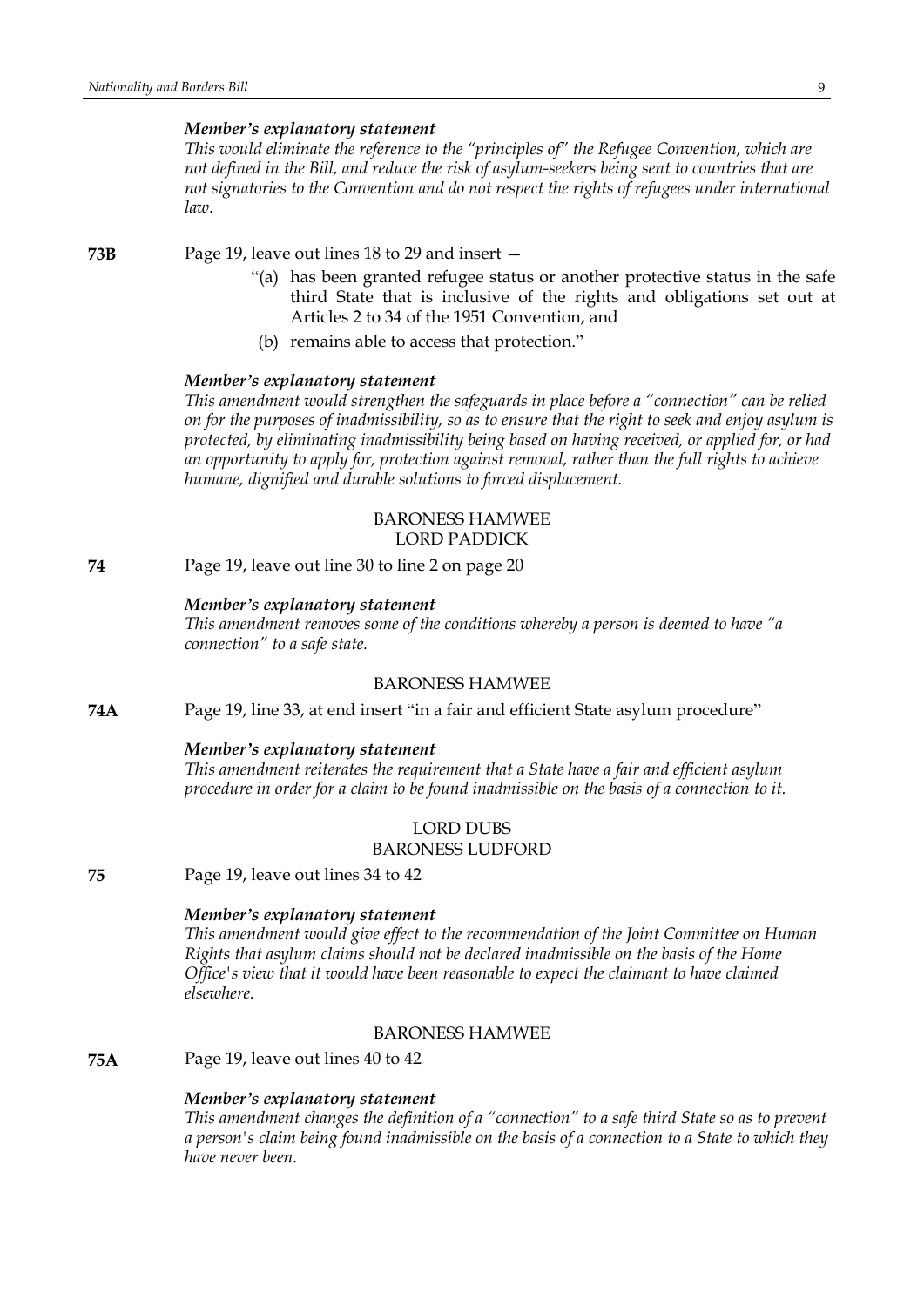*Member's explanatory statement*

*This would eliminate the reference to the "principles of" the Refugee Convention, which are not defined in the Bill, and reduce the risk of asylum-seekers being sent to countries that are not signatories to the Convention and do not respect the rights of refugees under international law.*

**73B** Page 19, leave out lines 18 to 29 and insert —

"(a) has been granted refugee status or another protective status in the safe third State that is inclusive of the rights and obligations set out at Articles 2 to 34 of the 1951 Convention, and

(b) remains able to access that protection."

*Member's explanatory statement*

*This amendment would strengthen the safeguards in place before a "connection" can be relied on for the purposes of inadmissibility, so as to ensure that the right to seek and enjoy asylum is protected, by eliminating inadmissibility being based on having received, or applied for, or had an opportunity to apply for, protection against removal, rather than the full rights to achieve humane, dignified and durable solutions to forced displacement.*

BARONESS HAMWEE
LORD PADDICK

**74** Page 19, leave out line 30 to line 2 on page 20

*Member's explanatory statement*

*This amendment removes some of the conditions whereby a person is deemed to have "a connection" to a safe state.*

BARONESS HAMWEE

**74A** Page 19, line 33, at end insert "in a fair and efficient State asylum procedure"

*Member's explanatory statement*

*This amendment reiterates the requirement that a State have a fair and efficient asylum procedure in order for a claim to be found inadmissible on the basis of a connection to it.*

LORD DUBS
BARONESS LUDFORD

**75** Page 19, leave out lines 34 to 42

*Member's explanatory statement*

*This amendment would give effect to the recommendation of the Joint Committee on Human Rights that asylum claims should not be declared inadmissible on the basis of the Home Office's view that it would have been reasonable to expect the claimant to have claimed elsewhere.*

BARONESS HAMWEE

**75A** Page 19, leave out lines 40 to 42

*Member's explanatory statement*

*This amendment changes the definition of a "connection" to a safe third State so as to prevent a person's claim being found inadmissible on the basis of a connection to a State to which they have never been.*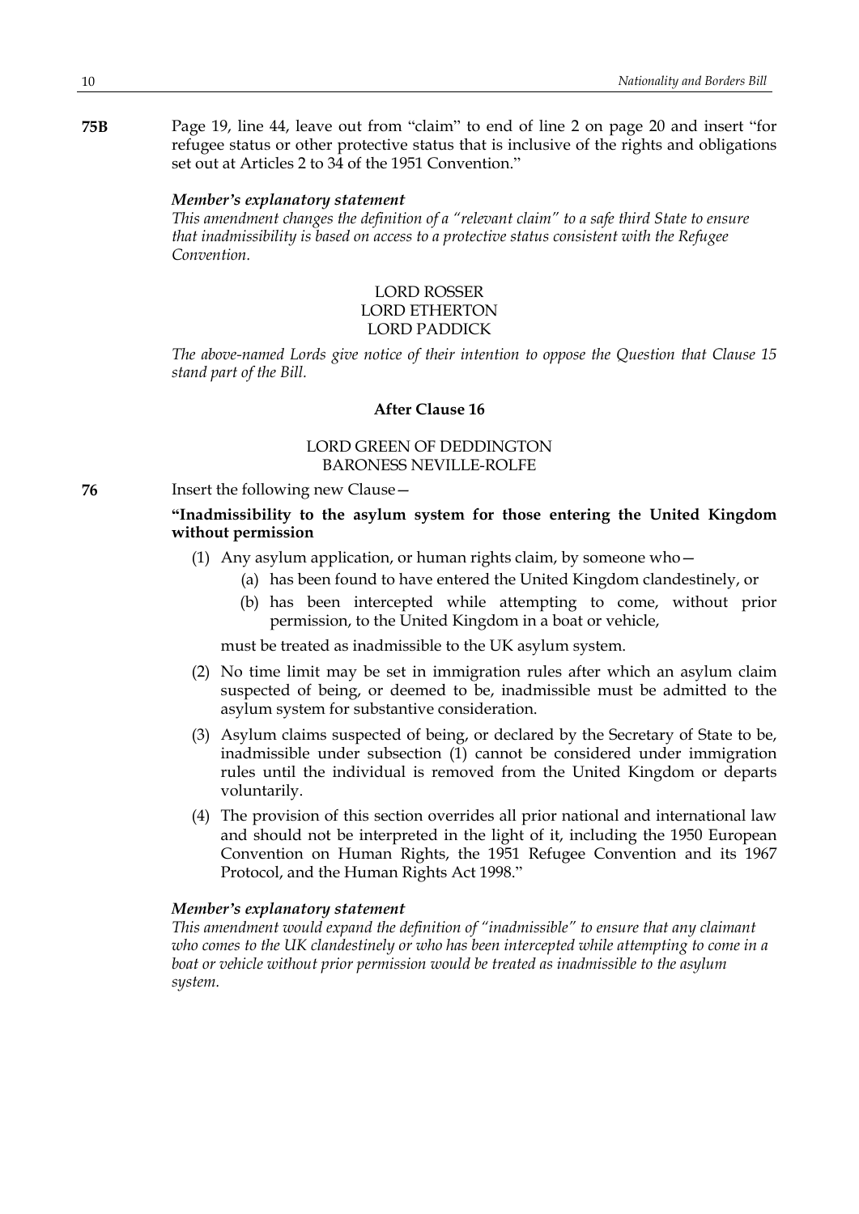**75B** Page 19, line 44, leave out from "claim" to end of line 2 on page 20 and insert "for refugee status or other protective status that is inclusive of the rights and obligations set out at Articles 2 to 34 of the 1951 Convention."

***Member's explanatory statement***

*This amendment changes the definition of a "relevant claim" to a safe third State to ensure that inadmissibility is based on access to a protective status consistent with the Refugee Convention.*

LORD ROSSER
LORD ETHERTON
LORD PADDICK

*The above-named Lords give notice of their intention to oppose the Question that Clause 15 stand part of the Bill.*

### After Clause 16

LORD GREEN OF DEDDINGTON
BARONESS NEVILLE-ROLFE

**76** Insert the following new Clause—

**"Inadmissibility to the asylum system for those entering the United Kingdom without permission**

(1) Any asylum application, or human rights claim, by someone who—
   (a) has been found to have entered the United Kingdom clandestinely, or
   (b) has been intercepted while attempting to come, without prior permission, to the United Kingdom in a boat or vehicle,

must be treated as inadmissible to the UK asylum system.

(2) No time limit may be set in immigration rules after which an asylum claim suspected of being, or deemed to be, inadmissible must be admitted to the asylum system for substantive consideration.

(3) Asylum claims suspected of being, or declared by the Secretary of State to be, inadmissible under subsection (1) cannot be considered under immigration rules until the individual is removed from the United Kingdom or departs voluntarily.

(4) The provision of this section overrides all prior national and international law and should not be interpreted in the light of it, including the 1950 European Convention on Human Rights, the 1951 Refugee Convention and its 1967 Protocol, and the Human Rights Act 1998."

***Member's explanatory statement***

*This amendment would expand the definition of "inadmissible" to ensure that any claimant who comes to the UK clandestinely or who has been intercepted while attempting to come in a boat or vehicle without prior permission would be treated as inadmissible to the asylum system.*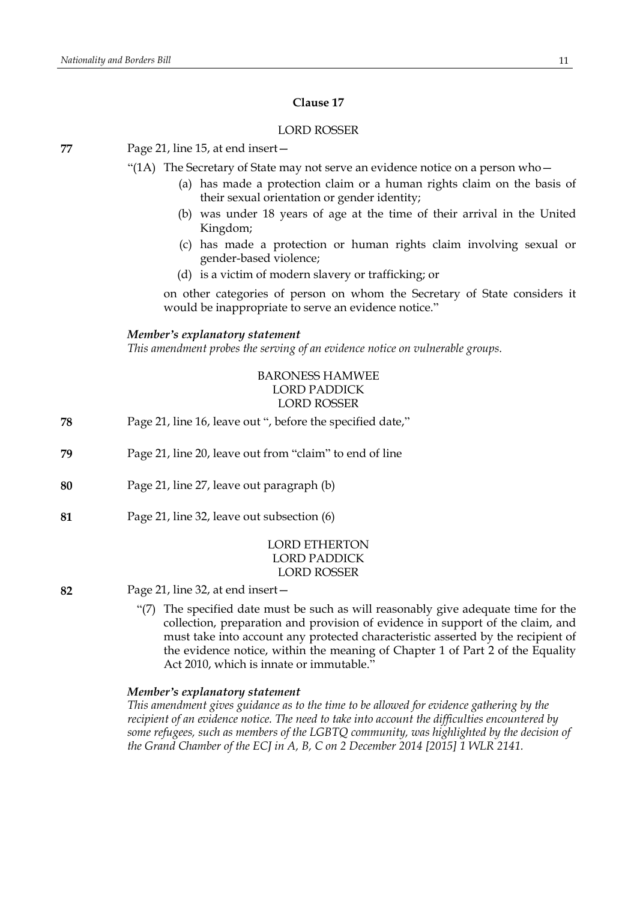## Clause 17

LORD ROSSER

**77** Page 21, line 15, at end insert—

"(1A) The Secretary of State may not serve an evidence notice on a person who—

(a) has made a protection claim or a human rights claim on the basis of their sexual orientation or gender identity;

(b) was under 18 years of age at the time of their arrival in the United Kingdom;

(c) has made a protection or human rights claim involving sexual or gender-based violence;

(d) is a victim of modern slavery or trafficking; or

on other categories of person on whom the Secretary of State considers it would be inappropriate to serve an evidence notice."

***Member's explanatory statement***

*This amendment probes the serving of an evidence notice on vulnerable groups.*

BARONESS HAMWEE
LORD PADDICK
LORD ROSSER

**78** Page 21, line 16, leave out ", before the specified date,"

**79** Page 21, line 20, leave out from "claim" to end of line

**80** Page 21, line 27, leave out paragraph (b)

**81** Page 21, line 32, leave out subsection (6)

LORD ETHERTON
LORD PADDICK
LORD ROSSER

**82** Page 21, line 32, at end insert—

"(7) The specified date must be such as will reasonably give adequate time for the collection, preparation and provision of evidence in support of the claim, and must take into account any protected characteristic asserted by the recipient of the evidence notice, within the meaning of Chapter 1 of Part 2 of the Equality Act 2010, which is innate or immutable."

***Member's explanatory statement***

*This amendment gives guidance as to the time to be allowed for evidence gathering by the recipient of an evidence notice. The need to take into account the difficulties encountered by some refugees, such as members of the LGBTQ community, was highlighted by the decision of the Grand Chamber of the ECJ in A, B, C on 2 December 2014 [2015] 1 WLR 2141.*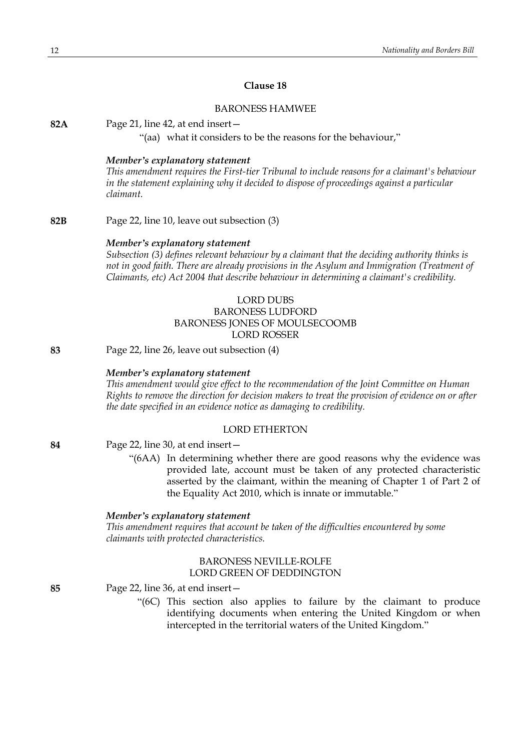### Clause 18

BARONESS HAMWEE

**82A** Page 21, line 42, at end insert—

"(aa) what it considers to be the reasons for the behaviour,"

***Member's explanatory statement***

*This amendment requires the First-tier Tribunal to include reasons for a claimant's behaviour in the statement explaining why it decided to dispose of proceedings against a particular claimant.*

**82B** Page 22, line 10, leave out subsection (3)

***Member's explanatory statement***

*Subsection (3) defines relevant behaviour by a claimant that the deciding authority thinks is not in good faith. There are already provisions in the Asylum and Immigration (Treatment of Claimants, etc) Act 2004 that describe behaviour in determining a claimant's credibility.*

LORD DUBS
BARONESS LUDFORD
BARONESS JONES OF MOULSECOOMB
LORD ROSSER

**83** Page 22, line 26, leave out subsection (4)

***Member's explanatory statement***

*This amendment would give effect to the recommendation of the Joint Committee on Human Rights to remove the direction for decision makers to treat the provision of evidence on or after the date specified in an evidence notice as damaging to credibility.*

LORD ETHERTON

**84** Page 22, line 30, at end insert—

"(6AA) In determining whether there are good reasons why the evidence was provided late, account must be taken of any protected characteristic asserted by the claimant, within the meaning of Chapter 1 of Part 2 of the Equality Act 2010, which is innate or immutable."

***Member's explanatory statement***

*This amendment requires that account be taken of the difficulties encountered by some claimants with protected characteristics.*

BARONESS NEVILLE-ROLFE
LORD GREEN OF DEDDINGTON

**85** Page 22, line 36, at end insert—

"(6C) This section also applies to failure by the claimant to produce identifying documents when entering the United Kingdom or when intercepted in the territorial waters of the United Kingdom."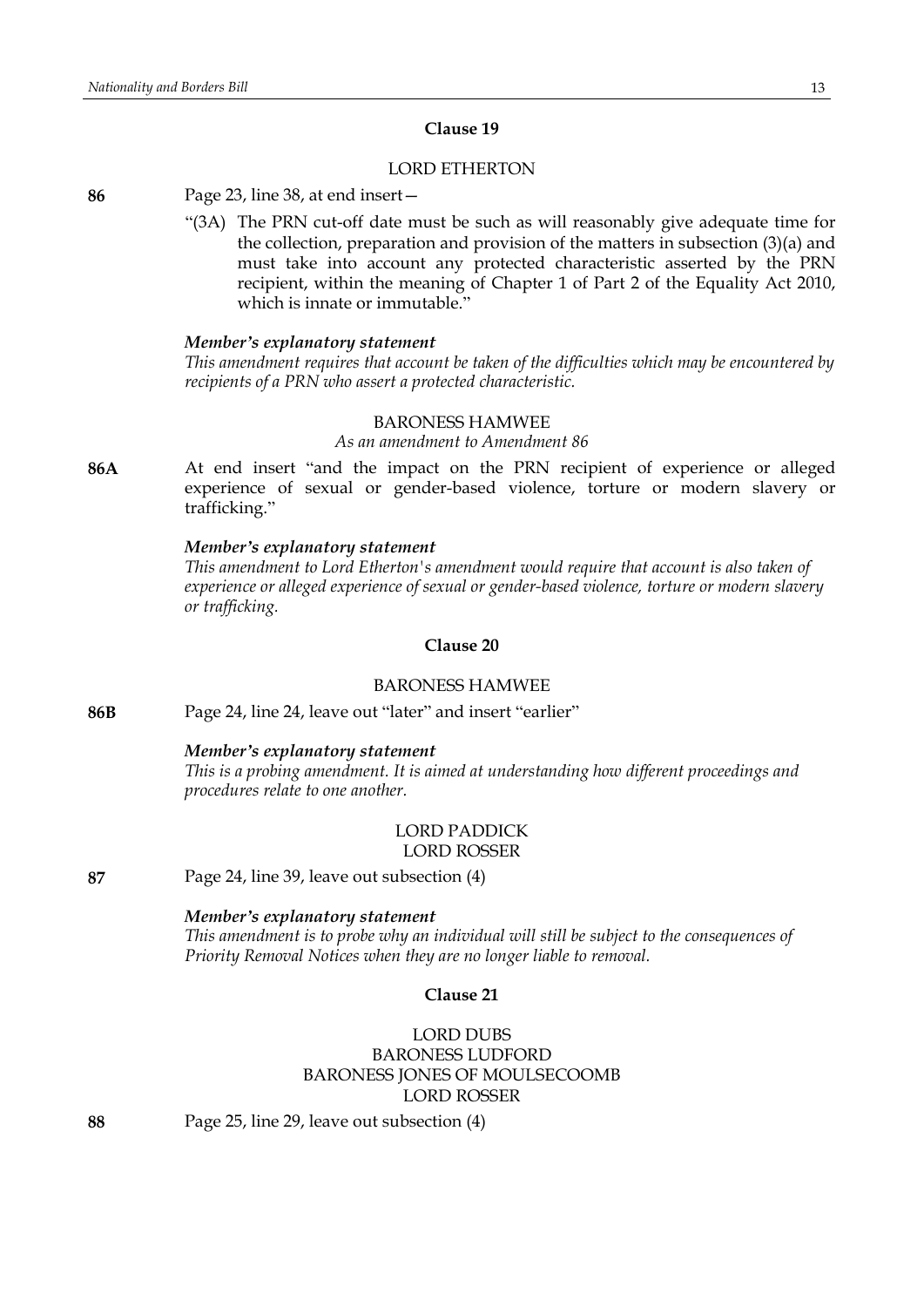## Clause 19

LORD ETHERTON

**86** Page 23, line 38, at end insert—

"(3A) The PRN cut-off date must be such as will reasonably give adequate time for the collection, preparation and provision of the matters in subsection (3)(a) and must take into account any protected characteristic asserted by the PRN recipient, within the meaning of Chapter 1 of Part 2 of the Equality Act 2010, which is innate or immutable."

***Member's explanatory statement***

*This amendment requires that account be taken of the difficulties which may be encountered by recipients of a PRN who assert a protected characteristic.*

BARONESS HAMWEE

*As an amendment to Amendment 86*

**86A** At end insert "and the impact on the PRN recipient of experience or alleged experience of sexual or gender-based violence, torture or modern slavery or trafficking."

***Member's explanatory statement***

*This amendment to Lord Etherton's amendment would require that account is also taken of experience or alleged experience of sexual or gender-based violence, torture or modern slavery or trafficking.*

## Clause 20

BARONESS HAMWEE

**86B** Page 24, line 24, leave out "later" and insert "earlier"

***Member's explanatory statement***

*This is a probing amendment. It is aimed at understanding how different proceedings and procedures relate to one another.*

LORD PADDICK
LORD ROSSER

**87** Page 24, line 39, leave out subsection (4)

***Member's explanatory statement***

*This amendment is to probe why an individual will still be subject to the consequences of Priority Removal Notices when they are no longer liable to removal.*

## Clause 21

LORD DUBS
BARONESS LUDFORD
BARONESS JONES OF MOULSECOOMB
LORD ROSSER

**88** Page 25, line 29, leave out subsection (4)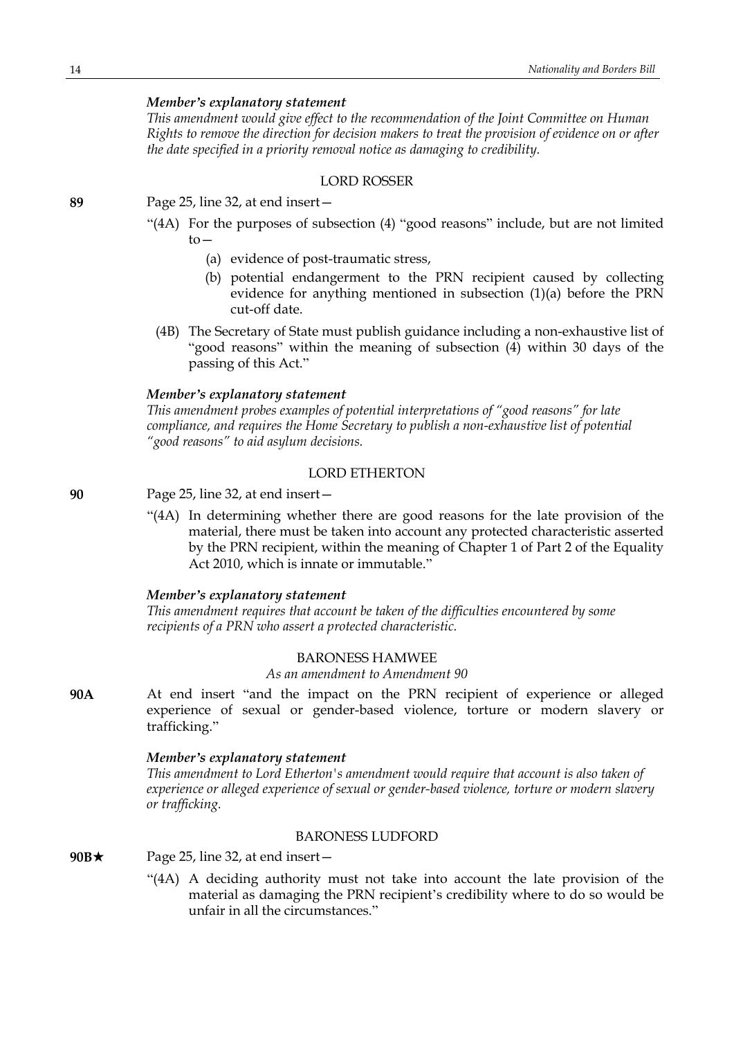*Member's explanatory statement*

*This amendment would give effect to the recommendation of the Joint Committee on Human Rights to remove the direction for decision makers to treat the provision of evidence on or after the date specified in a priority removal notice as damaging to credibility.*

LORD ROSSER

**89** Page 25, line 32, at end insert—

"(4A) For the purposes of subsection (4) "good reasons" include, but are not limited to—

(a) evidence of post-traumatic stress,

(b) potential endangerment to the PRN recipient caused by collecting evidence for anything mentioned in subsection (1)(a) before the PRN cut-off date.

(4B) The Secretary of State must publish guidance including a non-exhaustive list of "good reasons" within the meaning of subsection (4) within 30 days of the passing of this Act."

*Member's explanatory statement*

*This amendment probes examples of potential interpretations of "good reasons" for late compliance, and requires the Home Secretary to publish a non-exhaustive list of potential "good reasons" to aid asylum decisions.*

LORD ETHERTON

**90** Page 25, line 32, at end insert—

"(4A) In determining whether there are good reasons for the late provision of the material, there must be taken into account any protected characteristic asserted by the PRN recipient, within the meaning of Chapter 1 of Part 2 of the Equality Act 2010, which is innate or immutable."

*Member's explanatory statement*

*This amendment requires that account be taken of the difficulties encountered by some recipients of a PRN who assert a protected characteristic.*

BARONESS HAMWEE

*As an amendment to Amendment 90*

**90A** At end insert "and the impact on the PRN recipient of experience or alleged experience of sexual or gender-based violence, torture or modern slavery or trafficking."

*Member's explanatory statement*

*This amendment to Lord Etherton's amendment would require that account is also taken of experience or alleged experience of sexual or gender-based violence, torture or modern slavery or trafficking.*

BARONESS LUDFORD

**90B★** Page 25, line 32, at end insert—

"(4A) A deciding authority must not take into account the late provision of the material as damaging the PRN recipient's credibility where to do so would be unfair in all the circumstances."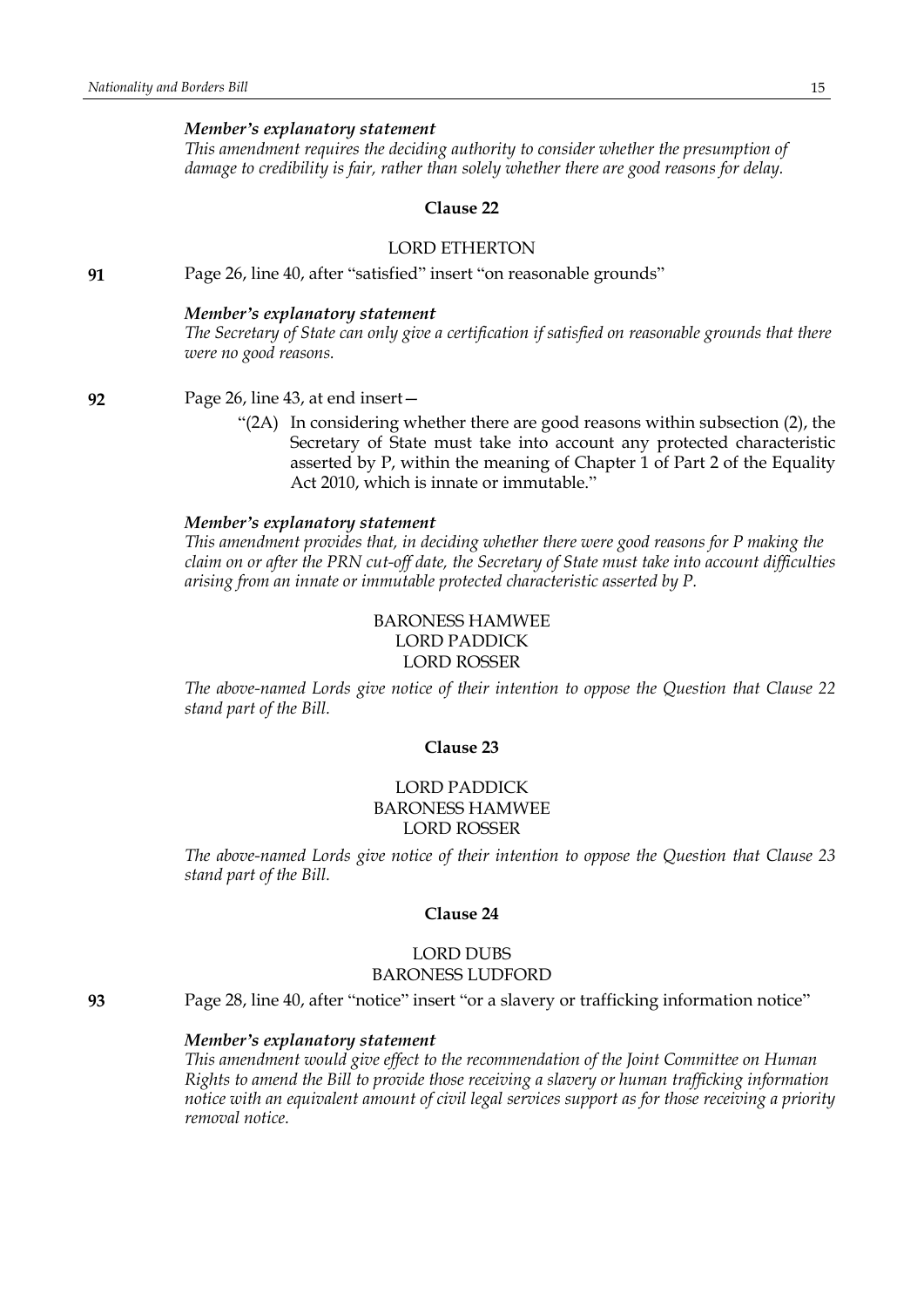***Member's explanatory statement***

*This amendment requires the deciding authority to consider whether the presumption of damage to credibility is fair, rather than solely whether there are good reasons for delay.*

### Clause 22

LORD ETHERTON

**91** Page 26, line 40, after "satisfied" insert "on reasonable grounds"

***Member's explanatory statement***

*The Secretary of State can only give a certification if satisfied on reasonable grounds that there were no good reasons.*

**92** Page 26, line 43, at end insert—

> "(2A) In considering whether there are good reasons within subsection (2), the Secretary of State must take into account any protected characteristic asserted by P, within the meaning of Chapter 1 of Part 2 of the Equality Act 2010, which is innate or immutable."

***Member's explanatory statement***

*This amendment provides that, in deciding whether there were good reasons for P making the claim on or after the PRN cut-off date, the Secretary of State must take into account difficulties arising from an innate or immutable protected characteristic asserted by P.*

BARONESS HAMWEE
LORD PADDICK
LORD ROSSER

*The above-named Lords give notice of their intention to oppose the Question that Clause 22 stand part of the Bill.*

### Clause 23

LORD PADDICK
BARONESS HAMWEE
LORD ROSSER

*The above-named Lords give notice of their intention to oppose the Question that Clause 23 stand part of the Bill.*

### Clause 24

LORD DUBS
BARONESS LUDFORD

**93** Page 28, line 40, after "notice" insert "or a slavery or trafficking information notice"

***Member's explanatory statement***

*This amendment would give effect to the recommendation of the Joint Committee on Human Rights to amend the Bill to provide those receiving a slavery or human trafficking information notice with an equivalent amount of civil legal services support as for those receiving a priority removal notice.*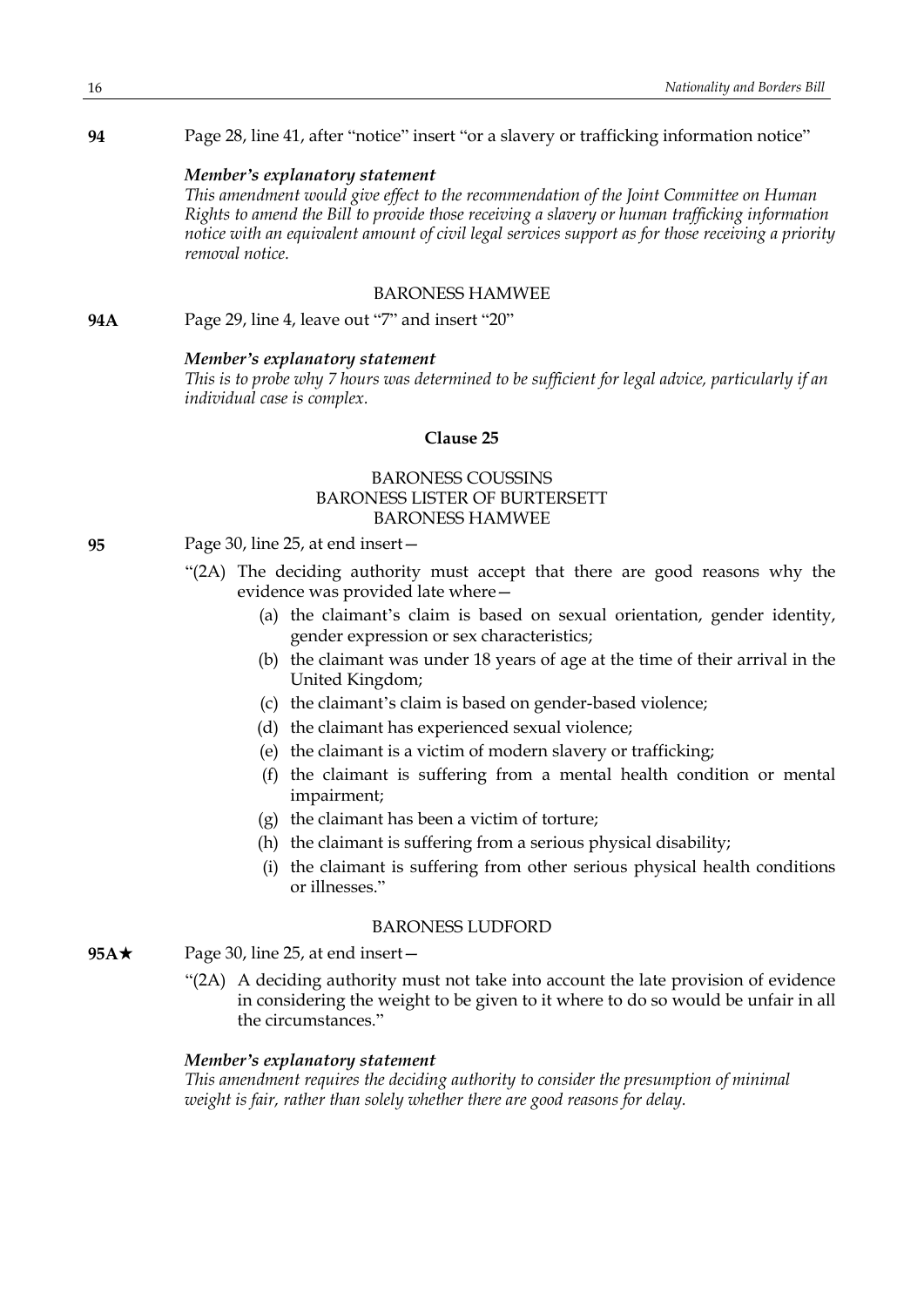**94** Page 28, line 41, after "notice" insert "or a slavery or trafficking information notice"

***Member's explanatory statement***

*This amendment would give effect to the recommendation of the Joint Committee on Human Rights to amend the Bill to provide those receiving a slavery or human trafficking information notice with an equivalent amount of civil legal services support as for those receiving a priority removal notice.*

BARONESS HAMWEE

**94A** Page 29, line 4, leave out "7" and insert "20"

***Member's explanatory statement***

*This is to probe why 7 hours was determined to be sufficient for legal advice, particularly if an individual case is complex.*

### Clause 25

BARONESS COUSSINS
BARONESS LISTER OF BURTERSETT
BARONESS HAMWEE

**95** Page 30, line 25, at end insert—

"(2A) The deciding authority must accept that there are good reasons why the evidence was provided late where—

(a) the claimant's claim is based on sexual orientation, gender identity, gender expression or sex characteristics;

(b) the claimant was under 18 years of age at the time of their arrival in the United Kingdom;

(c) the claimant's claim is based on gender-based violence;

(d) the claimant has experienced sexual violence;

(e) the claimant is a victim of modern slavery or trafficking;

(f) the claimant is suffering from a mental health condition or mental impairment;

(g) the claimant has been a victim of torture;

(h) the claimant is suffering from a serious physical disability;

(i) the claimant is suffering from other serious physical health conditions or illnesses."

BARONESS LUDFORD

**95A★** Page 30, line 25, at end insert—

"(2A) A deciding authority must not take into account the late provision of evidence in considering the weight to be given to it where to do so would be unfair in all the circumstances."

***Member's explanatory statement***

*This amendment requires the deciding authority to consider the presumption of minimal weight is fair, rather than solely whether there are good reasons for delay.*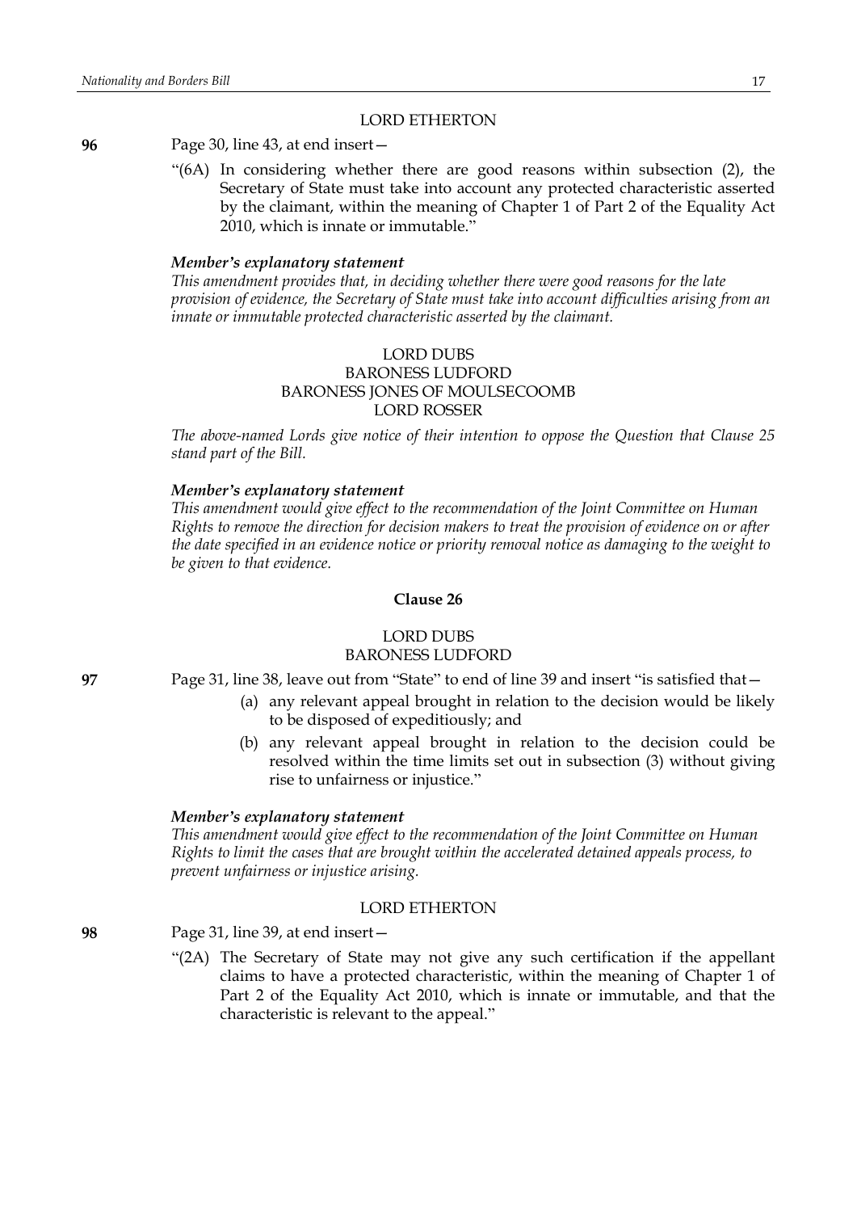LORD ETHERTON

**96** Page 30, line 43, at end insert—

"(6A) In considering whether there are good reasons within subsection (2), the Secretary of State must take into account any protected characteristic asserted by the claimant, within the meaning of Chapter 1 of Part 2 of the Equality Act 2010, which is innate or immutable."

***Member's explanatory statement***

*This amendment provides that, in deciding whether there were good reasons for the late provision of evidence, the Secretary of State must take into account difficulties arising from an innate or immutable protected characteristic asserted by the claimant.*

LORD DUBS
BARONESS LUDFORD
BARONESS JONES OF MOULSECOOMB
LORD ROSSER

*The above-named Lords give notice of their intention to oppose the Question that Clause 25 stand part of the Bill.*

***Member's explanatory statement***

*This amendment would give effect to the recommendation of the Joint Committee on Human Rights to remove the direction for decision makers to treat the provision of evidence on or after the date specified in an evidence notice or priority removal notice as damaging to the weight to be given to that evidence.*

**Clause 26**

LORD DUBS
BARONESS LUDFORD

**97** Page 31, line 38, leave out from "State" to end of line 39 and insert "is satisfied that—

(a) any relevant appeal brought in relation to the decision would be likely to be disposed of expeditiously; and

(b) any relevant appeal brought in relation to the decision could be resolved within the time limits set out in subsection (3) without giving rise to unfairness or injustice."

***Member's explanatory statement***

*This amendment would give effect to the recommendation of the Joint Committee on Human Rights to limit the cases that are brought within the accelerated detained appeals process, to prevent unfairness or injustice arising.*

LORD ETHERTON

**98** Page 31, line 39, at end insert—

"(2A) The Secretary of State may not give any such certification if the appellant claims to have a protected characteristic, within the meaning of Chapter 1 of Part 2 of the Equality Act 2010, which is innate or immutable, and that the characteristic is relevant to the appeal."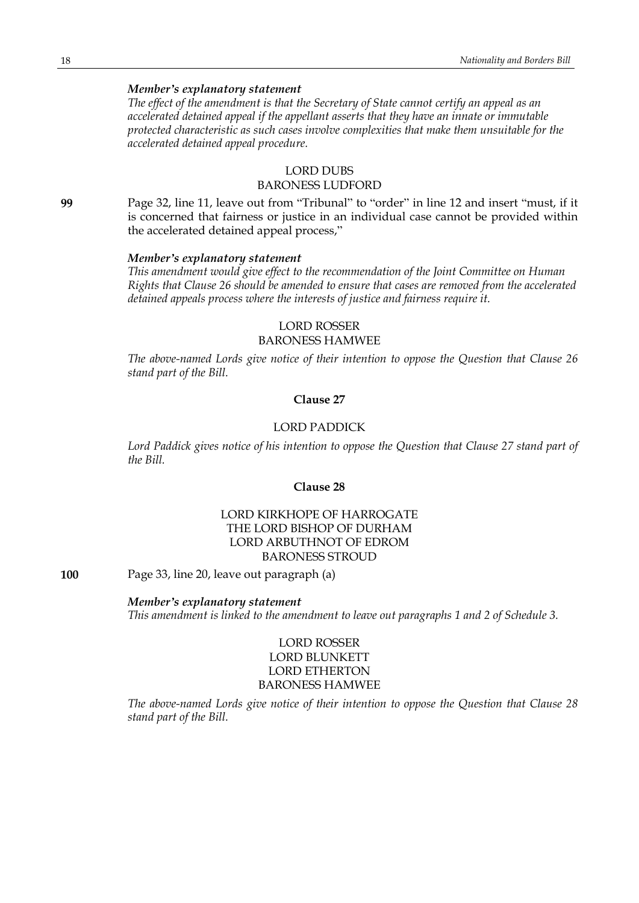*Member's explanatory statement*

*The effect of the amendment is that the Secretary of State cannot certify an appeal as an accelerated detained appeal if the appellant asserts that they have an innate or immutable protected characteristic as such cases involve complexities that make them unsuitable for the accelerated detained appeal procedure.*

LORD DUBS
BARONESS LUDFORD

**99** Page 32, line 11, leave out from "Tribunal" to "order" in line 12 and insert "must, if it is concerned that fairness or justice in an individual case cannot be provided within the accelerated detained appeal process,"

*Member's explanatory statement*

*This amendment would give effect to the recommendation of the Joint Committee on Human Rights that Clause 26 should be amended to ensure that cases are removed from the accelerated detained appeals process where the interests of justice and fairness require it.*

LORD ROSSER
BARONESS HAMWEE

*The above-named Lords give notice of their intention to oppose the Question that Clause 26 stand part of the Bill.*

**Clause 27**

LORD PADDICK

*Lord Paddick gives notice of his intention to oppose the Question that Clause 27 stand part of the Bill.*

**Clause 28**

LORD KIRKHOPE OF HARROGATE
THE LORD BISHOP OF DURHAM
LORD ARBUTHNOT OF EDROM
BARONESS STROUD

**100** Page 33, line 20, leave out paragraph (a)

*Member's explanatory statement*

*This amendment is linked to the amendment to leave out paragraphs 1 and 2 of Schedule 3.*

LORD ROSSER
LORD BLUNKETT
LORD ETHERTON
BARONESS HAMWEE

*The above-named Lords give notice of their intention to oppose the Question that Clause 28 stand part of the Bill.*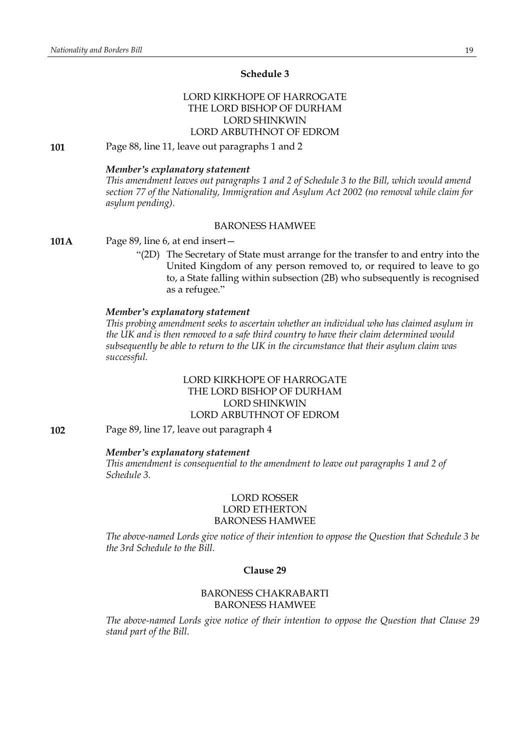## Schedule 3

LORD KIRKHOPE OF HARROGATE
THE LORD BISHOP OF DURHAM
LORD SHINKWIN
LORD ARBUTHNOT OF EDROM

**101** Page 88, line 11, leave out paragraphs 1 and 2

***Member's explanatory statement***

*This amendment leaves out paragraphs 1 and 2 of Schedule 3 to the Bill, which would amend section 77 of the Nationality, Immigration and Asylum Act 2002 (no removal while claim for asylum pending).*

BARONESS HAMWEE

**101A** Page 89, line 6, at end insert—

"(2D) The Secretary of State must arrange for the transfer to and entry into the United Kingdom of any person removed to, or required to leave to go to, a State falling within subsection (2B) who subsequently is recognised as a refugee."

***Member's explanatory statement***

*This probing amendment seeks to ascertain whether an individual who has claimed asylum in the UK and is then removed to a safe third country to have their claim determined would subsequently be able to return to the UK in the circumstance that their asylum claim was successful.*

LORD KIRKHOPE OF HARROGATE
THE LORD BISHOP OF DURHAM
LORD SHINKWIN
LORD ARBUTHNOT OF EDROM

**102** Page 89, line 17, leave out paragraph 4

***Member's explanatory statement***

*This amendment is consequential to the amendment to leave out paragraphs 1 and 2 of Schedule 3.*

LORD ROSSER
LORD ETHERTON
BARONESS HAMWEE

*The above-named Lords give notice of their intention to oppose the Question that Schedule 3 be the 3rd Schedule to the Bill.*

## Clause 29

BARONESS CHAKRABARTI
BARONESS HAMWEE

*The above-named Lords give notice of their intention to oppose the Question that Clause 29 stand part of the Bill.*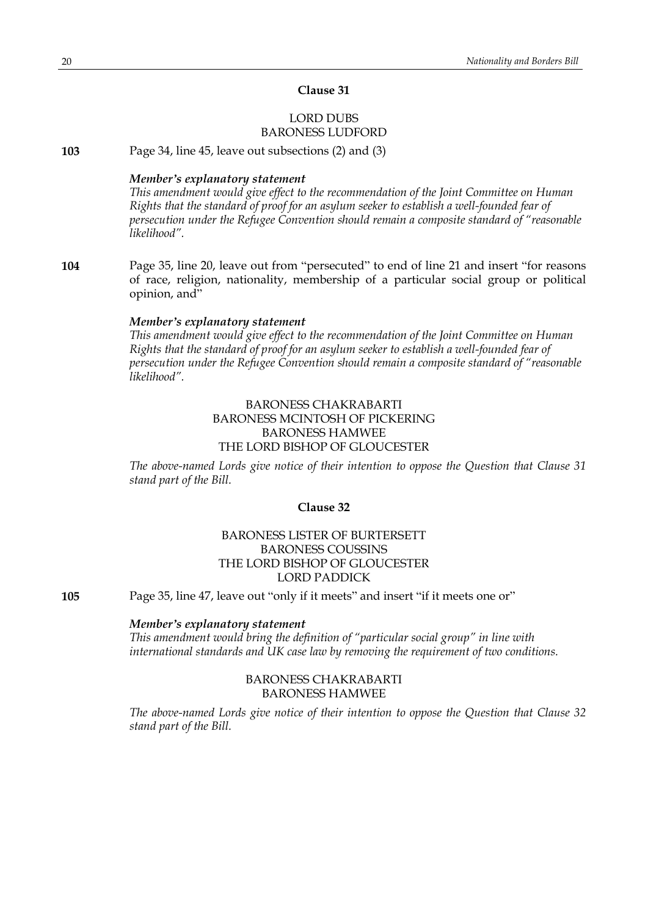## Clause 31

LORD DUBS
BARONESS LUDFORD

**103** Page 34, line 45, leave out subsections (2) and (3)

***Member's explanatory statement***

*This amendment would give effect to the recommendation of the Joint Committee on Human Rights that the standard of proof for an asylum seeker to establish a well-founded fear of persecution under the Refugee Convention should remain a composite standard of "reasonable likelihood".*

**104** Page 35, line 20, leave out from "persecuted" to end of line 21 and insert "for reasons of race, religion, nationality, membership of a particular social group or political opinion, and"

***Member's explanatory statement***

*This amendment would give effect to the recommendation of the Joint Committee on Human Rights that the standard of proof for an asylum seeker to establish a well-founded fear of persecution under the Refugee Convention should remain a composite standard of "reasonable likelihood".*

BARONESS CHAKRABARTI
BARONESS MCINTOSH OF PICKERING
BARONESS HAMWEE
THE LORD BISHOP OF GLOUCESTER

*The above-named Lords give notice of their intention to oppose the Question that Clause 31 stand part of the Bill.*

## Clause 32

BARONESS LISTER OF BURTERSETT
BARONESS COUSSINS
THE LORD BISHOP OF GLOUCESTER
LORD PADDICK

**105** Page 35, line 47, leave out "only if it meets" and insert "if it meets one or"

***Member's explanatory statement***

*This amendment would bring the definition of "particular social group" in line with international standards and UK case law by removing the requirement of two conditions.*

BARONESS CHAKRABARTI
BARONESS HAMWEE

*The above-named Lords give notice of their intention to oppose the Question that Clause 32 stand part of the Bill.*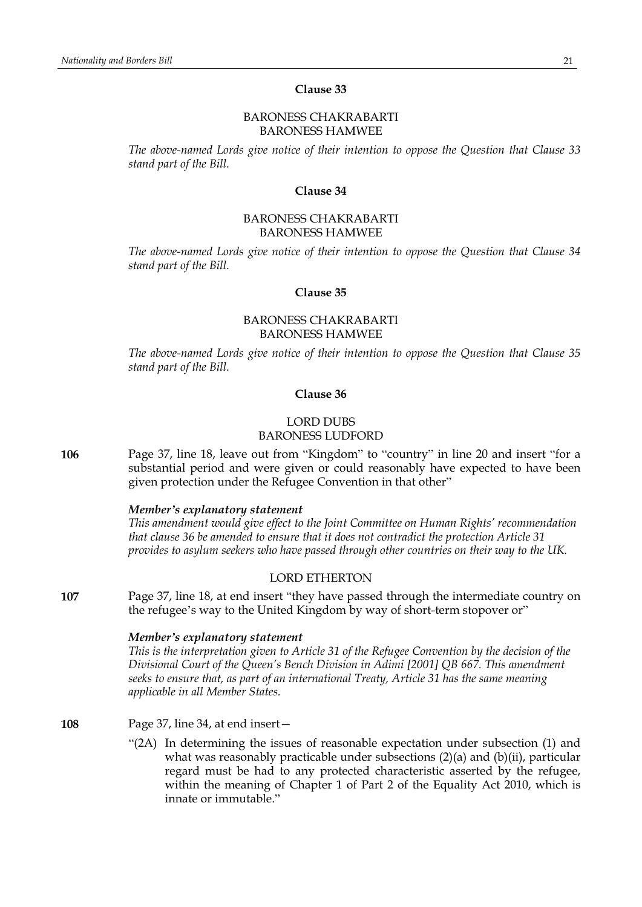### Clause 33

BARONESS CHAKRABARTI
BARONESS HAMWEE

*The above-named Lords give notice of their intention to oppose the Question that Clause 33 stand part of the Bill.*

### Clause 34

BARONESS CHAKRABARTI
BARONESS HAMWEE

*The above-named Lords give notice of their intention to oppose the Question that Clause 34 stand part of the Bill.*

### Clause 35

BARONESS CHAKRABARTI
BARONESS HAMWEE

*The above-named Lords give notice of their intention to oppose the Question that Clause 35 stand part of the Bill.*

### Clause 36

LORD DUBS
BARONESS LUDFORD

**106** Page 37, line 18, leave out from "Kingdom" to "country" in line 20 and insert "for a substantial period and were given or could reasonably have expected to have been given protection under the Refugee Convention in that other"

***Member's explanatory statement***
*This amendment would give effect to the Joint Committee on Human Rights' recommendation that clause 36 be amended to ensure that it does not contradict the protection Article 31 provides to asylum seekers who have passed through other countries on their way to the UK.*

LORD ETHERTON

**107** Page 37, line 18, at end insert "they have passed through the intermediate country on the refugee's way to the United Kingdom by way of short-term stopover or"

***Member's explanatory statement***
*This is the interpretation given to Article 31 of the Refugee Convention by the decision of the Divisional Court of the Queen's Bench Division in Adimi [2001] QB 667. This amendment seeks to ensure that, as part of an international Treaty, Article 31 has the same meaning applicable in all Member States.*

**108** Page 37, line 34, at end insert—

"(2A) In determining the issues of reasonable expectation under subsection (1) and what was reasonably practicable under subsections (2)(a) and (b)(ii), particular regard must be had to any protected characteristic asserted by the refugee, within the meaning of Chapter 1 of Part 2 of the Equality Act 2010, which is innate or immutable."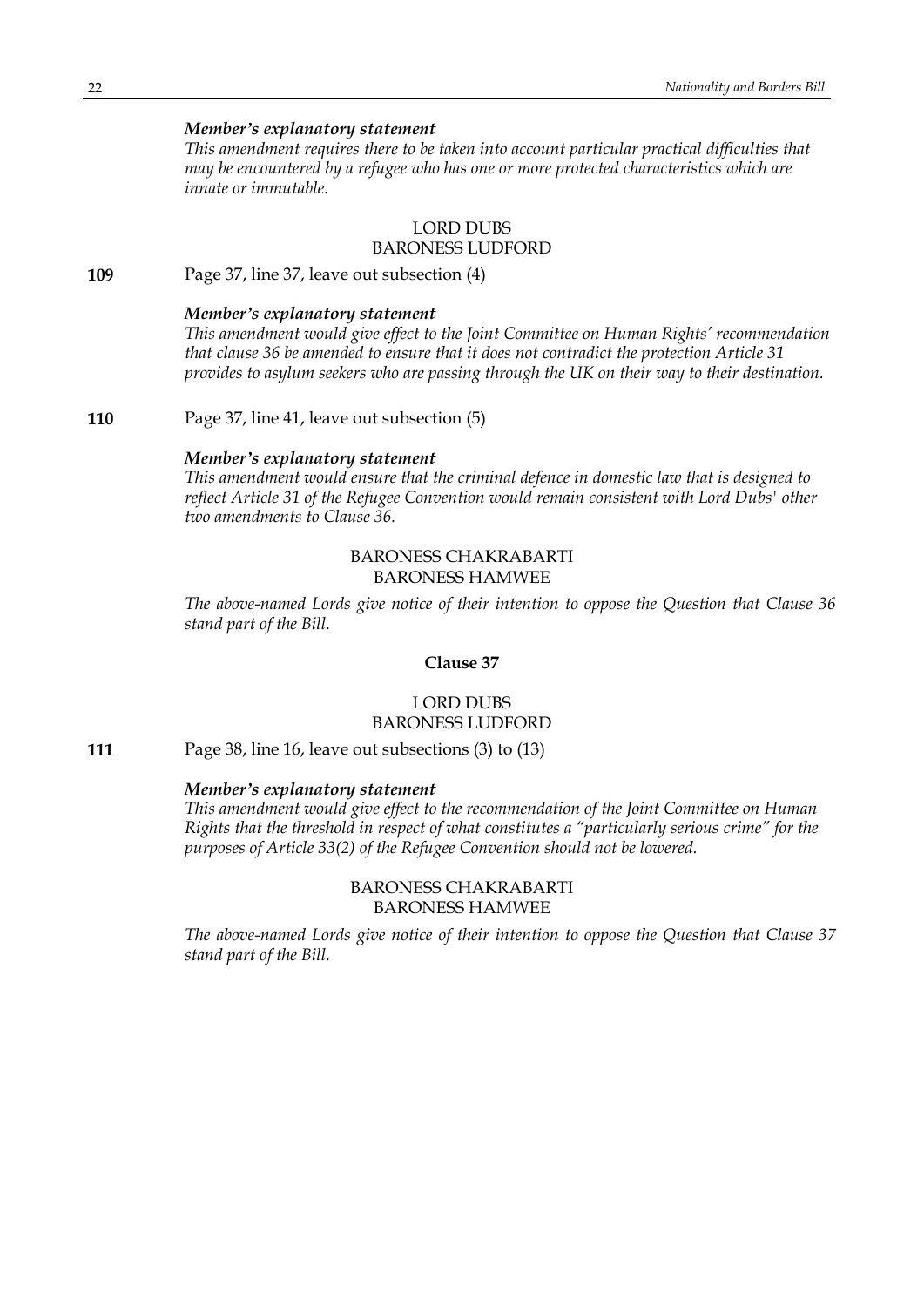***Member's explanatory statement***

*This amendment requires there to be taken into account particular practical difficulties that may be encountered by a refugee who has one or more protected characteristics which are innate or immutable.*

LORD DUBS
BARONESS LUDFORD

**109** Page 37, line 37, leave out subsection (4)

***Member's explanatory statement***

*This amendment would give effect to the Joint Committee on Human Rights' recommendation that clause 36 be amended to ensure that it does not contradict the protection Article 31 provides to asylum seekers who are passing through the UK on their way to their destination.*

**110** Page 37, line 41, leave out subsection (5)

***Member's explanatory statement***

*This amendment would ensure that the criminal defence in domestic law that is designed to reflect Article 31 of the Refugee Convention would remain consistent with Lord Dubs' other two amendments to Clause 36.*

BARONESS CHAKRABARTI
BARONESS HAMWEE

*The above-named Lords give notice of their intention to oppose the Question that Clause 36 stand part of the Bill.*

## Clause 37

LORD DUBS
BARONESS LUDFORD

**111** Page 38, line 16, leave out subsections (3) to (13)

***Member's explanatory statement***

*This amendment would give effect to the recommendation of the Joint Committee on Human Rights that the threshold in respect of what constitutes a "particularly serious crime" for the purposes of Article 33(2) of the Refugee Convention should not be lowered.*

BARONESS CHAKRABARTI
BARONESS HAMWEE

*The above-named Lords give notice of their intention to oppose the Question that Clause 37 stand part of the Bill.*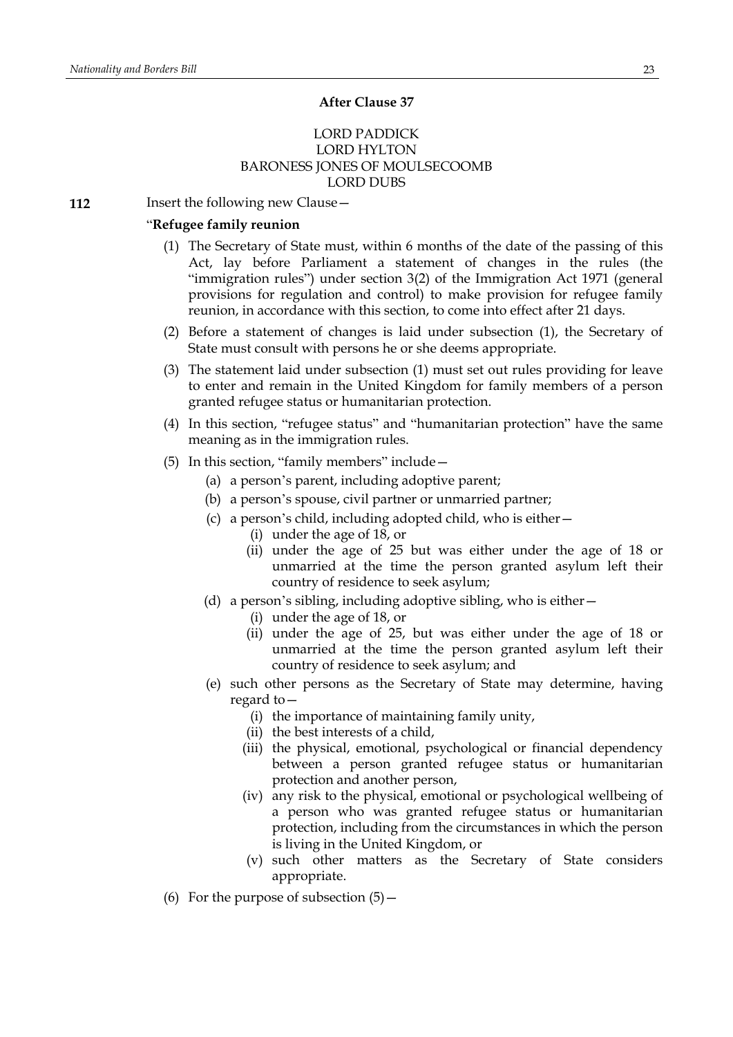**After Clause 37**

LORD PADDICK
LORD HYLTON
BARONESS JONES OF MOULSECOOMB
LORD DUBS

**112** Insert the following new Clause—

"**Refugee family reunion**

(1) The Secretary of State must, within 6 months of the date of the passing of this Act, lay before Parliament a statement of changes in the rules (the "immigration rules") under section 3(2) of the Immigration Act 1971 (general provisions for regulation and control) to make provision for refugee family reunion, in accordance with this section, to come into effect after 21 days.

(2) Before a statement of changes is laid under subsection (1), the Secretary of State must consult with persons he or she deems appropriate.

(3) The statement laid under subsection (1) must set out rules providing for leave to enter and remain in the United Kingdom for family members of a person granted refugee status or humanitarian protection.

(4) In this section, "refugee status" and "humanitarian protection" have the same meaning as in the immigration rules.

(5) In this section, "family members" include—

- (a) a person's parent, including adoptive parent;
- (b) a person's spouse, civil partner or unmarried partner;
- (c) a person's child, including adopted child, who is either—
  - (i) under the age of 18, or
  - (ii) under the age of 25 but was either under the age of 18 or unmarried at the time the person granted asylum left their country of residence to seek asylum;
- (d) a person's sibling, including adoptive sibling, who is either—
  - (i) under the age of 18, or
  - (ii) under the age of 25, but was either under the age of 18 or unmarried at the time the person granted asylum left their country of residence to seek asylum; and
- (e) such other persons as the Secretary of State may determine, having regard to—
  - (i) the importance of maintaining family unity,
  - (ii) the best interests of a child,
  - (iii) the physical, emotional, psychological or financial dependency between a person granted refugee status or humanitarian protection and another person,
  - (iv) any risk to the physical, emotional or psychological wellbeing of a person who was granted refugee status or humanitarian protection, including from the circumstances in which the person is living in the United Kingdom, or
  - (v) such other matters as the Secretary of State considers appropriate.

(6) For the purpose of subsection (5)—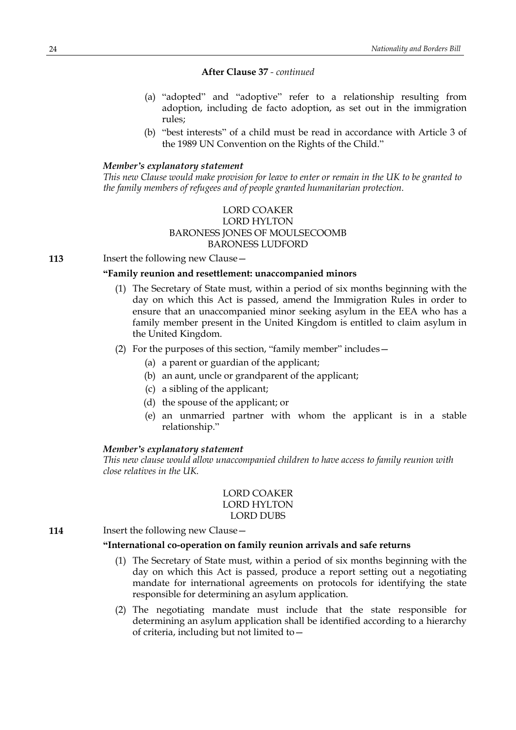**After Clause 37** - *continued*

(a) "adopted" and "adoptive" refer to a relationship resulting from adoption, including de facto adoption, as set out in the immigration rules;

(b) "best interests" of a child must be read in accordance with Article 3 of the 1989 UN Convention on the Rights of the Child."

***Member's explanatory statement***

*This new Clause would make provision for leave to enter or remain in the UK to be granted to the family members of refugees and of people granted humanitarian protection.*

LORD COAKER
LORD HYLTON
BARONESS JONES OF MOULSECOOMB
BARONESS LUDFORD

**113** Insert the following new Clause—

**"Family reunion and resettlement: unaccompanied minors**

(1) The Secretary of State must, within a period of six months beginning with the day on which this Act is passed, amend the Immigration Rules in order to ensure that an unaccompanied minor seeking asylum in the EEA who has a family member present in the United Kingdom is entitled to claim asylum in the United Kingdom.

(2) For the purposes of this section, "family member" includes—

(a) a parent or guardian of the applicant;

(b) an aunt, uncle or grandparent of the applicant;

(c) a sibling of the applicant;

(d) the spouse of the applicant; or

(e) an unmarried partner with whom the applicant is in a stable relationship."

***Member's explanatory statement***

*This new clause would allow unaccompanied children to have access to family reunion with close relatives in the UK.*

LORD COAKER
LORD HYLTON
LORD DUBS

**114** Insert the following new Clause—

**"International co-operation on family reunion arrivals and safe returns**

(1) The Secretary of State must, within a period of six months beginning with the day on which this Act is passed, produce a report setting out a negotiating mandate for international agreements on protocols for identifying the state responsible for determining an asylum application.

(2) The negotiating mandate must include that the state responsible for determining an asylum application shall be identified according to a hierarchy of criteria, including but not limited to—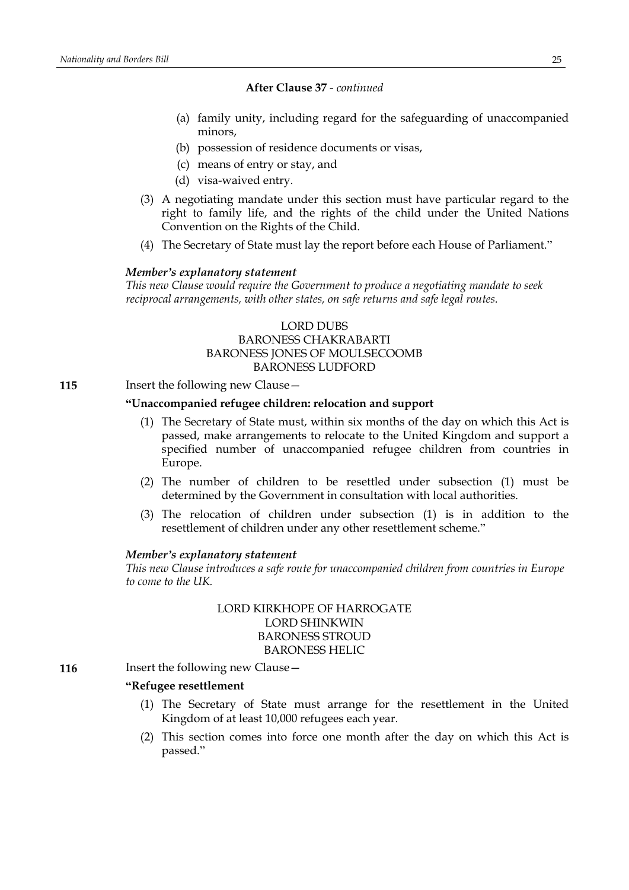**After Clause 37** - *continued*

(a) family unity, including regard for the safeguarding of unaccompanied minors,

(b) possession of residence documents or visas,

(c) means of entry or stay, and

(d) visa-waived entry.

(3) A negotiating mandate under this section must have particular regard to the right to family life, and the rights of the child under the United Nations Convention on the Rights of the Child.

(4) The Secretary of State must lay the report before each House of Parliament."

***Member's explanatory statement***

*This new Clause would require the Government to produce a negotiating mandate to seek reciprocal arrangements, with other states, on safe returns and safe legal routes.*

LORD DUBS
BARONESS CHAKRABARTI
BARONESS JONES OF MOULSECOOMB
BARONESS LUDFORD

**115** Insert the following new Clause—

**"Unaccompanied refugee children: relocation and support**

(1) The Secretary of State must, within six months of the day on which this Act is passed, make arrangements to relocate to the United Kingdom and support a specified number of unaccompanied refugee children from countries in Europe.

(2) The number of children to be resettled under subsection (1) must be determined by the Government in consultation with local authorities.

(3) The relocation of children under subsection (1) is in addition to the resettlement of children under any other resettlement scheme."

***Member's explanatory statement***

*This new Clause introduces a safe route for unaccompanied children from countries in Europe to come to the UK.*

LORD KIRKHOPE OF HARROGATE
LORD SHINKWIN
BARONESS STROUD
BARONESS HELIC

**116** Insert the following new Clause—

**"Refugee resettlement**

(1) The Secretary of State must arrange for the resettlement in the United Kingdom of at least 10,000 refugees each year.

(2) This section comes into force one month after the day on which this Act is passed."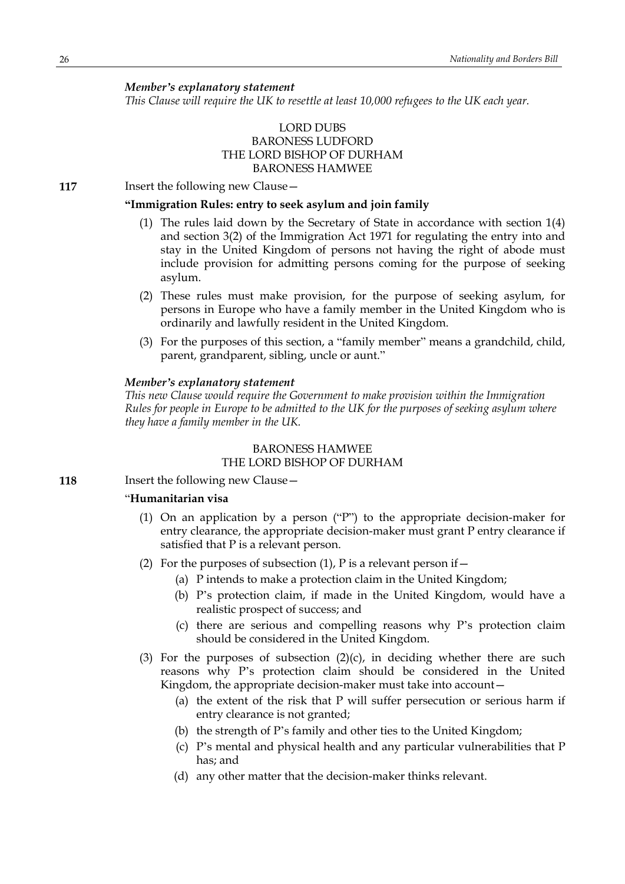***Member's explanatory statement***

*This Clause will require the UK to resettle at least 10,000 refugees to the UK each year.*

LORD DUBS
BARONESS LUDFORD
THE LORD BISHOP OF DURHAM
BARONESS HAMWEE

**117** Insert the following new Clause—

**"Immigration Rules: entry to seek asylum and join family**

(1) The rules laid down by the Secretary of State in accordance with section 1(4) and section 3(2) of the Immigration Act 1971 for regulating the entry into and stay in the United Kingdom of persons not having the right of abode must include provision for admitting persons coming for the purpose of seeking asylum.

(2) These rules must make provision, for the purpose of seeking asylum, for persons in Europe who have a family member in the United Kingdom who is ordinarily and lawfully resident in the United Kingdom.

(3) For the purposes of this section, a "family member" means a grandchild, child, parent, grandparent, sibling, uncle or aunt."

***Member's explanatory statement***

*This new Clause would require the Government to make provision within the Immigration Rules for people in Europe to be admitted to the UK for the purposes of seeking asylum where they have a family member in the UK.*

BARONESS HAMWEE
THE LORD BISHOP OF DURHAM

**118** Insert the following new Clause—

"**Humanitarian visa**

(1) On an application by a person ("P") to the appropriate decision-maker for entry clearance, the appropriate decision-maker must grant P entry clearance if satisfied that P is a relevant person.

(2) For the purposes of subsection (1), P is a relevant person if—

  (a) P intends to make a protection claim in the United Kingdom;

  (b) P's protection claim, if made in the United Kingdom, would have a realistic prospect of success; and

  (c) there are serious and compelling reasons why P's protection claim should be considered in the United Kingdom.

(3) For the purposes of subsection (2)(c), in deciding whether there are such reasons why P's protection claim should be considered in the United Kingdom, the appropriate decision-maker must take into account—

  (a) the extent of the risk that P will suffer persecution or serious harm if entry clearance is not granted;

  (b) the strength of P's family and other ties to the United Kingdom;

  (c) P's mental and physical health and any particular vulnerabilities that P has; and

  (d) any other matter that the decision-maker thinks relevant.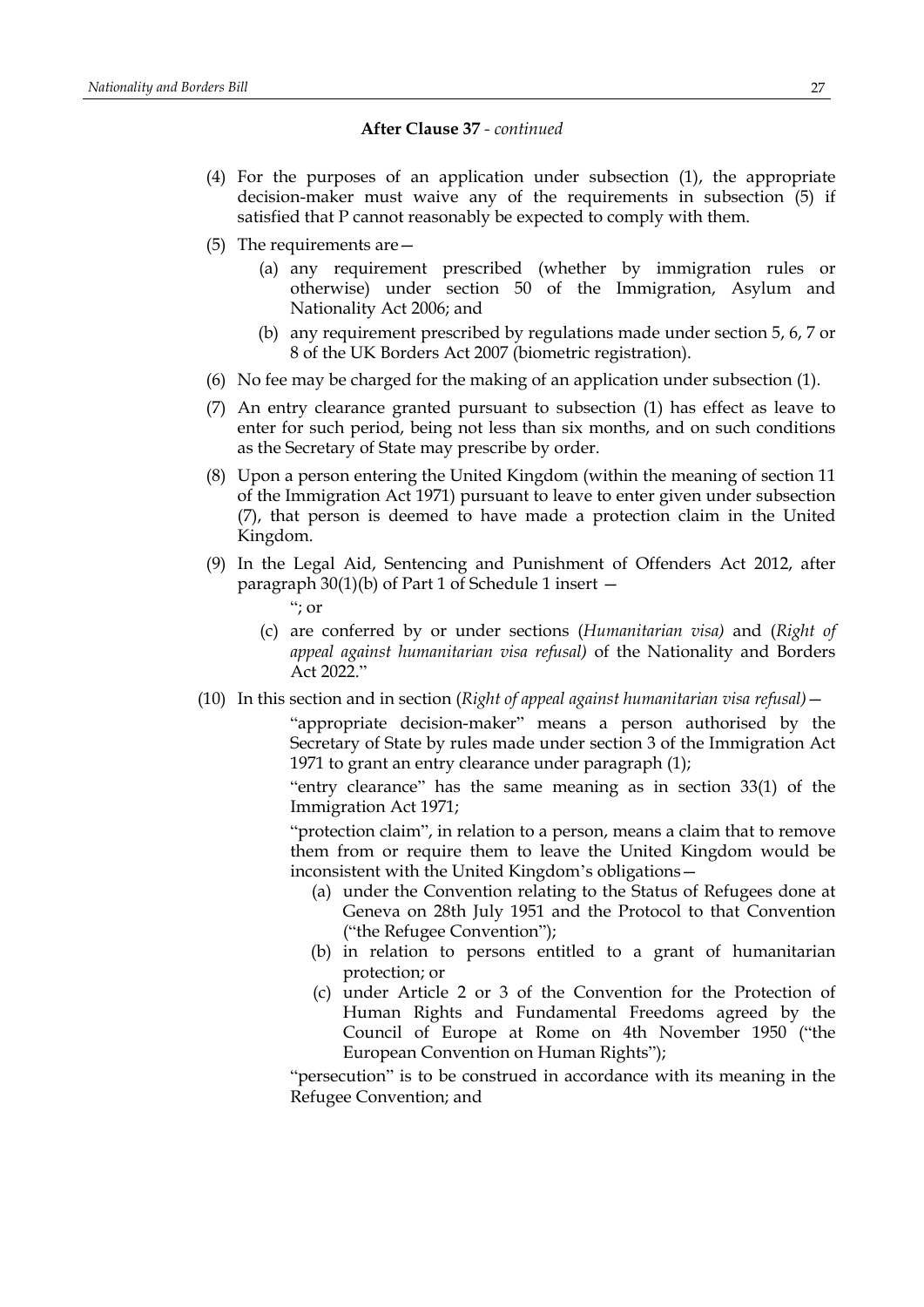**After Clause 37** - *continued*

(4) For the purposes of an application under subsection (1), the appropriate decision-maker must waive any of the requirements in subsection (5) if satisfied that P cannot reasonably be expected to comply with them.

(5) The requirements are—

(a) any requirement prescribed (whether by immigration rules or otherwise) under section 50 of the Immigration, Asylum and Nationality Act 2006; and

(b) any requirement prescribed by regulations made under section 5, 6, 7 or 8 of the UK Borders Act 2007 (biometric registration).

(6) No fee may be charged for the making of an application under subsection (1).

(7) An entry clearance granted pursuant to subsection (1) has effect as leave to enter for such period, being not less than six months, and on such conditions as the Secretary of State may prescribe by order.

(8) Upon a person entering the United Kingdom (within the meaning of section 11 of the Immigration Act 1971) pursuant to leave to enter given under subsection (7), that person is deemed to have made a protection claim in the United Kingdom.

(9) In the Legal Aid, Sentencing and Punishment of Offenders Act 2012, after paragraph 30(1)(b) of Part 1 of Schedule 1 insert —

"; or

(c) are conferred by or under sections (*Humanitarian visa)* and (*Right of appeal against humanitarian visa refusal)* of the Nationality and Borders Act 2022."

(10) In this section and in section (*Right of appeal against humanitarian visa refusal)*—

"appropriate decision-maker" means a person authorised by the Secretary of State by rules made under section 3 of the Immigration Act 1971 to grant an entry clearance under paragraph (1);

"entry clearance" has the same meaning as in section 33(1) of the Immigration Act 1971;

"protection claim", in relation to a person, means a claim that to remove them from or require them to leave the United Kingdom would be inconsistent with the United Kingdom's obligations—

(a) under the Convention relating to the Status of Refugees done at Geneva on 28th July 1951 and the Protocol to that Convention ("the Refugee Convention");

(b) in relation to persons entitled to a grant of humanitarian protection; or

(c) under Article 2 or 3 of the Convention for the Protection of Human Rights and Fundamental Freedoms agreed by the Council of Europe at Rome on 4th November 1950 ("the European Convention on Human Rights");

"persecution" is to be construed in accordance with its meaning in the Refugee Convention; and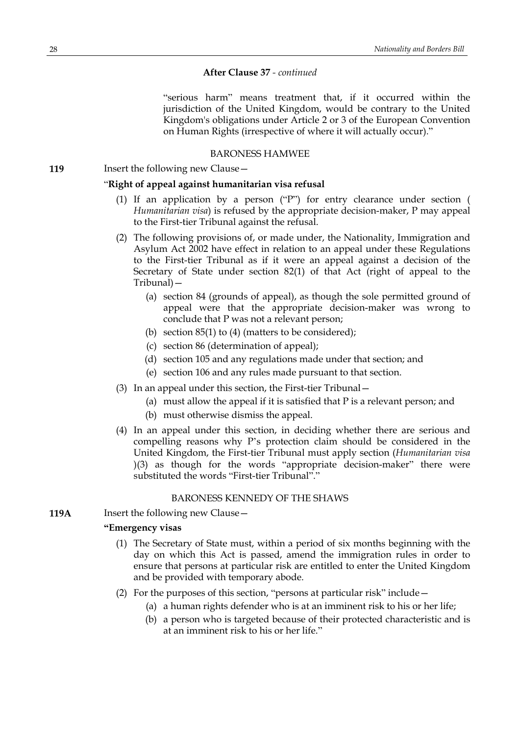**After Clause 37** - *continued*

"serious harm" means treatment that, if it occurred within the jurisdiction of the United Kingdom, would be contrary to the United Kingdom's obligations under Article 2 or 3 of the European Convention on Human Rights (irrespective of where it will actually occur)."

BARONESS HAMWEE

**119** Insert the following new Clause—

"**Right of appeal against humanitarian visa refusal**

(1) If an application by a person ("P") for entry clearance under section (*Humanitarian visa*) is refused by the appropriate decision-maker, P may appeal to the First-tier Tribunal against the refusal.

(2) The following provisions of, or made under, the Nationality, Immigration and Asylum Act 2002 have effect in relation to an appeal under these Regulations to the First-tier Tribunal as if it were an appeal against a decision of the Secretary of State under section 82(1) of that Act (right of appeal to the Tribunal)—

(a) section 84 (grounds of appeal), as though the sole permitted ground of appeal were that the appropriate decision-maker was wrong to conclude that P was not a relevant person;

(b) section 85(1) to (4) (matters to be considered);

(c) section 86 (determination of appeal);

(d) section 105 and any regulations made under that section; and

(e) section 106 and any rules made pursuant to that section.

(3) In an appeal under this section, the First-tier Tribunal—

(a) must allow the appeal if it is satisfied that P is a relevant person; and

(b) must otherwise dismiss the appeal.

(4) In an appeal under this section, in deciding whether there are serious and compelling reasons why P's protection claim should be considered in the United Kingdom, the First-tier Tribunal must apply section (*Humanitarian visa*)(3) as though for the words "appropriate decision-maker" there were substituted the words "First-tier Tribunal"."

BARONESS KENNEDY OF THE SHAWS

**119A** Insert the following new Clause—

"**Emergency visas**

(1) The Secretary of State must, within a period of six months beginning with the day on which this Act is passed, amend the immigration rules in order to ensure that persons at particular risk are entitled to enter the United Kingdom and be provided with temporary abode.

(2) For the purposes of this section, "persons at particular risk" include—

(a) a human rights defender who is at an imminent risk to his or her life;

(b) a person who is targeted because of their protected characteristic and is at an imminent risk to his or her life."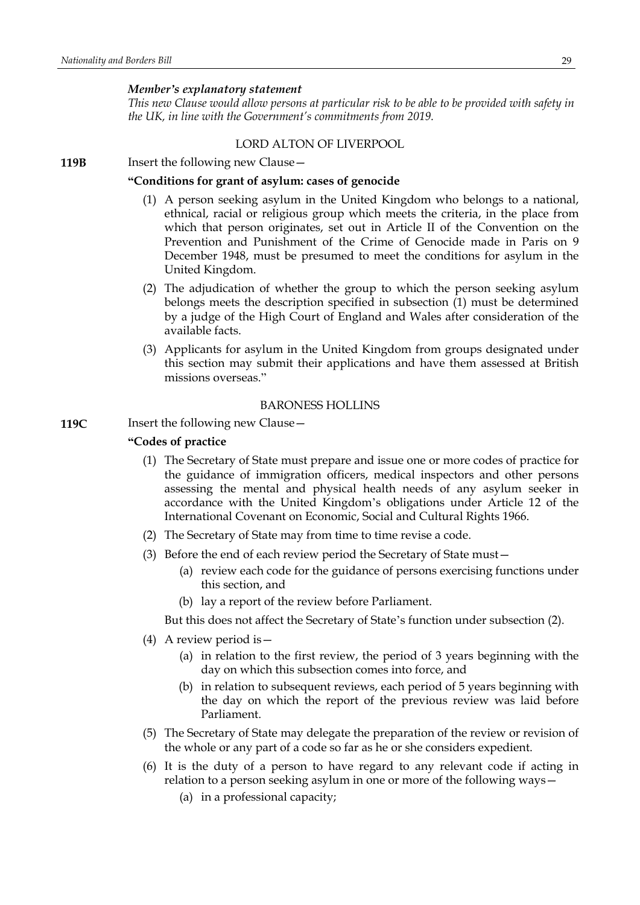*Member's explanatory statement*

*This new Clause would allow persons at particular risk to be able to be provided with safety in the UK, in line with the Government's commitments from 2019.*

LORD ALTON OF LIVERPOOL

**119B** Insert the following new Clause—

**"Conditions for grant of asylum: cases of genocide**

(1) A person seeking asylum in the United Kingdom who belongs to a national, ethnical, racial or religious group which meets the criteria, in the place from which that person originates, set out in Article II of the Convention on the Prevention and Punishment of the Crime of Genocide made in Paris on 9 December 1948, must be presumed to meet the conditions for asylum in the United Kingdom.

(2) The adjudication of whether the group to which the person seeking asylum belongs meets the description specified in subsection (1) must be determined by a judge of the High Court of England and Wales after consideration of the available facts.

(3) Applicants for asylum in the United Kingdom from groups designated under this section may submit their applications and have them assessed at British missions overseas."

BARONESS HOLLINS

**119C** Insert the following new Clause—

**"Codes of practice**

(1) The Secretary of State must prepare and issue one or more codes of practice for the guidance of immigration officers, medical inspectors and other persons assessing the mental and physical health needs of any asylum seeker in accordance with the United Kingdom's obligations under Article 12 of the International Covenant on Economic, Social and Cultural Rights 1966.

(2) The Secretary of State may from time to time revise a code.

(3) Before the end of each review period the Secretary of State must—

(a) review each code for the guidance of persons exercising functions under this section, and

(b) lay a report of the review before Parliament.

But this does not affect the Secretary of State's function under subsection (2).

(4) A review period is—

(a) in relation to the first review, the period of 3 years beginning with the day on which this subsection comes into force, and

(b) in relation to subsequent reviews, each period of 5 years beginning with the day on which the report of the previous review was laid before Parliament.

(5) The Secretary of State may delegate the preparation of the review or revision of the whole or any part of a code so far as he or she considers expedient.

(6) It is the duty of a person to have regard to any relevant code if acting in relation to a person seeking asylum in one or more of the following ways—

(a) in a professional capacity;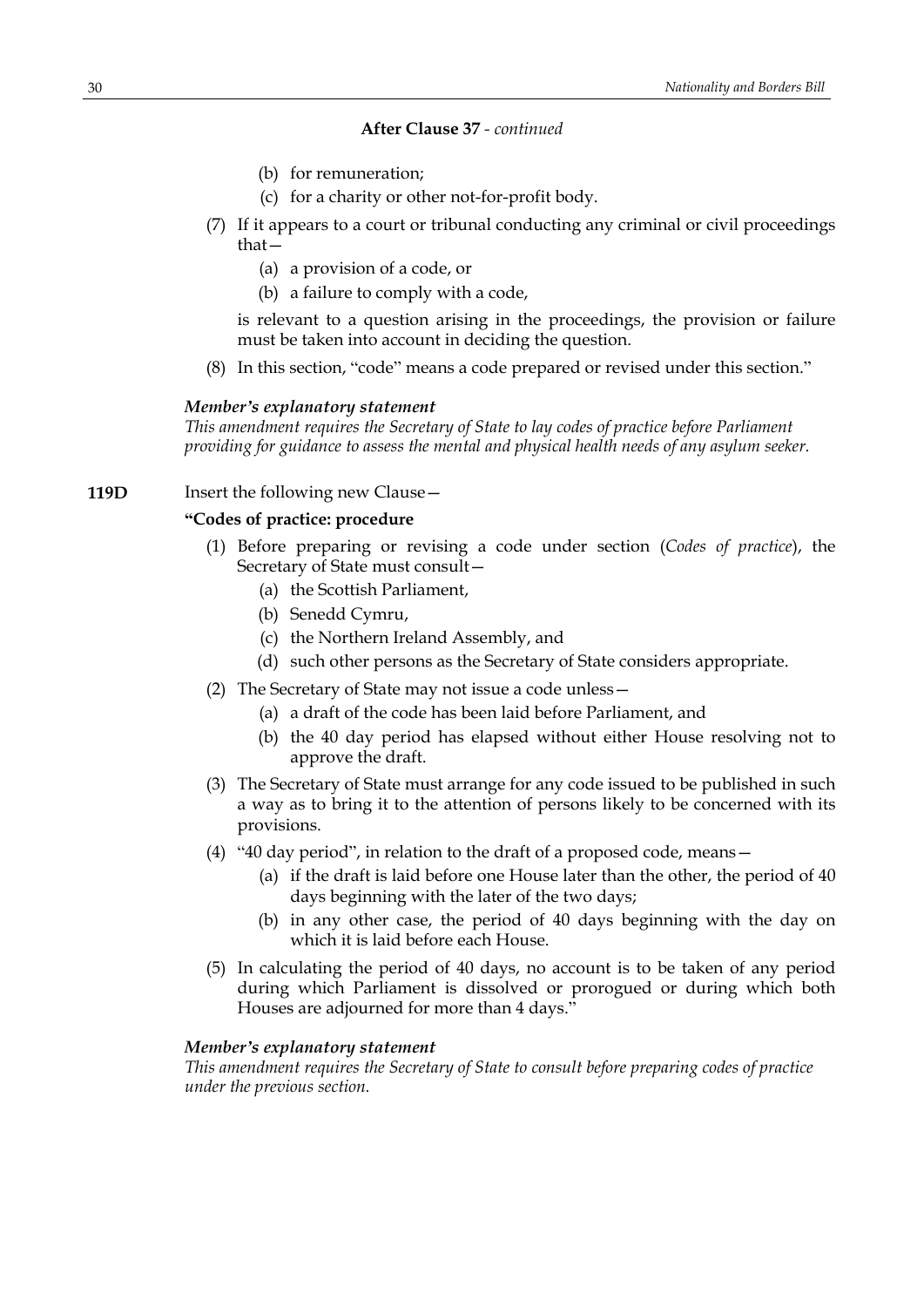**After Clause 37** - *continued*

(b) for remuneration;

(c) for a charity or other not-for-profit body.

(7) If it appears to a court or tribunal conducting any criminal or civil proceedings that—

(a) a provision of a code, or

(b) a failure to comply with a code,

is relevant to a question arising in the proceedings, the provision or failure must be taken into account in deciding the question.

(8) In this section, "code" means a code prepared or revised under this section."

***Member's explanatory statement***

*This amendment requires the Secretary of State to lay codes of practice before Parliament providing for guidance to assess the mental and physical health needs of any asylum seeker.*

**119D** Insert the following new Clause—

**"Codes of practice: procedure**

(1) Before preparing or revising a code under section (*Codes of practice*), the Secretary of State must consult—

(a) the Scottish Parliament,

(b) Senedd Cymru,

(c) the Northern Ireland Assembly, and

(d) such other persons as the Secretary of State considers appropriate.

(2) The Secretary of State may not issue a code unless—

(a) a draft of the code has been laid before Parliament, and

(b) the 40 day period has elapsed without either House resolving not to approve the draft.

(3) The Secretary of State must arrange for any code issued to be published in such a way as to bring it to the attention of persons likely to be concerned with its provisions.

(4) "40 day period", in relation to the draft of a proposed code, means—

(a) if the draft is laid before one House later than the other, the period of 40 days beginning with the later of the two days;

(b) in any other case, the period of 40 days beginning with the day on which it is laid before each House.

(5) In calculating the period of 40 days, no account is to be taken of any period during which Parliament is dissolved or prorogued or during which both Houses are adjourned for more than 4 days."

***Member's explanatory statement***

*This amendment requires the Secretary of State to consult before preparing codes of practice under the previous section.*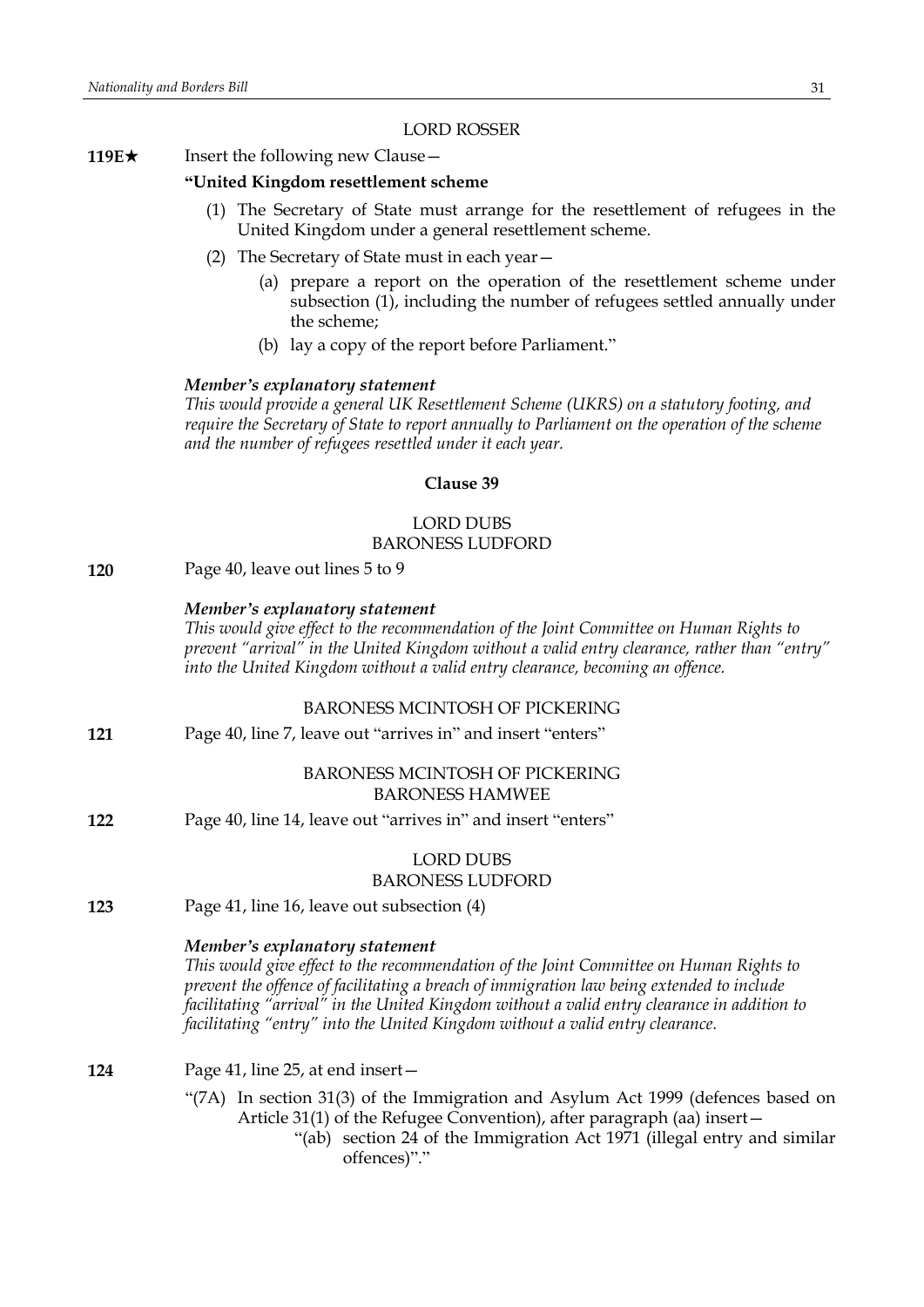LORD ROSSER

**119E★** Insert the following new Clause—

**"United Kingdom resettlement scheme**

(1) The Secretary of State must arrange for the resettlement of refugees in the United Kingdom under a general resettlement scheme.

(2) The Secretary of State must in each year—

(a) prepare a report on the operation of the resettlement scheme under subsection (1), including the number of refugees settled annually under the scheme;

(b) lay a copy of the report before Parliament."

***Member's explanatory statement***

*This would provide a general UK Resettlement Scheme (UKRS) on a statutory footing, and require the Secretary of State to report annually to Parliament on the operation of the scheme and the number of refugees resettled under it each year.*

**Clause 39**

LORD DUBS
BARONESS LUDFORD

**120** Page 40, leave out lines 5 to 9

***Member's explanatory statement***

*This would give effect to the recommendation of the Joint Committee on Human Rights to prevent "arrival" in the United Kingdom without a valid entry clearance, rather than "entry" into the United Kingdom without a valid entry clearance, becoming an offence.*

BARONESS MCINTOSH OF PICKERING

**121** Page 40, line 7, leave out "arrives in" and insert "enters"

BARONESS MCINTOSH OF PICKERING
BARONESS HAMWEE

**122** Page 40, line 14, leave out "arrives in" and insert "enters"

LORD DUBS
BARONESS LUDFORD

**123** Page 41, line 16, leave out subsection (4)

***Member's explanatory statement***

*This would give effect to the recommendation of the Joint Committee on Human Rights to prevent the offence of facilitating a breach of immigration law being extended to include facilitating "arrival" in the United Kingdom without a valid entry clearance in addition to facilitating "entry" into the United Kingdom without a valid entry clearance.*

**124** Page 41, line 25, at end insert—

"(7A) In section 31(3) of the Immigration and Asylum Act 1999 (defences based on Article 31(1) of the Refugee Convention), after paragraph (aa) insert—

"(ab) section 24 of the Immigration Act 1971 (illegal entry and similar offences)"."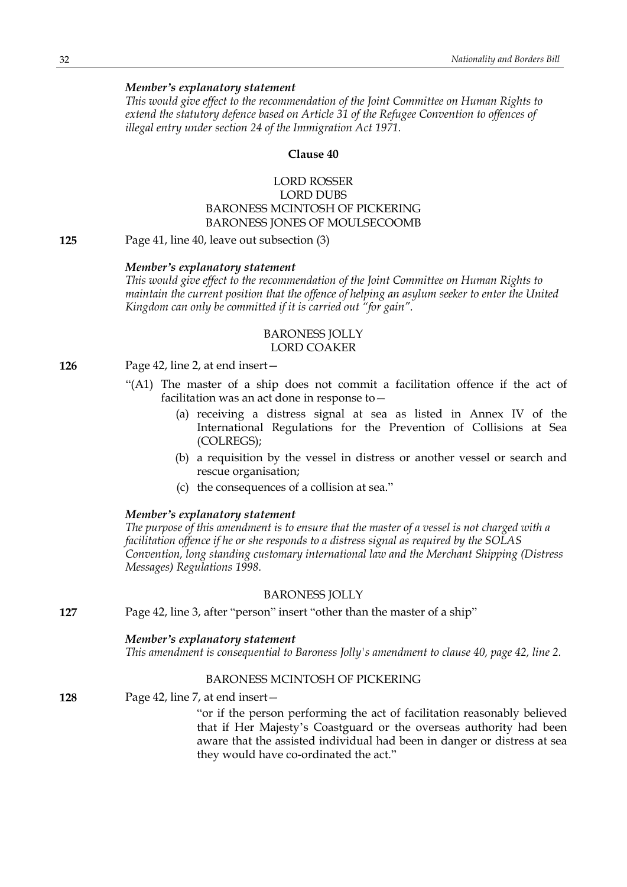*Member's explanatory statement*

*This would give effect to the recommendation of the Joint Committee on Human Rights to extend the statutory defence based on Article 31 of the Refugee Convention to offences of illegal entry under section 24 of the Immigration Act 1971.*

**Clause 40**

LORD ROSSER
LORD DUBS
BARONESS MCINTOSH OF PICKERING
BARONESS JONES OF MOULSECOOMB

**125** Page 41, line 40, leave out subsection (3)

*Member's explanatory statement*

*This would give effect to the recommendation of the Joint Committee on Human Rights to maintain the current position that the offence of helping an asylum seeker to enter the United Kingdom can only be committed if it is carried out "for gain".*

BARONESS JOLLY
LORD COAKER

**126** Page 42, line 2, at end insert—

"(A1) The master of a ship does not commit a facilitation offence if the act of facilitation was an act done in response to—

(a) receiving a distress signal at sea as listed in Annex IV of the International Regulations for the Prevention of Collisions at Sea (COLREGS);

(b) a requisition by the vessel in distress or another vessel or search and rescue organisation;

(c) the consequences of a collision at sea."

*Member's explanatory statement*

*The purpose of this amendment is to ensure that the master of a vessel is not charged with a facilitation offence if he or she responds to a distress signal as required by the SOLAS Convention, long standing customary international law and the Merchant Shipping (Distress Messages) Regulations 1998.*

BARONESS JOLLY

**127** Page 42, line 3, after "person" insert "other than the master of a ship"

*Member's explanatory statement*

*This amendment is consequential to Baroness Jolly's amendment to clause 40, page 42, line 2.*

BARONESS MCINTOSH OF PICKERING

**128** Page 42, line 7, at end insert—

"or if the person performing the act of facilitation reasonably believed that if Her Majesty's Coastguard or the overseas authority had been aware that the assisted individual had been in danger or distress at sea they would have co-ordinated the act."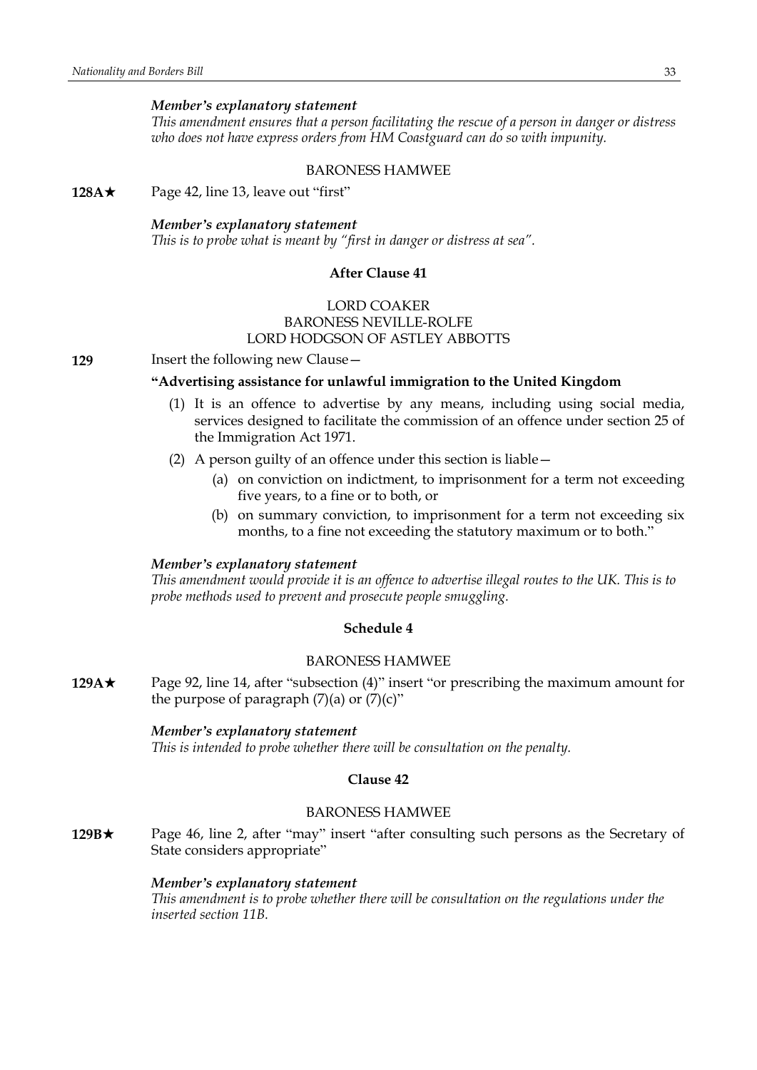*Member's explanatory statement*

*This amendment ensures that a person facilitating the rescue of a person in danger or distress who does not have express orders from HM Coastguard can do so with impunity.*

BARONESS HAMWEE

**128A★** Page 42, line 13, leave out "first"

*Member's explanatory statement*

*This is to probe what is meant by "first in danger or distress at sea".*

**After Clause 41**

LORD COAKER
BARONESS NEVILLE-ROLFE
LORD HODGSON OF ASTLEY ABBOTTS

**129** Insert the following new Clause—

**"Advertising assistance for unlawful immigration to the United Kingdom**

(1) It is an offence to advertise by any means, including using social media, services designed to facilitate the commission of an offence under section 25 of the Immigration Act 1971.

(2) A person guilty of an offence under this section is liable—

(a) on conviction on indictment, to imprisonment for a term not exceeding five years, to a fine or to both, or

(b) on summary conviction, to imprisonment for a term not exceeding six months, to a fine not exceeding the statutory maximum or to both."

*Member's explanatory statement*

*This amendment would provide it is an offence to advertise illegal routes to the UK. This is to probe methods used to prevent and prosecute people smuggling.*

**Schedule 4**

BARONESS HAMWEE

**129A★** Page 92, line 14, after "subsection (4)" insert "or prescribing the maximum amount for the purpose of paragraph (7)(a) or (7)(c)"

*Member's explanatory statement*

*This is intended to probe whether there will be consultation on the penalty.*

**Clause 42**

BARONESS HAMWEE

**129B★** Page 46, line 2, after "may" insert "after consulting such persons as the Secretary of State considers appropriate"

*Member's explanatory statement*

*This amendment is to probe whether there will be consultation on the regulations under the inserted section 11B.*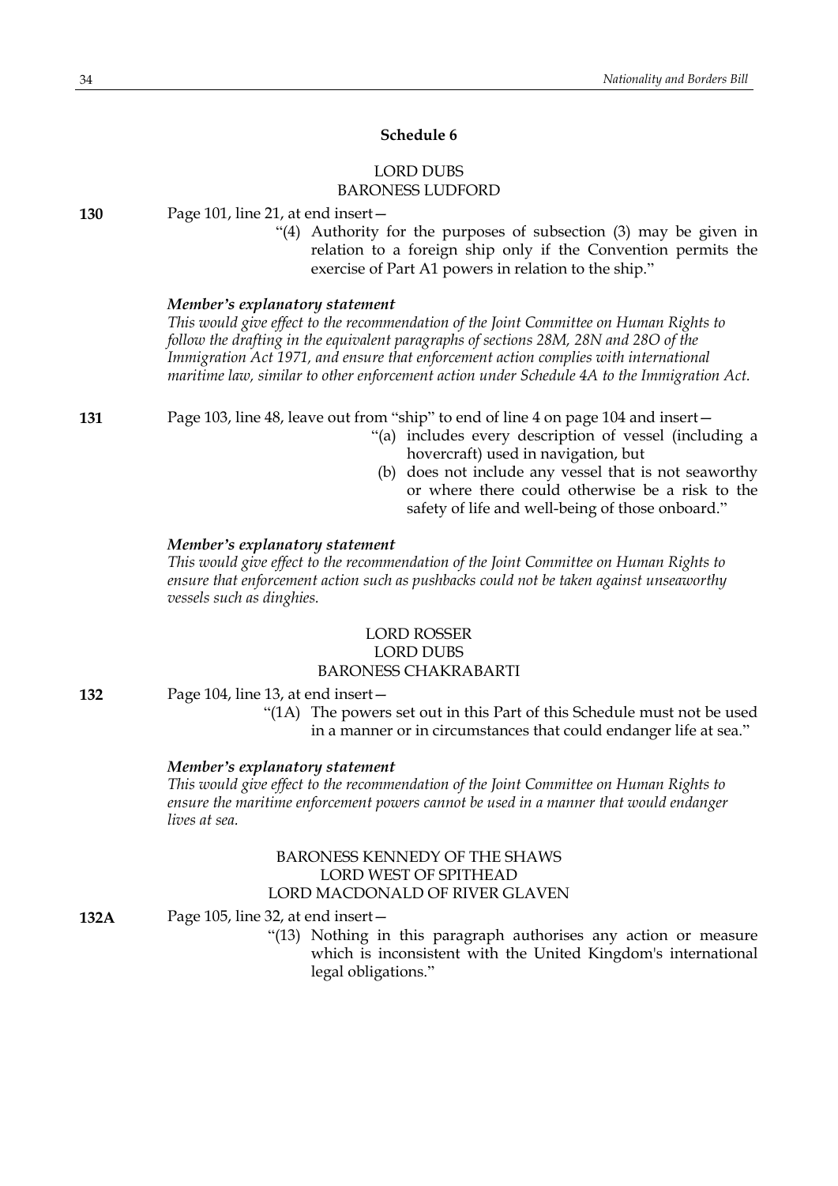## Schedule 6

LORD DUBS
BARONESS LUDFORD

**130** Page 101, line 21, at end insert—

"(4) Authority for the purposes of subsection (3) may be given in relation to a foreign ship only if the Convention permits the exercise of Part A1 powers in relation to the ship."

***Member's explanatory statement***

*This would give effect to the recommendation of the Joint Committee on Human Rights to follow the drafting in the equivalent paragraphs of sections 28M, 28N and 28O of the Immigration Act 1971, and ensure that enforcement action complies with international maritime law, similar to other enforcement action under Schedule 4A to the Immigration Act.*

**131** Page 103, line 48, leave out from "ship" to end of line 4 on page 104 and insert—

"(a) includes every description of vessel (including a hovercraft) used in navigation, but

(b) does not include any vessel that is not seaworthy or where there could otherwise be a risk to the safety of life and well-being of those onboard."

***Member's explanatory statement***

*This would give effect to the recommendation of the Joint Committee on Human Rights to ensure that enforcement action such as pushbacks could not be taken against unseaworthy vessels such as dinghies.*

LORD ROSSER
LORD DUBS
BARONESS CHAKRABARTI

**132** Page 104, line 13, at end insert—

"(1A) The powers set out in this Part of this Schedule must not be used in a manner or in circumstances that could endanger life at sea."

***Member's explanatory statement***

*This would give effect to the recommendation of the Joint Committee on Human Rights to ensure the maritime enforcement powers cannot be used in a manner that would endanger lives at sea.*

BARONESS KENNEDY OF THE SHAWS
LORD WEST OF SPITHEAD
LORD MACDONALD OF RIVER GLAVEN

**132A** Page 105, line 32, at end insert—

"(13) Nothing in this paragraph authorises any action or measure which is inconsistent with the United Kingdom's international legal obligations."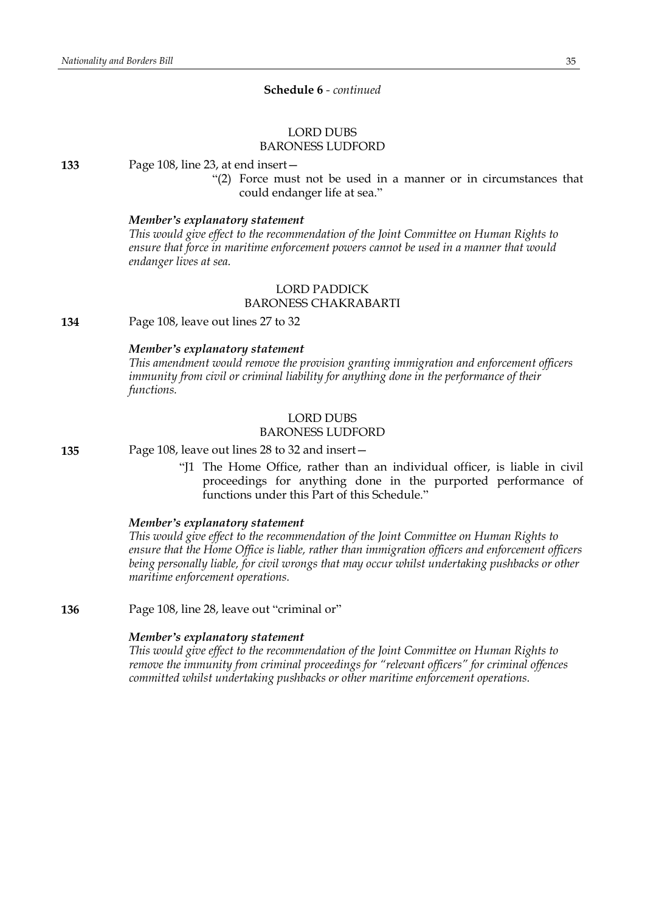**Schedule 6** - *continued*

LORD DUBS
BARONESS LUDFORD

**133** Page 108, line 23, at end insert—

"(2) Force must not be used in a manner or in circumstances that could endanger life at sea."

***Member's explanatory statement***

*This would give effect to the recommendation of the Joint Committee on Human Rights to ensure that force in maritime enforcement powers cannot be used in a manner that would endanger lives at sea.*

LORD PADDICK
BARONESS CHAKRABARTI

**134** Page 108, leave out lines 27 to 32

***Member's explanatory statement***

*This amendment would remove the provision granting immigration and enforcement officers immunity from civil or criminal liability for anything done in the performance of their functions.*

LORD DUBS
BARONESS LUDFORD

**135** Page 108, leave out lines 28 to 32 and insert—

"J1 The Home Office, rather than an individual officer, is liable in civil proceedings for anything done in the purported performance of functions under this Part of this Schedule."

***Member's explanatory statement***

*This would give effect to the recommendation of the Joint Committee on Human Rights to ensure that the Home Office is liable, rather than immigration officers and enforcement officers being personally liable, for civil wrongs that may occur whilst undertaking pushbacks or other maritime enforcement operations.*

**136** Page 108, line 28, leave out "criminal or"

***Member's explanatory statement***

*This would give effect to the recommendation of the Joint Committee on Human Rights to remove the immunity from criminal proceedings for "relevant officers" for criminal offences committed whilst undertaking pushbacks or other maritime enforcement operations.*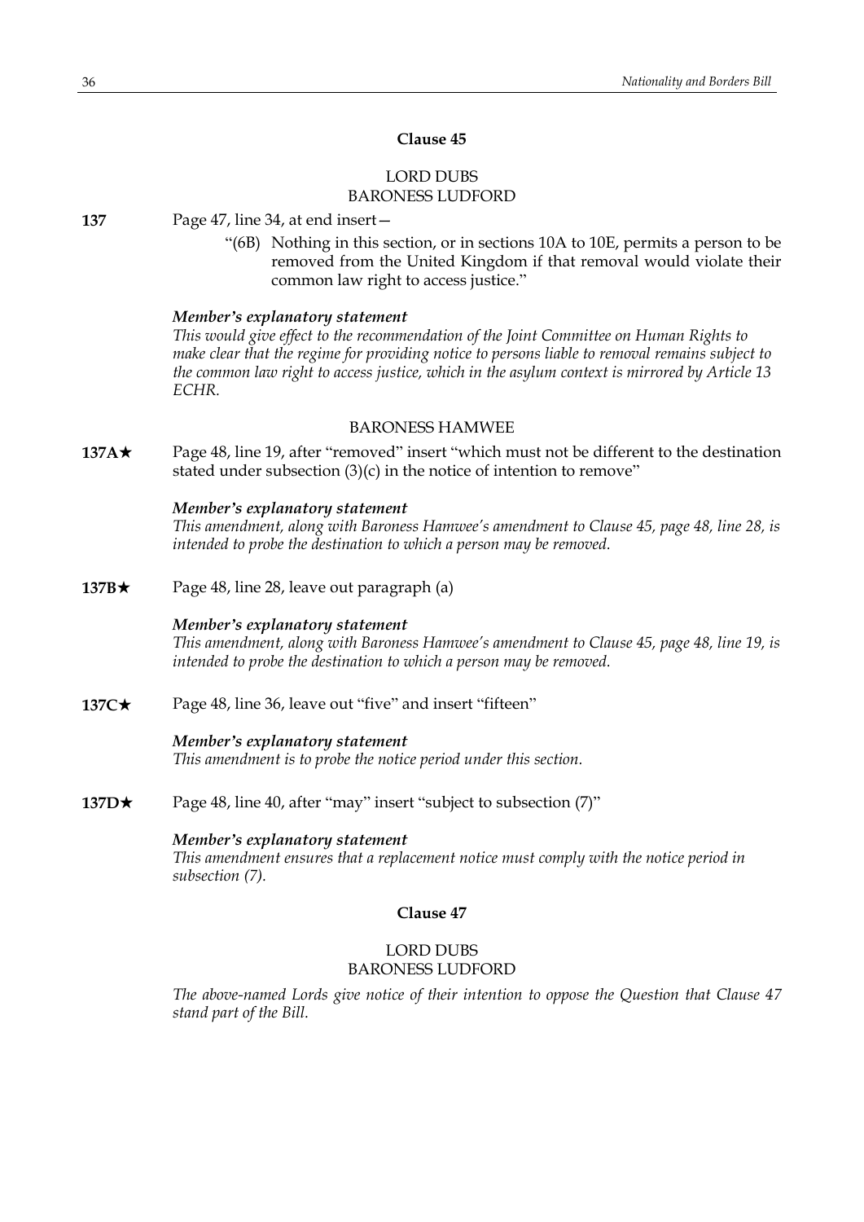## Clause 45

LORD DUBS
BARONESS LUDFORD

**137** Page 47, line 34, at end insert—

"(6B) Nothing in this section, or in sections 10A to 10E, permits a person to be removed from the United Kingdom if that removal would violate their common law right to access justice."

***Member's explanatory statement***

*This would give effect to the recommendation of the Joint Committee on Human Rights to make clear that the regime for providing notice to persons liable to removal remains subject to the common law right to access justice, which in the asylum context is mirrored by Article 13 ECHR.*

BARONESS HAMWEE

**137A★** Page 48, line 19, after "removed" insert "which must not be different to the destination stated under subsection (3)(c) in the notice of intention to remove"

***Member's explanatory statement***

*This amendment, along with Baroness Hamwee's amendment to Clause 45, page 48, line 28, is intended to probe the destination to which a person may be removed.*

**137B★** Page 48, line 28, leave out paragraph (a)

***Member's explanatory statement***

*This amendment, along with Baroness Hamwee's amendment to Clause 45, page 48, line 19, is intended to probe the destination to which a person may be removed.*

**137C★** Page 48, line 36, leave out "five" and insert "fifteen"

***Member's explanatory statement***

*This amendment is to probe the notice period under this section.*

**137D★** Page 48, line 40, after "may" insert "subject to subsection (7)"

***Member's explanatory statement***

*This amendment ensures that a replacement notice must comply with the notice period in subsection (7).*

## Clause 47

LORD DUBS
BARONESS LUDFORD

*The above-named Lords give notice of their intention to oppose the Question that Clause 47 stand part of the Bill.*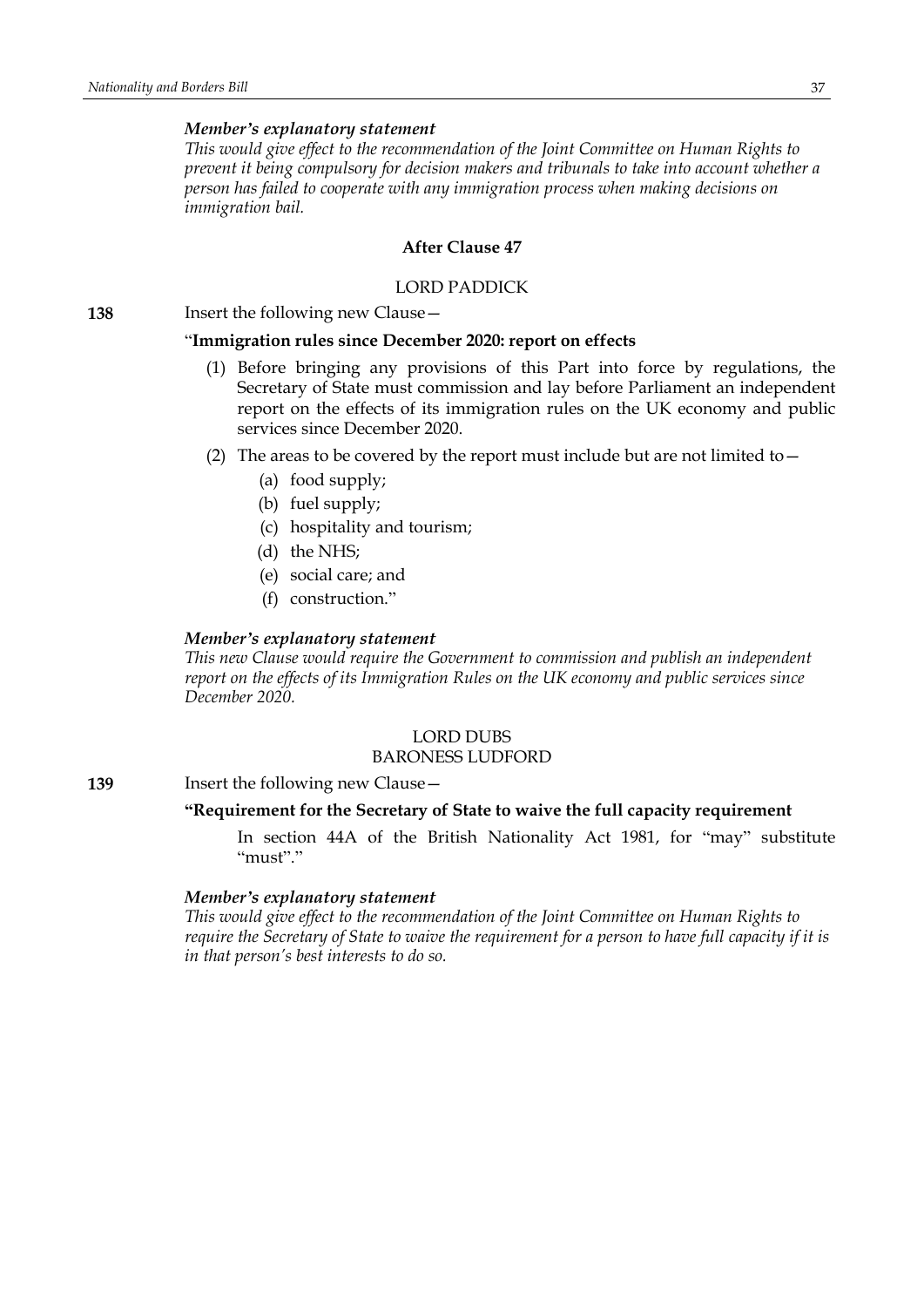*Member's explanatory statement*

*This would give effect to the recommendation of the Joint Committee on Human Rights to prevent it being compulsory for decision makers and tribunals to take into account whether a person has failed to cooperate with any immigration process when making decisions on immigration bail.*

**After Clause 47**

LORD PADDICK

**138** Insert the following new Clause—

"**Immigration rules since December 2020: report on effects**

(1) Before bringing any provisions of this Part into force by regulations, the Secretary of State must commission and lay before Parliament an independent report on the effects of its immigration rules on the UK economy and public services since December 2020.

(2) The areas to be covered by the report must include but are not limited to—

(a) food supply;

(b) fuel supply;

(c) hospitality and tourism;

(d) the NHS;

(e) social care; and

(f) construction."

*Member's explanatory statement*

*This new Clause would require the Government to commission and publish an independent report on the effects of its Immigration Rules on the UK economy and public services since December 2020.*

LORD DUBS
BARONESS LUDFORD

**139** Insert the following new Clause—

**"Requirement for the Secretary of State to waive the full capacity requirement**

In section 44A of the British Nationality Act 1981, for "may" substitute "must"."

*Member's explanatory statement*

*This would give effect to the recommendation of the Joint Committee on Human Rights to require the Secretary of State to waive the requirement for a person to have full capacity if it is in that person's best interests to do so.*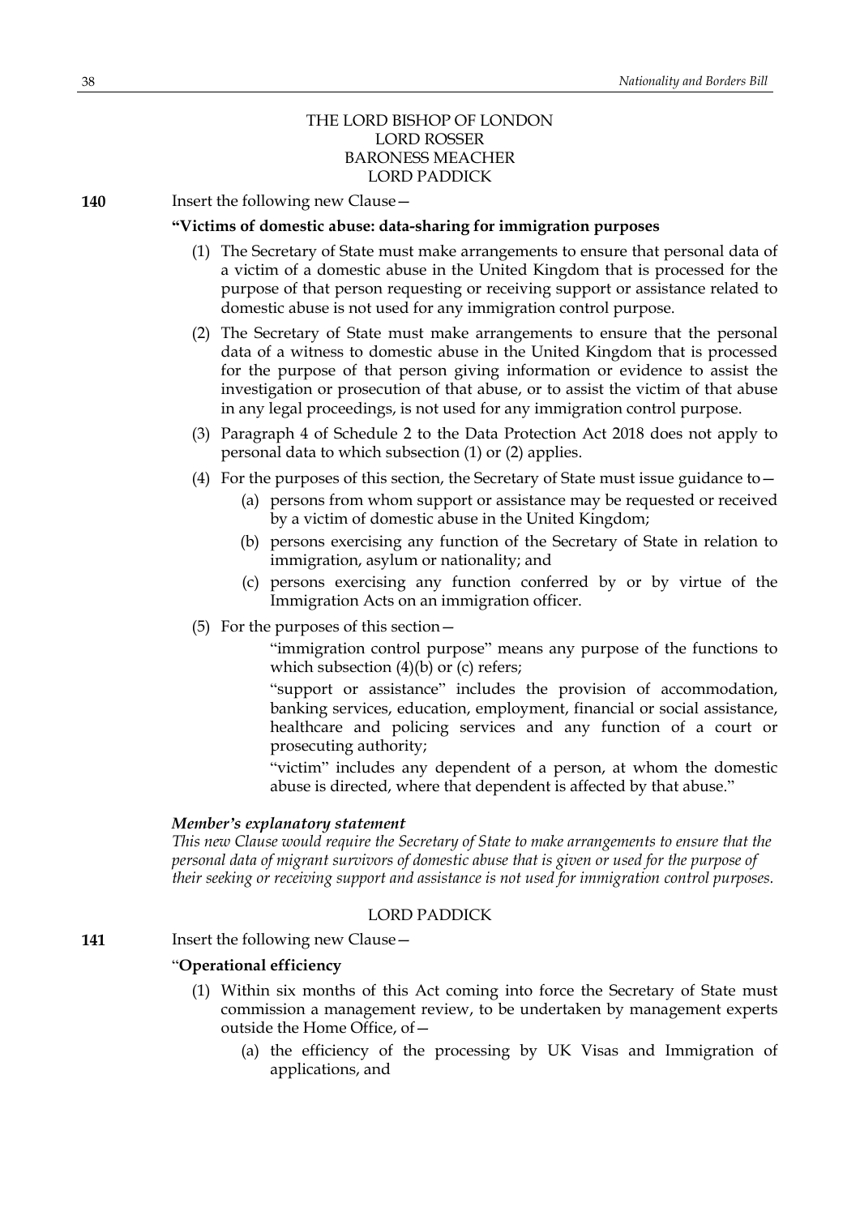THE LORD BISHOP OF LONDON
LORD ROSSER
BARONESS MEACHER
LORD PADDICK

**140** Insert the following new Clause—

**"Victims of domestic abuse: data-sharing for immigration purposes**

(1) The Secretary of State must make arrangements to ensure that personal data of a victim of a domestic abuse in the United Kingdom that is processed for the purpose of that person requesting or receiving support or assistance related to domestic abuse is not used for any immigration control purpose.

(2) The Secretary of State must make arrangements to ensure that the personal data of a witness to domestic abuse in the United Kingdom that is processed for the purpose of that person giving information or evidence to assist the investigation or prosecution of that abuse, or to assist the victim of that abuse in any legal proceedings, is not used for any immigration control purpose.

(3) Paragraph 4 of Schedule 2 to the Data Protection Act 2018 does not apply to personal data to which subsection (1) or (2) applies.

(4) For the purposes of this section, the Secretary of State must issue guidance to—

(a) persons from whom support or assistance may be requested or received by a victim of domestic abuse in the United Kingdom;

(b) persons exercising any function of the Secretary of State in relation to immigration, asylum or nationality; and

(c) persons exercising any function conferred by or by virtue of the Immigration Acts on an immigration officer.

(5) For the purposes of this section—

"immigration control purpose" means any purpose of the functions to which subsection (4)(b) or (c) refers;

"support or assistance" includes the provision of accommodation, banking services, education, employment, financial or social assistance, healthcare and policing services and any function of a court or prosecuting authority;

"victim" includes any dependent of a person, at whom the domestic abuse is directed, where that dependent is affected by that abuse."

***Member's explanatory statement***

*This new Clause would require the Secretary of State to make arrangements to ensure that the personal data of migrant survivors of domestic abuse that is given or used for the purpose of their seeking or receiving support and assistance is not used for immigration control purposes.*

LORD PADDICK

**141** Insert the following new Clause—

"**Operational efficiency**

(1) Within six months of this Act coming into force the Secretary of State must commission a management review, to be undertaken by management experts outside the Home Office, of—

(a) the efficiency of the processing by UK Visas and Immigration of applications, and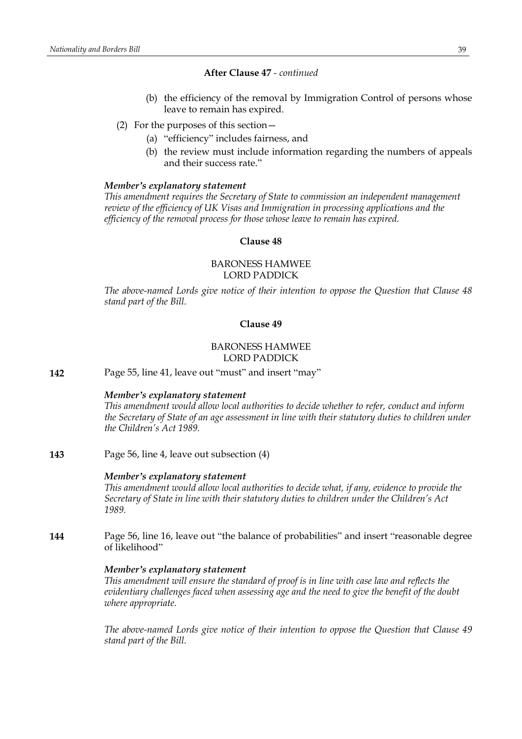**After Clause 47** - *continued*

(b) the efficiency of the removal by Immigration Control of persons whose leave to remain has expired.

(2) For the purposes of this section—

(a) "efficiency" includes fairness, and

(b) the review must include information regarding the numbers of appeals and their success rate."

***Member's explanatory statement***

*This amendment requires the Secretary of State to commission an independent management review of the efficiency of UK Visas and Immigration in processing applications and the efficiency of the removal process for those whose leave to remain has expired.*

**Clause 48**

BARONESS HAMWEE
LORD PADDICK

*The above-named Lords give notice of their intention to oppose the Question that Clause 48 stand part of the Bill.*

**Clause 49**

BARONESS HAMWEE
LORD PADDICK

**142** Page 55, line 41, leave out "must" and insert "may"

***Member's explanatory statement***

*This amendment would allow local authorities to decide whether to refer, conduct and inform the Secretary of State of an age assessment in line with their statutory duties to children under the Children's Act 1989.*

**143** Page 56, line 4, leave out subsection (4)

***Member's explanatory statement***

*This amendment would allow local authorities to decide what, if any, evidence to provide the Secretary of State in line with their statutory duties to children under the Children's Act 1989.*

**144** Page 56, line 16, leave out "the balance of probabilities" and insert "reasonable degree of likelihood"

***Member's explanatory statement***

*This amendment will ensure the standard of proof is in line with case law and reflects the evidentiary challenges faced when assessing age and the need to give the benefit of the doubt where appropriate.*

*The above-named Lords give notice of their intention to oppose the Question that Clause 49 stand part of the Bill.*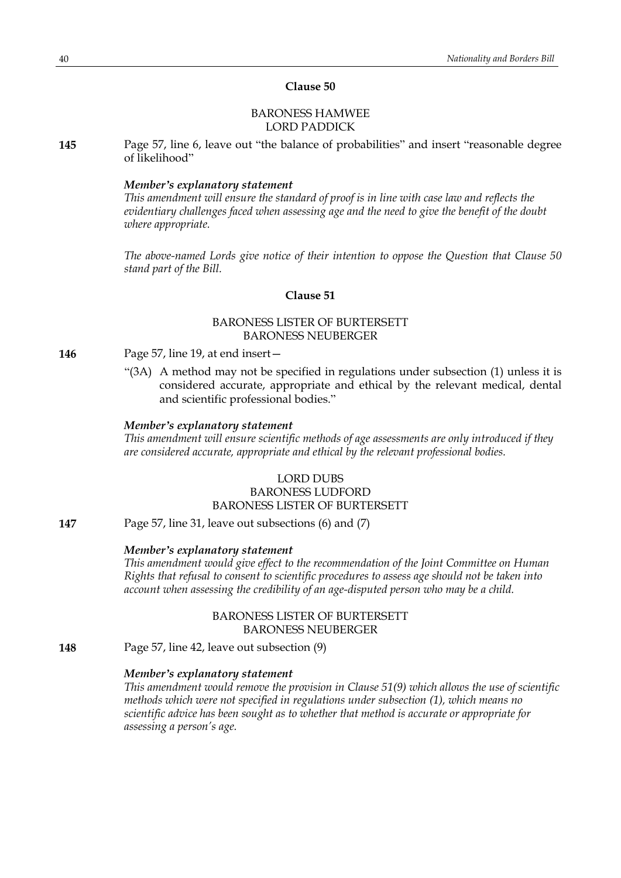### Clause 50

BARONESS HAMWEE
LORD PADDICK

**145** Page 57, line 6, leave out "the balance of probabilities" and insert "reasonable degree of likelihood"

***Member's explanatory statement***
*This amendment will ensure the standard of proof is in line with case law and reflects the evidentiary challenges faced when assessing age and the need to give the benefit of the doubt where appropriate.*

*The above-named Lords give notice of their intention to oppose the Question that Clause 50 stand part of the Bill.*

### Clause 51

BARONESS LISTER OF BURTERSETT
BARONESS NEUBERGER

**146** Page 57, line 19, at end insert—

"(3A) A method may not be specified in regulations under subsection (1) unless it is considered accurate, appropriate and ethical by the relevant medical, dental and scientific professional bodies."

***Member's explanatory statement***
*This amendment will ensure scientific methods of age assessments are only introduced if they are considered accurate, appropriate and ethical by the relevant professional bodies.*

LORD DUBS
BARONESS LUDFORD
BARONESS LISTER OF BURTERSETT

**147** Page 57, line 31, leave out subsections (6) and (7)

***Member's explanatory statement***
*This amendment would give effect to the recommendation of the Joint Committee on Human Rights that refusal to consent to scientific procedures to assess age should not be taken into account when assessing the credibility of an age-disputed person who may be a child.*

BARONESS LISTER OF BURTERSETT
BARONESS NEUBERGER

**148** Page 57, line 42, leave out subsection (9)

***Member's explanatory statement***
*This amendment would remove the provision in Clause 51(9) which allows the use of scientific methods which were not specified in regulations under subsection (1), which means no scientific advice has been sought as to whether that method is accurate or appropriate for assessing a person's age.*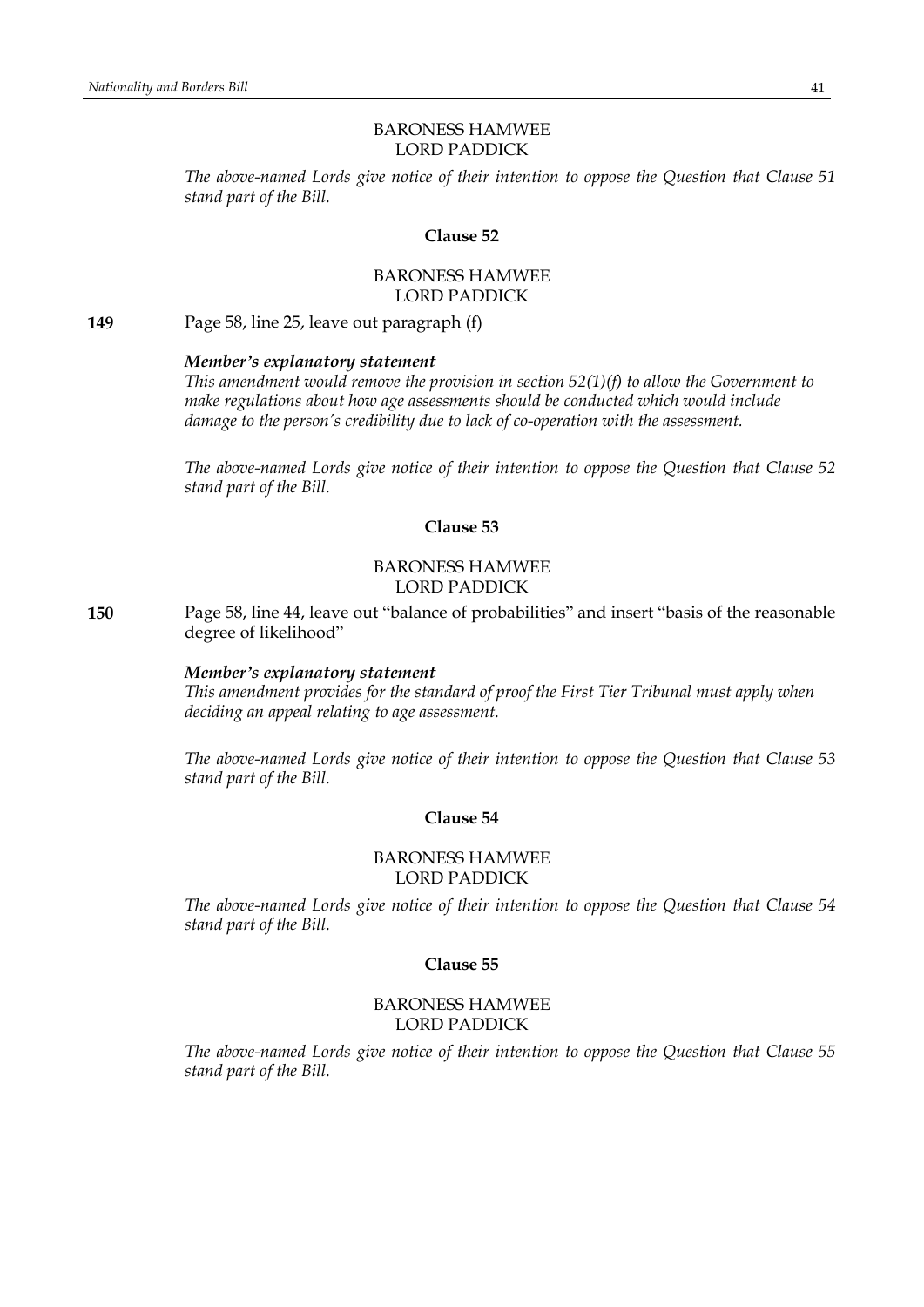BARONESS HAMWEE
LORD PADDICK

*The above-named Lords give notice of their intention to oppose the Question that Clause 51 stand part of the Bill.*

### Clause 52

BARONESS HAMWEE
LORD PADDICK

**149** Page 58, line 25, leave out paragraph (f)

***Member's explanatory statement***
*This amendment would remove the provision in section 52(1)(f) to allow the Government to make regulations about how age assessments should be conducted which would include damage to the person's credibility due to lack of co-operation with the assessment.*

*The above-named Lords give notice of their intention to oppose the Question that Clause 52 stand part of the Bill.*

### Clause 53

BARONESS HAMWEE
LORD PADDICK

**150** Page 58, line 44, leave out "balance of probabilities" and insert "basis of the reasonable degree of likelihood"

***Member's explanatory statement***
*This amendment provides for the standard of proof the First Tier Tribunal must apply when deciding an appeal relating to age assessment.*

*The above-named Lords give notice of their intention to oppose the Question that Clause 53 stand part of the Bill.*

### Clause 54

BARONESS HAMWEE
LORD PADDICK

*The above-named Lords give notice of their intention to oppose the Question that Clause 54 stand part of the Bill.*

### Clause 55

BARONESS HAMWEE
LORD PADDICK

*The above-named Lords give notice of their intention to oppose the Question that Clause 55 stand part of the Bill.*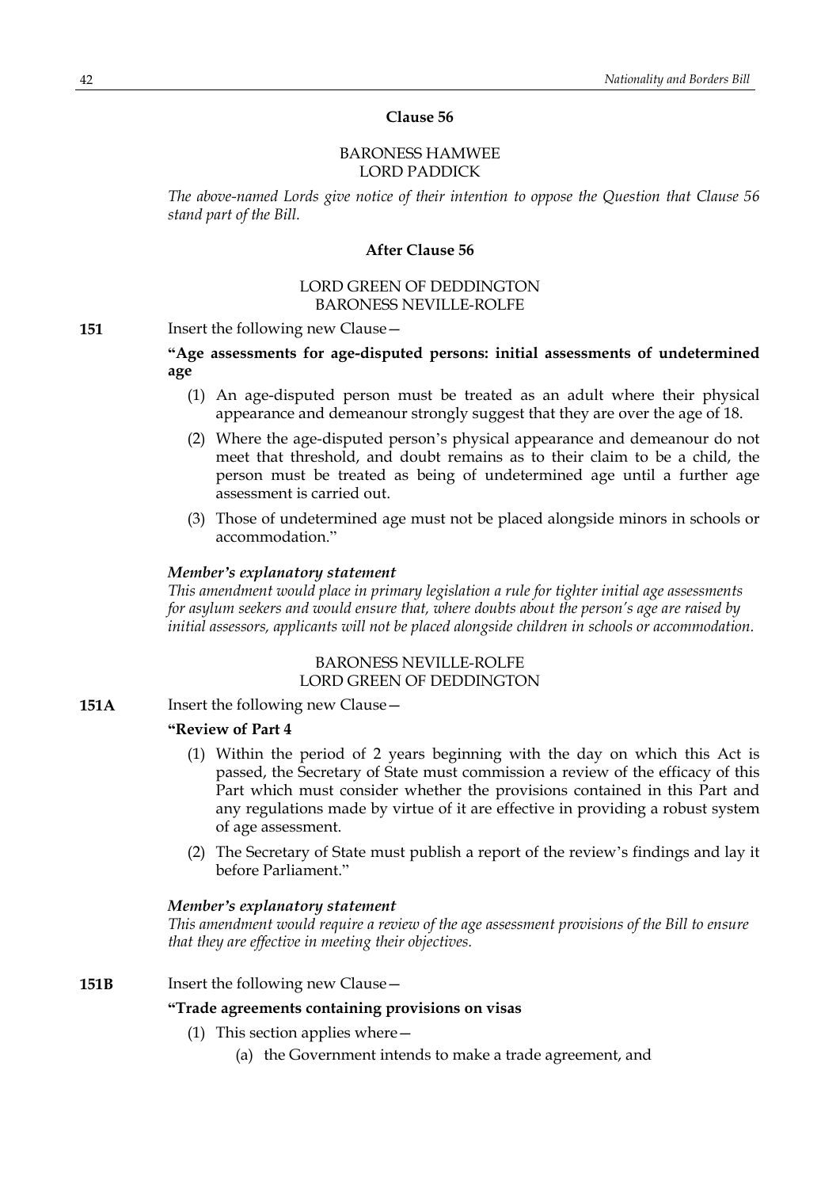**Clause 56**

BARONESS HAMWEE
LORD PADDICK

*The above-named Lords give notice of their intention to oppose the Question that Clause 56 stand part of the Bill.*

**After Clause 56**

LORD GREEN OF DEDDINGTON
BARONESS NEVILLE-ROLFE

**151** Insert the following new Clause—

**"Age assessments for age-disputed persons: initial assessments of undetermined age**

(1) An age-disputed person must be treated as an adult where their physical appearance and demeanour strongly suggest that they are over the age of 18.

(2) Where the age-disputed person's physical appearance and demeanour do not meet that threshold, and doubt remains as to their claim to be a child, the person must be treated as being of undetermined age until a further age assessment is carried out.

(3) Those of undetermined age must not be placed alongside minors in schools or accommodation."

***Member's explanatory statement***

*This amendment would place in primary legislation a rule for tighter initial age assessments for asylum seekers and would ensure that, where doubts about the person's age are raised by initial assessors, applicants will not be placed alongside children in schools or accommodation.*

BARONESS NEVILLE-ROLFE
LORD GREEN OF DEDDINGTON

**151A** Insert the following new Clause—

**"Review of Part 4**

(1) Within the period of 2 years beginning with the day on which this Act is passed, the Secretary of State must commission a review of the efficacy of this Part which must consider whether the provisions contained in this Part and any regulations made by virtue of it are effective in providing a robust system of age assessment.

(2) The Secretary of State must publish a report of the review's findings and lay it before Parliament."

***Member's explanatory statement***

*This amendment would require a review of the age assessment provisions of the Bill to ensure that they are effective in meeting their objectives.*

**151B** Insert the following new Clause—

**"Trade agreements containing provisions on visas**

(1) This section applies where—

(a) the Government intends to make a trade agreement, and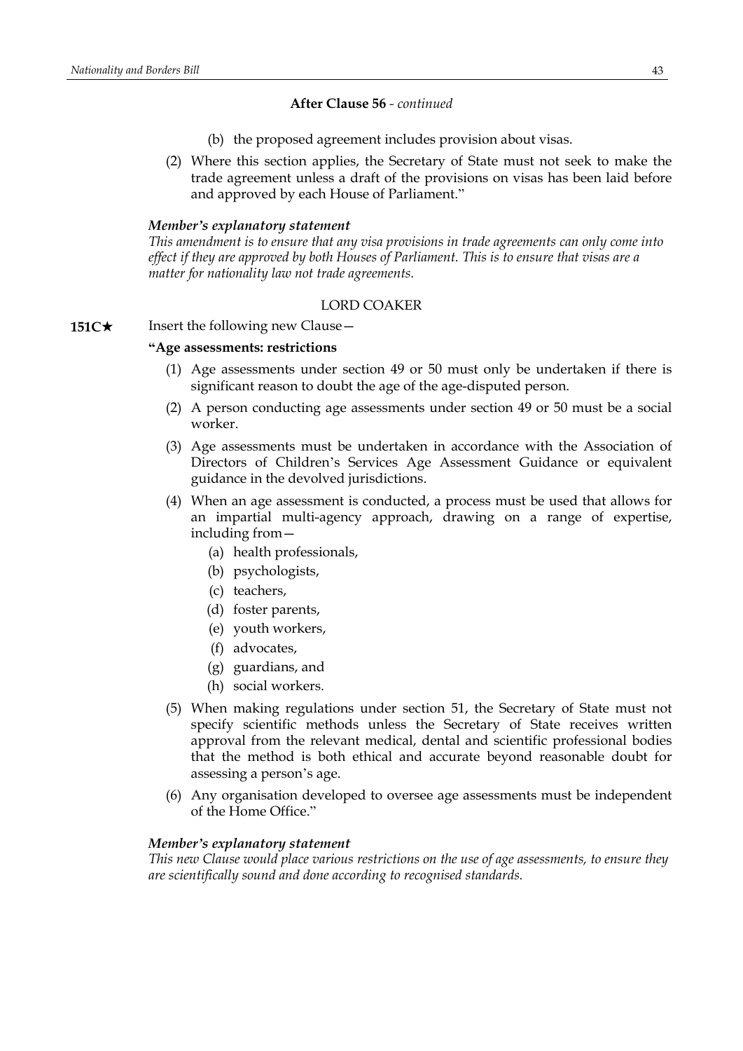**After Clause 56** - *continued*

(b) the proposed agreement includes provision about visas.

(2) Where this section applies, the Secretary of State must not seek to make the trade agreement unless a draft of the provisions on visas has been laid before and approved by each House of Parliament."

***Member's explanatory statement***

*This amendment is to ensure that any visa provisions in trade agreements can only come into effect if they are approved by both Houses of Parliament. This is to ensure that visas are a matter for nationality law not trade agreements.*

LORD COAKER

**151C★** Insert the following new Clause—

**"Age assessments: restrictions**

(1) Age assessments under section 49 or 50 must only be undertaken if there is significant reason to doubt the age of the age-disputed person.

(2) A person conducting age assessments under section 49 or 50 must be a social worker.

(3) Age assessments must be undertaken in accordance with the Association of Directors of Children's Services Age Assessment Guidance or equivalent guidance in the devolved jurisdictions.

(4) When an age assessment is conducted, a process must be used that allows for an impartial multi-agency approach, drawing on a range of expertise, including from—

(a) health professionals,

(b) psychologists,

(c) teachers,

(d) foster parents,

(e) youth workers,

(f) advocates,

(g) guardians, and

(h) social workers.

(5) When making regulations under section 51, the Secretary of State must not specify scientific methods unless the Secretary of State receives written approval from the relevant medical, dental and scientific professional bodies that the method is both ethical and accurate beyond reasonable doubt for assessing a person's age.

(6) Any organisation developed to oversee age assessments must be independent of the Home Office."

***Member's explanatory statement***

*This new Clause would place various restrictions on the use of age assessments, to ensure they are scientifically sound and done according to recognised standards.*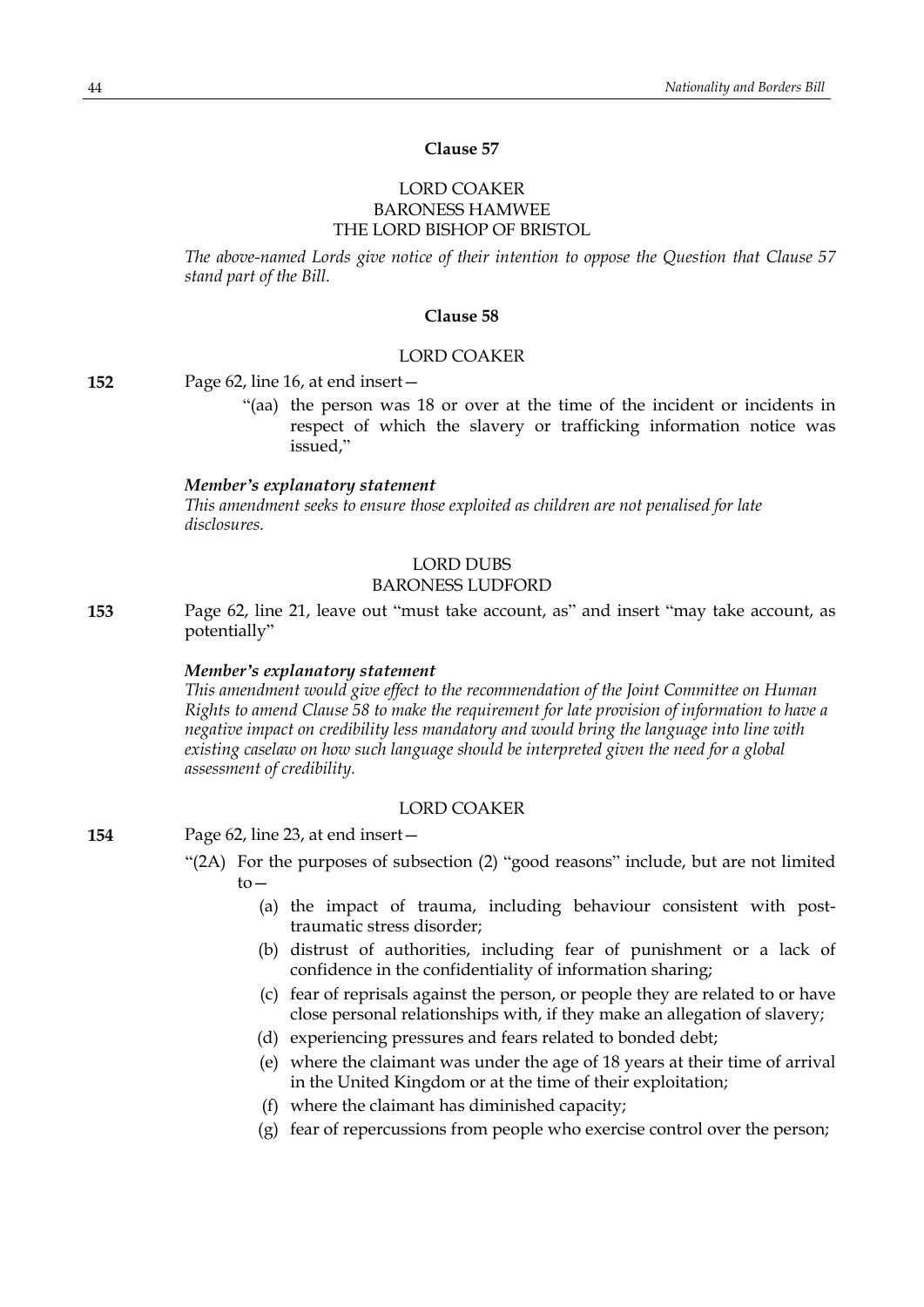### Clause 57

LORD COAKER
BARONESS HAMWEE
THE LORD BISHOP OF BRISTOL

*The above-named Lords give notice of their intention to oppose the Question that Clause 57 stand part of the Bill.*

### Clause 58

LORD COAKER

**152** Page 62, line 16, at end insert—

"(aa) the person was 18 or over at the time of the incident or incidents in respect of which the slavery or trafficking information notice was issued,"

***Member's explanatory statement***

*This amendment seeks to ensure those exploited as children are not penalised for late disclosures.*

LORD DUBS
BARONESS LUDFORD

**153** Page 62, line 21, leave out "must take account, as" and insert "may take account, as potentially"

***Member's explanatory statement***

*This amendment would give effect to the recommendation of the Joint Committee on Human Rights to amend Clause 58 to make the requirement for late provision of information to have a negative impact on credibility less mandatory and would bring the language into line with existing caselaw on how such language should be interpreted given the need for a global assessment of credibility.*

LORD COAKER

**154** Page 62, line 23, at end insert—

"(2A) For the purposes of subsection (2) "good reasons" include, but are not limited to—

(a) the impact of trauma, including behaviour consistent with post-traumatic stress disorder;

(b) distrust of authorities, including fear of punishment or a lack of confidence in the confidentiality of information sharing;

(c) fear of reprisals against the person, or people they are related to or have close personal relationships with, if they make an allegation of slavery;

(d) experiencing pressures and fears related to bonded debt;

(e) where the claimant was under the age of 18 years at their time of arrival in the United Kingdom or at the time of their exploitation;

(f) where the claimant has diminished capacity;

(g) fear of repercussions from people who exercise control over the person;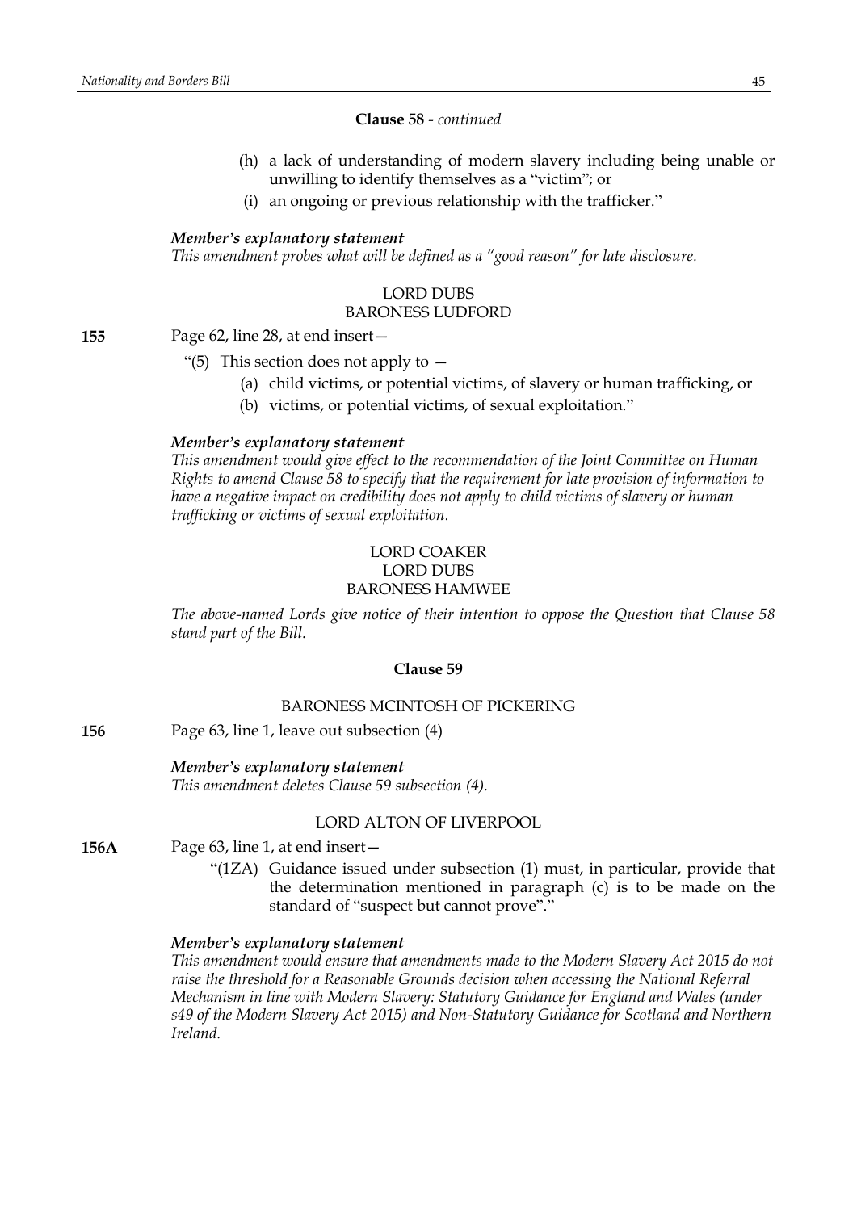**Clause 58** - *continued*

(h) a lack of understanding of modern slavery including being unable or unwilling to identify themselves as a "victim"; or

(i) an ongoing or previous relationship with the trafficker."

***Member's explanatory statement***

*This amendment probes what will be defined as a "good reason" for late disclosure.*

LORD DUBS
BARONESS LUDFORD

**155** Page 62, line 28, at end insert—

"(5) This section does not apply to —

(a) child victims, or potential victims, of slavery or human trafficking, or

(b) victims, or potential victims, of sexual exploitation."

***Member's explanatory statement***

*This amendment would give effect to the recommendation of the Joint Committee on Human Rights to amend Clause 58 to specify that the requirement for late provision of information to have a negative impact on credibility does not apply to child victims of slavery or human trafficking or victims of sexual exploitation.*

LORD COAKER
LORD DUBS
BARONESS HAMWEE

*The above-named Lords give notice of their intention to oppose the Question that Clause 58 stand part of the Bill.*

**Clause 59**

BARONESS MCINTOSH OF PICKERING

**156** Page 63, line 1, leave out subsection (4)

***Member's explanatory statement***

*This amendment deletes Clause 59 subsection (4).*

LORD ALTON OF LIVERPOOL

**156A** Page 63, line 1, at end insert—

"(1ZA) Guidance issued under subsection (1) must, in particular, provide that the determination mentioned in paragraph (c) is to be made on the standard of "suspect but cannot prove"."

***Member's explanatory statement***

*This amendment would ensure that amendments made to the Modern Slavery Act 2015 do not raise the threshold for a Reasonable Grounds decision when accessing the National Referral Mechanism in line with Modern Slavery: Statutory Guidance for England and Wales (under s49 of the Modern Slavery Act 2015) and Non-Statutory Guidance for Scotland and Northern Ireland.*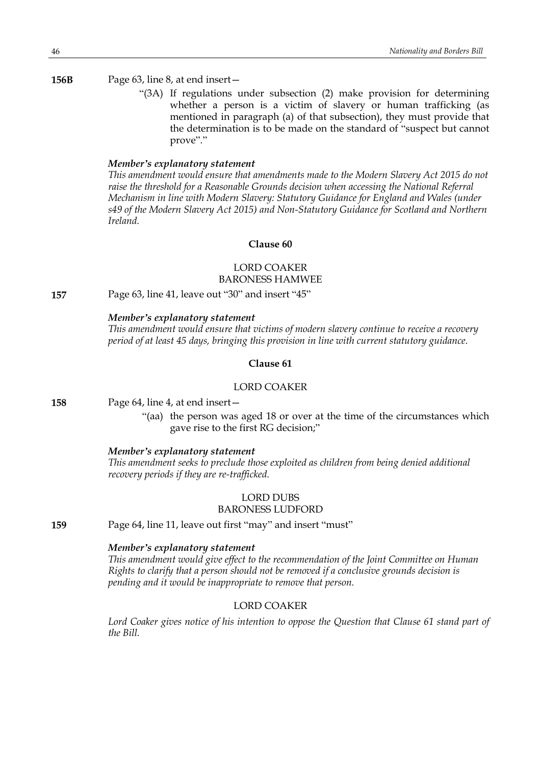**156B** Page 63, line 8, at end insert—

"(3A) If regulations under subsection (2) make provision for determining whether a person is a victim of slavery or human trafficking (as mentioned in paragraph (a) of that subsection), they must provide that the determination is to be made on the standard of "suspect but cannot prove"."

***Member's explanatory statement***

*This amendment would ensure that amendments made to the Modern Slavery Act 2015 do not raise the threshold for a Reasonable Grounds decision when accessing the National Referral Mechanism in line with Modern Slavery: Statutory Guidance for England and Wales (under s49 of the Modern Slavery Act 2015) and Non-Statutory Guidance for Scotland and Northern Ireland.*

**Clause 60**

LORD COAKER
BARONESS HAMWEE

**157** Page 63, line 41, leave out "30" and insert "45"

***Member's explanatory statement***

*This amendment would ensure that victims of modern slavery continue to receive a recovery period of at least 45 days, bringing this provision in line with current statutory guidance.*

**Clause 61**

LORD COAKER

**158** Page 64, line 4, at end insert—

"(aa) the person was aged 18 or over at the time of the circumstances which gave rise to the first RG decision;"

***Member's explanatory statement***

*This amendment seeks to preclude those exploited as children from being denied additional recovery periods if they are re-trafficked.*

LORD DUBS
BARONESS LUDFORD

**159** Page 64, line 11, leave out first "may" and insert "must"

***Member's explanatory statement***

*This amendment would give effect to the recommendation of the Joint Committee on Human Rights to clarify that a person should not be removed if a conclusive grounds decision is pending and it would be inappropriate to remove that person.*

LORD COAKER

*Lord Coaker gives notice of his intention to oppose the Question that Clause 61 stand part of the Bill.*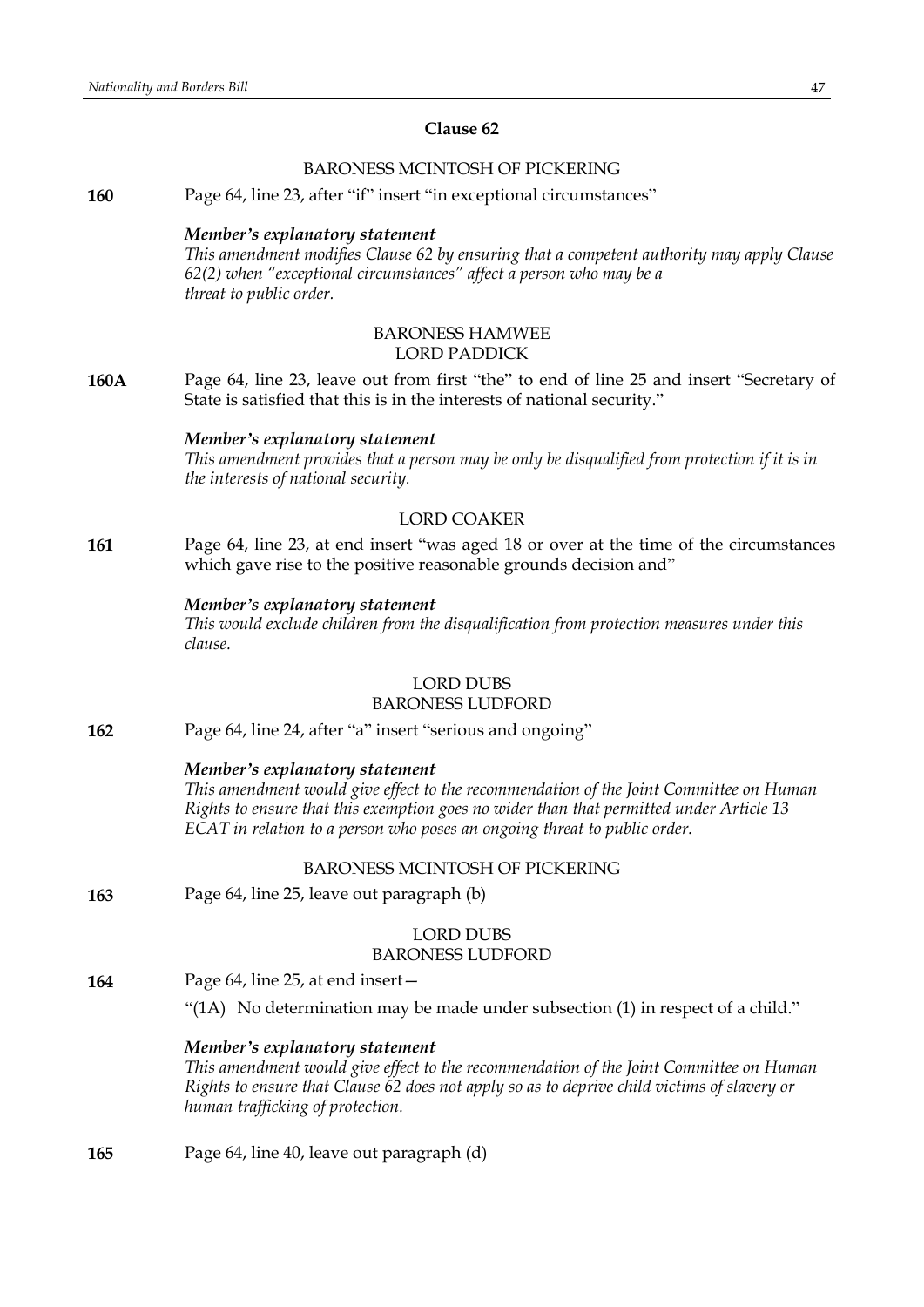## Clause 62

BARONESS MCINTOSH OF PICKERING

**160** Page 64, line 23, after "if" insert "in exceptional circumstances"

***Member's explanatory statement***

*This amendment modifies Clause 62 by ensuring that a competent authority may apply Clause 62(2) when "exceptional circumstances" affect a person who may be a threat to public order.*

BARONESS HAMWEE
LORD PADDICK

**160A** Page 64, line 23, leave out from first "the" to end of line 25 and insert "Secretary of State is satisfied that this is in the interests of national security."

***Member's explanatory statement***

*This amendment provides that a person may be only be disqualified from protection if it is in the interests of national security.*

LORD COAKER

**161** Page 64, line 23, at end insert "was aged 18 or over at the time of the circumstances which gave rise to the positive reasonable grounds decision and"

***Member's explanatory statement***

*This would exclude children from the disqualification from protection measures under this clause.*

LORD DUBS
BARONESS LUDFORD

**162** Page 64, line 24, after "a" insert "serious and ongoing"

***Member's explanatory statement***

*This amendment would give effect to the recommendation of the Joint Committee on Human Rights to ensure that this exemption goes no wider than that permitted under Article 13 ECAT in relation to a person who poses an ongoing threat to public order.*

BARONESS MCINTOSH OF PICKERING

**163** Page 64, line 25, leave out paragraph (b)

LORD DUBS
BARONESS LUDFORD

**164** Page 64, line 25, at end insert—

"(1A) No determination may be made under subsection (1) in respect of a child."

***Member's explanatory statement***

*This amendment would give effect to the recommendation of the Joint Committee on Human Rights to ensure that Clause 62 does not apply so as to deprive child victims of slavery or human trafficking of protection.*

**165** Page 64, line 40, leave out paragraph (d)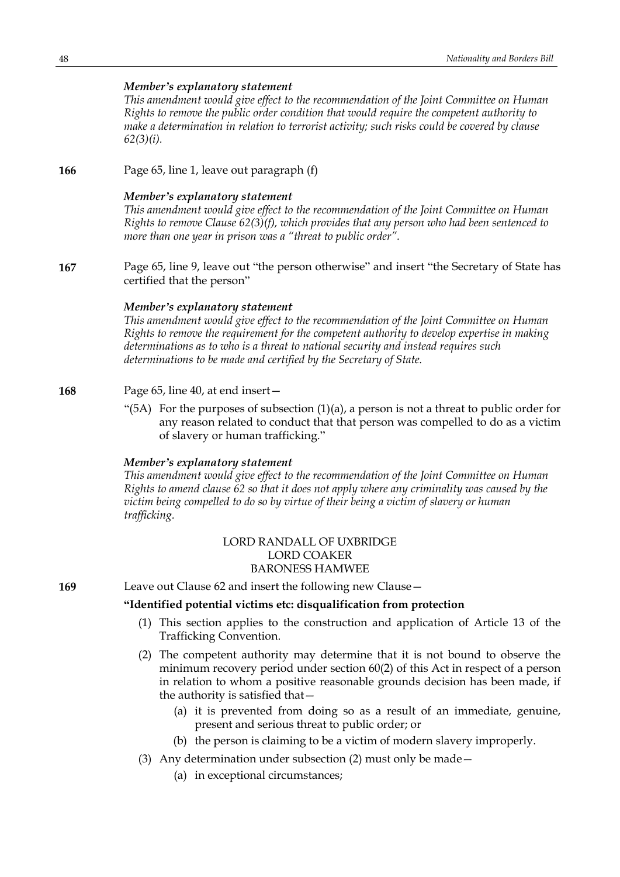*Member's explanatory statement*
*This amendment would give effect to the recommendation of the Joint Committee on Human Rights to remove the public order condition that would require the competent authority to make a determination in relation to terrorist activity; such risks could be covered by clause 62(3)(i).*

**166** Page 65, line 1, leave out paragraph (f)

*Member's explanatory statement*
*This amendment would give effect to the recommendation of the Joint Committee on Human Rights to remove Clause 62(3)(f), which provides that any person who had been sentenced to more than one year in prison was a "threat to public order".*

**167** Page 65, line 9, leave out "the person otherwise" and insert "the Secretary of State has certified that the person"

*Member's explanatory statement*
*This amendment would give effect to the recommendation of the Joint Committee on Human Rights to remove the requirement for the competent authority to develop expertise in making determinations as to who is a threat to national security and instead requires such determinations to be made and certified by the Secretary of State.*

**168** Page 65, line 40, at end insert—

"(5A) For the purposes of subsection (1)(a), a person is not a threat to public order for any reason related to conduct that that person was compelled to do as a victim of slavery or human trafficking."

*Member's explanatory statement*
*This amendment would give effect to the recommendation of the Joint Committee on Human Rights to amend clause 62 so that it does not apply where any criminality was caused by the victim being compelled to do so by virtue of their being a victim of slavery or human trafficking.*

LORD RANDALL OF UXBRIDGE
LORD COAKER
BARONESS HAMWEE

**169** Leave out Clause 62 and insert the following new Clause—

**"Identified potential victims etc: disqualification from protection**

(1) This section applies to the construction and application of Article 13 of the Trafficking Convention.

(2) The competent authority may determine that it is not bound to observe the minimum recovery period under section 60(2) of this Act in respect of a person in relation to whom a positive reasonable grounds decision has been made, if the authority is satisfied that—

(a) it is prevented from doing so as a result of an immediate, genuine, present and serious threat to public order; or

(b) the person is claiming to be a victim of modern slavery improperly.

(3) Any determination under subsection (2) must only be made—

(a) in exceptional circumstances;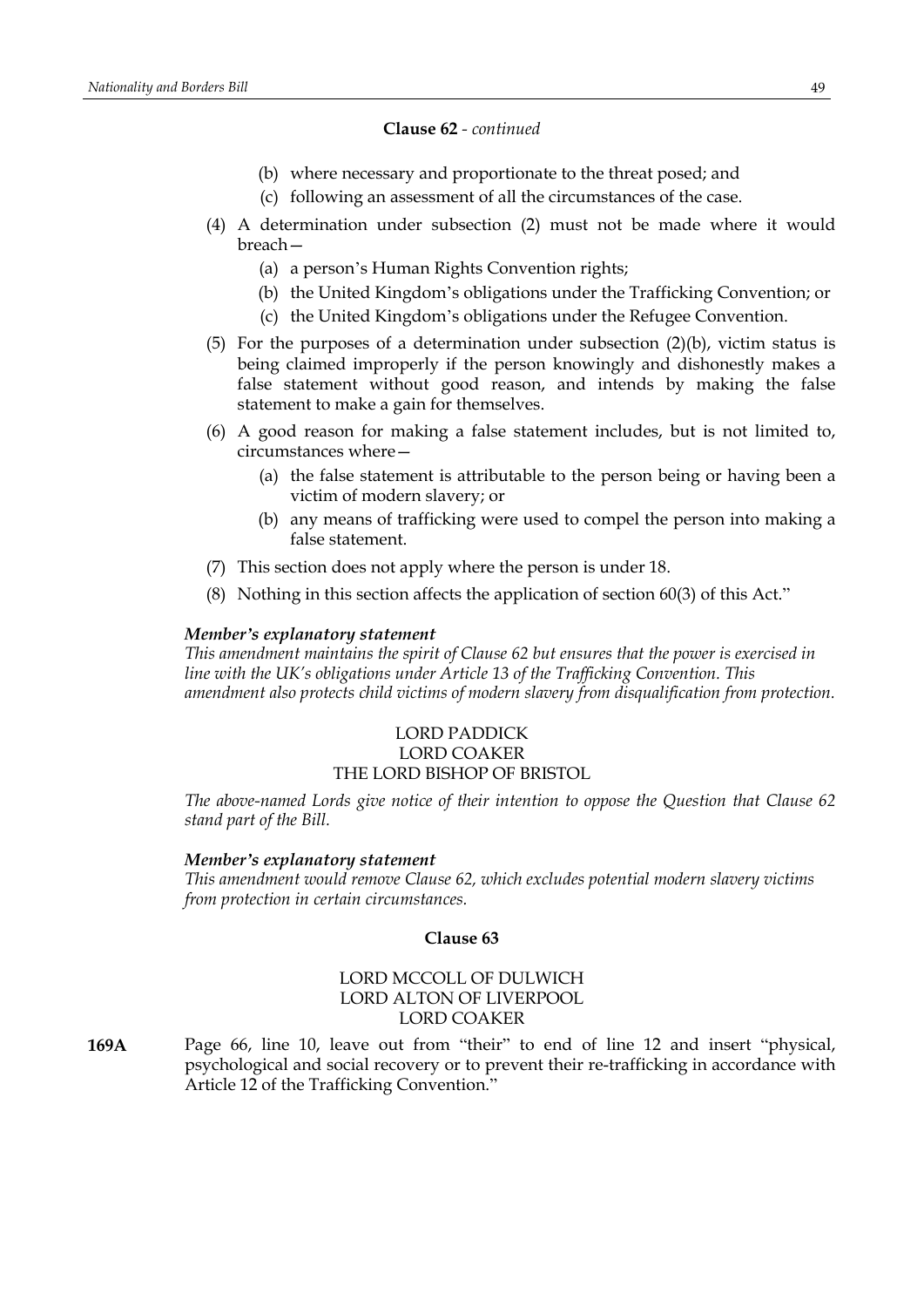**Clause 62** - *continued*

(b) where necessary and proportionate to the threat posed; and

(c) following an assessment of all the circumstances of the case.

(4) A determination under subsection (2) must not be made where it would breach—

(a) a person's Human Rights Convention rights;

(b) the United Kingdom's obligations under the Trafficking Convention; or

(c) the United Kingdom's obligations under the Refugee Convention.

(5) For the purposes of a determination under subsection (2)(b), victim status is being claimed improperly if the person knowingly and dishonestly makes a false statement without good reason, and intends by making the false statement to make a gain for themselves.

(6) A good reason for making a false statement includes, but is not limited to, circumstances where—

(a) the false statement is attributable to the person being or having been a victim of modern slavery; or

(b) any means of trafficking were used to compel the person into making a false statement.

(7) This section does not apply where the person is under 18.

(8) Nothing in this section affects the application of section 60(3) of this Act."

***Member's explanatory statement***

*This amendment maintains the spirit of Clause 62 but ensures that the power is exercised in line with the UK's obligations under Article 13 of the Trafficking Convention. This amendment also protects child victims of modern slavery from disqualification from protection.*

LORD PADDICK
LORD COAKER
THE LORD BISHOP OF BRISTOL

*The above-named Lords give notice of their intention to oppose the Question that Clause 62 stand part of the Bill.*

***Member's explanatory statement***

*This amendment would remove Clause 62, which excludes potential modern slavery victims from protection in certain circumstances.*

**Clause 63**

LORD MCCOLL OF DULWICH
LORD ALTON OF LIVERPOOL
LORD COAKER

**169A** Page 66, line 10, leave out from "their" to end of line 12 and insert "physical, psychological and social recovery or to prevent their re-trafficking in accordance with Article 12 of the Trafficking Convention."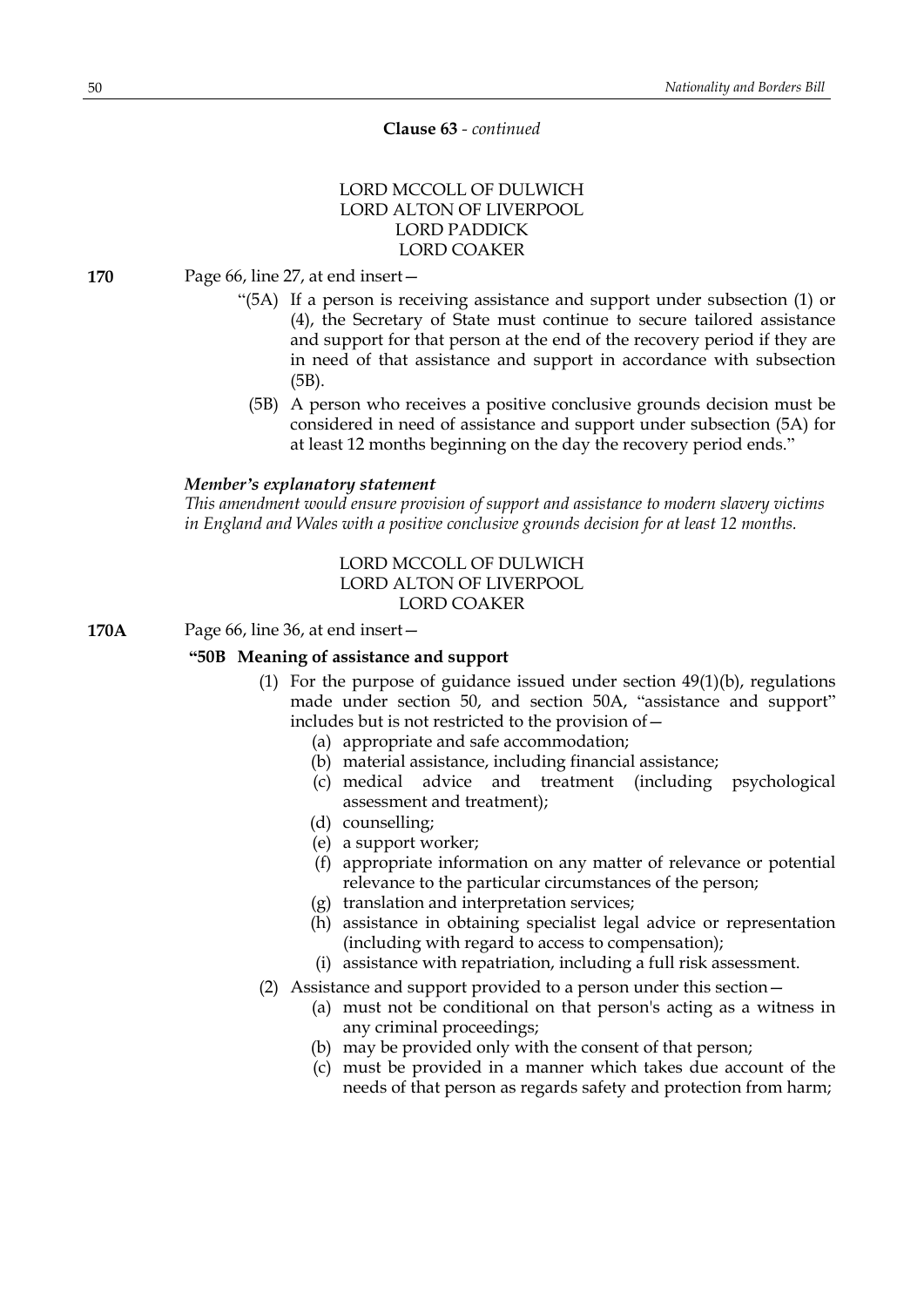**Clause 63** - *continued*

LORD MCCOLL OF DULWICH
LORD ALTON OF LIVERPOOL
LORD PADDICK
LORD COAKER

**170** Page 66, line 27, at end insert—

"(5A) If a person is receiving assistance and support under subsection (1) or (4), the Secretary of State must continue to secure tailored assistance and support for that person at the end of the recovery period if they are in need of that assistance and support in accordance with subsection (5B).

(5B) A person who receives a positive conclusive grounds decision must be considered in need of assistance and support under subsection (5A) for at least 12 months beginning on the day the recovery period ends."

***Member's explanatory statement***

*This amendment would ensure provision of support and assistance to modern slavery victims in England and Wales with a positive conclusive grounds decision for at least 12 months.*

LORD MCCOLL OF DULWICH
LORD ALTON OF LIVERPOOL
LORD COAKER

**170A** Page 66, line 36, at end insert—

**"50B Meaning of assistance and support**

(1) For the purpose of guidance issued under section 49(1)(b), regulations made under section 50, and section 50A, "assistance and support" includes but is not restricted to the provision of—

(a) appropriate and safe accommodation;

(b) material assistance, including financial assistance;

(c) medical advice and treatment (including psychological assessment and treatment);

(d) counselling;

(e) a support worker;

(f) appropriate information on any matter of relevance or potential relevance to the particular circumstances of the person;

(g) translation and interpretation services;

(h) assistance in obtaining specialist legal advice or representation (including with regard to access to compensation);

(i) assistance with repatriation, including a full risk assessment.

(2) Assistance and support provided to a person under this section—

(a) must not be conditional on that person's acting as a witness in any criminal proceedings;

(b) may be provided only with the consent of that person;

(c) must be provided in a manner which takes due account of the needs of that person as regards safety and protection from harm;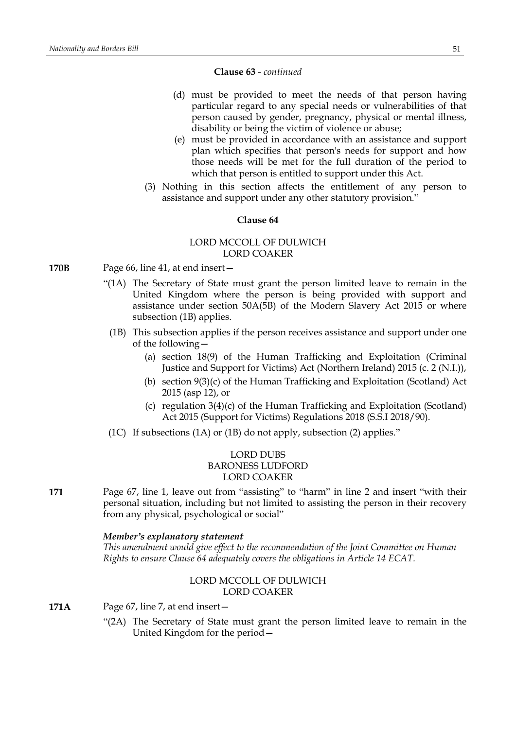**Clause 63** - *continued*

(d) must be provided to meet the needs of that person having particular regard to any special needs or vulnerabilities of that person caused by gender, pregnancy, physical or mental illness, disability or being the victim of violence or abuse;

(e) must be provided in accordance with an assistance and support plan which specifies that person's needs for support and how those needs will be met for the full duration of the period to which that person is entitled to support under this Act.

(3) Nothing in this section affects the entitlement of any person to assistance and support under any other statutory provision."

**Clause 64**

LORD MCCOLL OF DULWICH
LORD COAKER

**170B** Page 66, line 41, at end insert—

"(1A) The Secretary of State must grant the person limited leave to remain in the United Kingdom where the person is being provided with support and assistance under section 50A(5B) of the Modern Slavery Act 2015 or where subsection (1B) applies.

(1B) This subsection applies if the person receives assistance and support under one of the following—

(a) section 18(9) of the Human Trafficking and Exploitation (Criminal Justice and Support for Victims) Act (Northern Ireland) 2015 (c. 2 (N.I.)),

(b) section 9(3)(c) of the Human Trafficking and Exploitation (Scotland) Act 2015 (asp 12), or

(c) regulation 3(4)(c) of the Human Trafficking and Exploitation (Scotland) Act 2015 (Support for Victims) Regulations 2018 (S.S.I 2018/90).

(1C) If subsections (1A) or (1B) do not apply, subsection (2) applies."

LORD DUBS
BARONESS LUDFORD
LORD COAKER

**171** Page 67, line 1, leave out from "assisting" to "harm" in line 2 and insert "with their personal situation, including but not limited to assisting the person in their recovery from any physical, psychological or social"

***Member's explanatory statement***
*This amendment would give effect to the recommendation of the Joint Committee on Human Rights to ensure Clause 64 adequately covers the obligations in Article 14 ECAT.*

LORD MCCOLL OF DULWICH
LORD COAKER

**171A** Page 67, line 7, at end insert—

"(2A) The Secretary of State must grant the person limited leave to remain in the United Kingdom for the period—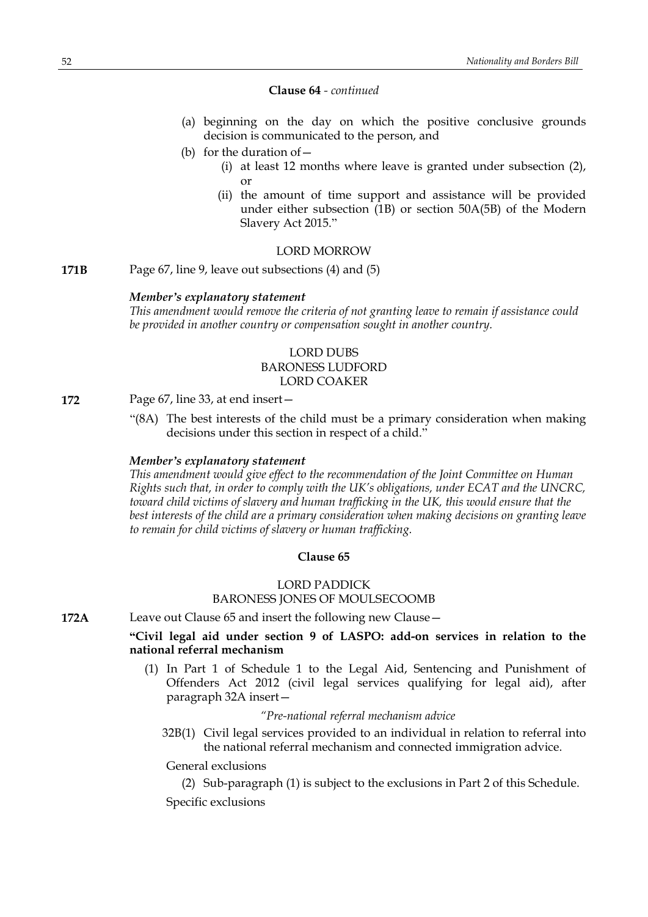**Clause 64** - *continued*

(a) beginning on the day on which the positive conclusive grounds decision is communicated to the person, and

(b) for the duration of—

(i) at least 12 months where leave is granted under subsection (2), or

(ii) the amount of time support and assistance will be provided under either subsection (1B) or section 50A(5B) of the Modern Slavery Act 2015."

LORD MORROW

**171B** Page 67, line 9, leave out subsections (4) and (5)

***Member's explanatory statement***

*This amendment would remove the criteria of not granting leave to remain if assistance could be provided in another country or compensation sought in another country.*

LORD DUBS
BARONESS LUDFORD
LORD COAKER

**172** Page 67, line 33, at end insert—

"(8A) The best interests of the child must be a primary consideration when making decisions under this section in respect of a child."

***Member's explanatory statement***

*This amendment would give effect to the recommendation of the Joint Committee on Human Rights such that, in order to comply with the UK's obligations, under ECAT and the UNCRC, toward child victims of slavery and human trafficking in the UK, this would ensure that the best interests of the child are a primary consideration when making decisions on granting leave to remain for child victims of slavery or human trafficking.*

**Clause 65**

LORD PADDICK
BARONESS JONES OF MOULSECOOMB

**172A** Leave out Clause 65 and insert the following new Clause—

**"Civil legal aid under section 9 of LASPO: add-on services in relation to the national referral mechanism**

(1) In Part 1 of Schedule 1 to the Legal Aid, Sentencing and Punishment of Offenders Act 2012 (civil legal services qualifying for legal aid), after paragraph 32A insert—

*"Pre-national referral mechanism advice*

32B(1) Civil legal services provided to an individual in relation to referral into the national referral mechanism and connected immigration advice.

General exclusions

(2) Sub-paragraph (1) is subject to the exclusions in Part 2 of this Schedule.

Specific exclusions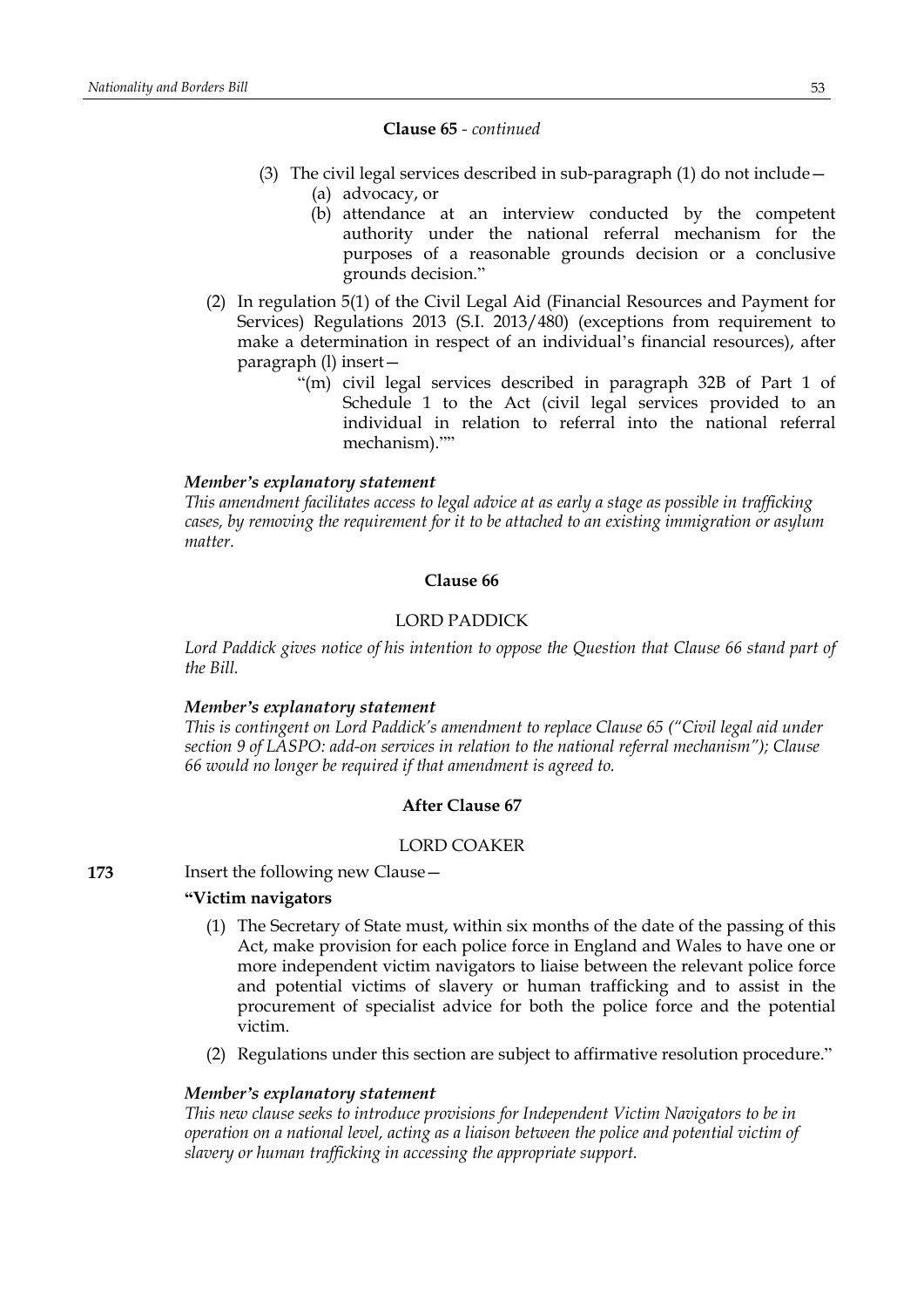**Clause 65** - *continued*

(3) The civil legal services described in sub-paragraph (1) do not include—

(a) advocacy, or

(b) attendance at an interview conducted by the competent authority under the national referral mechanism for the purposes of a reasonable grounds decision or a conclusive grounds decision."

(2) In regulation 5(1) of the Civil Legal Aid (Financial Resources and Payment for Services) Regulations 2013 (S.I. 2013/480) (exceptions from requirement to make a determination in respect of an individual's financial resources), after paragraph (l) insert—

"(m) civil legal services described in paragraph 32B of Part 1 of Schedule 1 to the Act (civil legal services provided to an individual in relation to referral into the national referral mechanism).""

***Member's explanatory statement***

*This amendment facilitates access to legal advice at as early a stage as possible in trafficking cases, by removing the requirement for it to be attached to an existing immigration or asylum matter.*

**Clause 66**

LORD PADDICK

*Lord Paddick gives notice of his intention to oppose the Question that Clause 66 stand part of the Bill.*

***Member's explanatory statement***

*This is contingent on Lord Paddick's amendment to replace Clause 65 ("Civil legal aid under section 9 of LASPO: add-on services in relation to the national referral mechanism"); Clause 66 would no longer be required if that amendment is agreed to.*

**After Clause 67**

LORD COAKER

**173** Insert the following new Clause—

**"Victim navigators**

(1) The Secretary of State must, within six months of the date of the passing of this Act, make provision for each police force in England and Wales to have one or more independent victim navigators to liaise between the relevant police force and potential victims of slavery or human trafficking and to assist in the procurement of specialist advice for both the police force and the potential victim.

(2) Regulations under this section are subject to affirmative resolution procedure."

***Member's explanatory statement***

*This new clause seeks to introduce provisions for Independent Victim Navigators to be in operation on a national level, acting as a liaison between the police and potential victim of slavery or human trafficking in accessing the appropriate support.*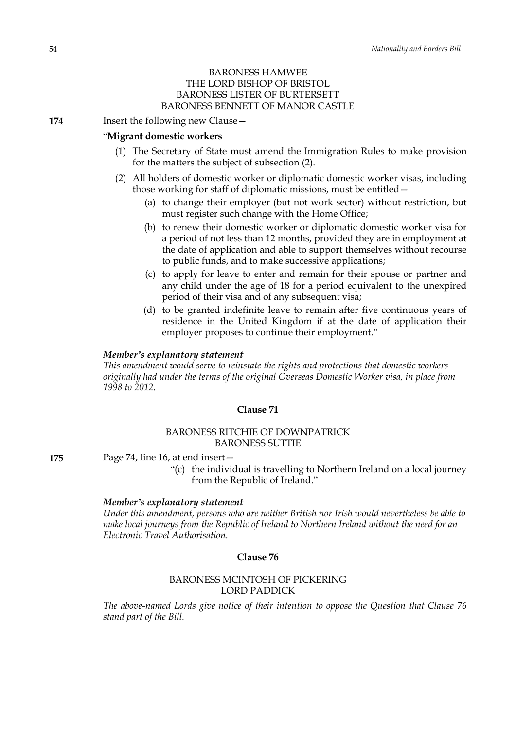BARONESS HAMWEE
THE LORD BISHOP OF BRISTOL
BARONESS LISTER OF BURTERSETT
BARONESS BENNETT OF MANOR CASTLE

**174** Insert the following new Clause—

"**Migrant domestic workers**

(1) The Secretary of State must amend the Immigration Rules to make provision for the matters the subject of subsection (2).

(2) All holders of domestic worker or diplomatic domestic worker visas, including those working for staff of diplomatic missions, must be entitled—

(a) to change their employer (but not work sector) without restriction, but must register such change with the Home Office;

(b) to renew their domestic worker or diplomatic domestic worker visa for a period of not less than 12 months, provided they are in employment at the date of application and able to support themselves without recourse to public funds, and to make successive applications;

(c) to apply for leave to enter and remain for their spouse or partner and any child under the age of 18 for a period equivalent to the unexpired period of their visa and of any subsequent visa;

(d) to be granted indefinite leave to remain after five continuous years of residence in the United Kingdom if at the date of application their employer proposes to continue their employment."

***Member's explanatory statement***

*This amendment would serve to reinstate the rights and protections that domestic workers originally had under the terms of the original Overseas Domestic Worker visa, in place from 1998 to 2012.*

## Clause 71

BARONESS RITCHIE OF DOWNPATRICK
BARONESS SUTTIE

**175** Page 74, line 16, at end insert—

"(c) the individual is travelling to Northern Ireland on a local journey from the Republic of Ireland."

***Member's explanatory statement***

*Under this amendment, persons who are neither British nor Irish would nevertheless be able to make local journeys from the Republic of Ireland to Northern Ireland without the need for an Electronic Travel Authorisation.*

## Clause 76

BARONESS MCINTOSH OF PICKERING
LORD PADDICK

*The above-named Lords give notice of their intention to oppose the Question that Clause 76 stand part of the Bill.*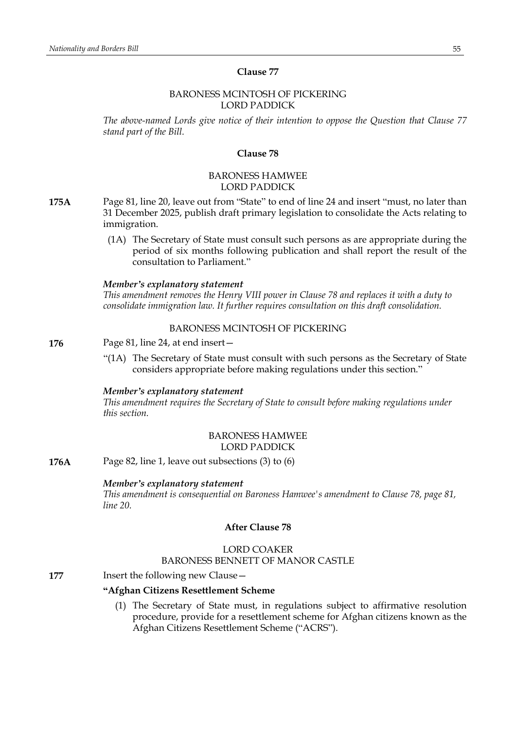### Clause 77

BARONESS MCINTOSH OF PICKERING
LORD PADDICK

*The above-named Lords give notice of their intention to oppose the Question that Clause 77 stand part of the Bill.*

### Clause 78

BARONESS HAMWEE
LORD PADDICK

**175A** Page 81, line 20, leave out from "State" to end of line 24 and insert "must, no later than 31 December 2025, publish draft primary legislation to consolidate the Acts relating to immigration.

(1A) The Secretary of State must consult such persons as are appropriate during the period of six months following publication and shall report the result of the consultation to Parliament."

***Member's explanatory statement***
*This amendment removes the Henry VIII power in Clause 78 and replaces it with a duty to consolidate immigration law. It further requires consultation on this draft consolidation.*

BARONESS MCINTOSH OF PICKERING

**176** Page 81, line 24, at end insert—

"(1A) The Secretary of State must consult with such persons as the Secretary of State considers appropriate before making regulations under this section."

***Member's explanatory statement***
*This amendment requires the Secretary of State to consult before making regulations under this section.*

BARONESS HAMWEE
LORD PADDICK

**176A** Page 82, line 1, leave out subsections (3) to (6)

***Member's explanatory statement***
*This amendment is consequential on Baroness Hamwee's amendment to Clause 78, page 81, line 20.*

### After Clause 78

LORD COAKER
BARONESS BENNETT OF MANOR CASTLE

**177** Insert the following new Clause—

**"Afghan Citizens Resettlement Scheme**

(1) The Secretary of State must, in regulations subject to affirmative resolution procedure, provide for a resettlement scheme for Afghan citizens known as the Afghan Citizens Resettlement Scheme ("ACRS").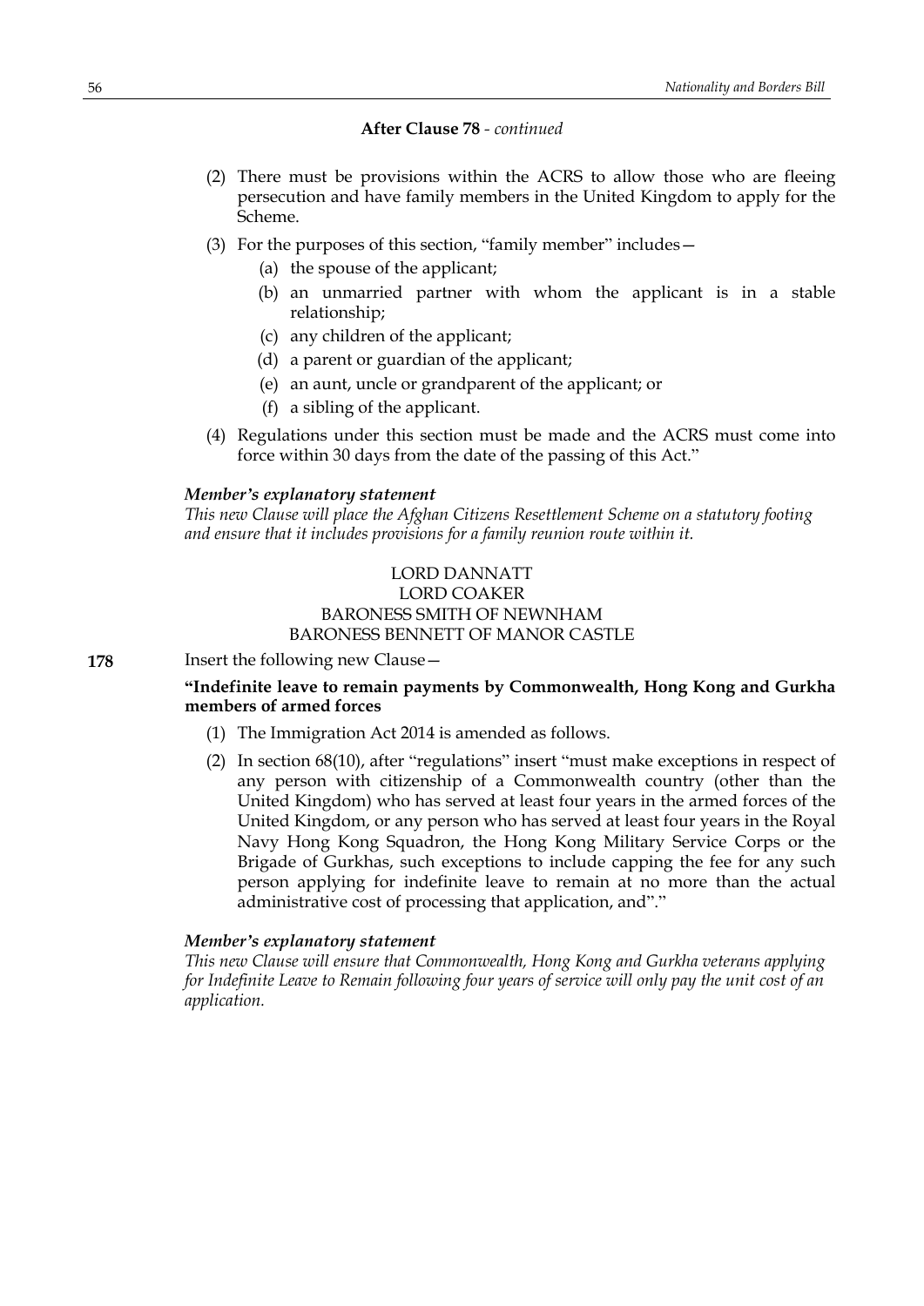**After Clause 78** - *continued*

(2) There must be provisions within the ACRS to allow those who are fleeing persecution and have family members in the United Kingdom to apply for the Scheme.

(3) For the purposes of this section, "family member" includes—

(a) the spouse of the applicant;

(b) an unmarried partner with whom the applicant is in a stable relationship;

(c) any children of the applicant;

(d) a parent or guardian of the applicant;

(e) an aunt, uncle or grandparent of the applicant; or

(f) a sibling of the applicant.

(4) Regulations under this section must be made and the ACRS must come into force within 30 days from the date of the passing of this Act."

***Member's explanatory statement***

*This new Clause will place the Afghan Citizens Resettlement Scheme on a statutory footing and ensure that it includes provisions for a family reunion route within it.*

LORD DANNATT
LORD COAKER
BARONESS SMITH OF NEWNHAM
BARONESS BENNETT OF MANOR CASTLE

**178** Insert the following new Clause—

**"Indefinite leave to remain payments by Commonwealth, Hong Kong and Gurkha members of armed forces**

(1) The Immigration Act 2014 is amended as follows.

(2) In section 68(10), after "regulations" insert "must make exceptions in respect of any person with citizenship of a Commonwealth country (other than the United Kingdom) who has served at least four years in the armed forces of the United Kingdom, or any person who has served at least four years in the Royal Navy Hong Kong Squadron, the Hong Kong Military Service Corps or the Brigade of Gurkhas, such exceptions to include capping the fee for any such person applying for indefinite leave to remain at no more than the actual administrative cost of processing that application, and"."

***Member's explanatory statement***

*This new Clause will ensure that Commonwealth, Hong Kong and Gurkha veterans applying for Indefinite Leave to Remain following four years of service will only pay the unit cost of an application.*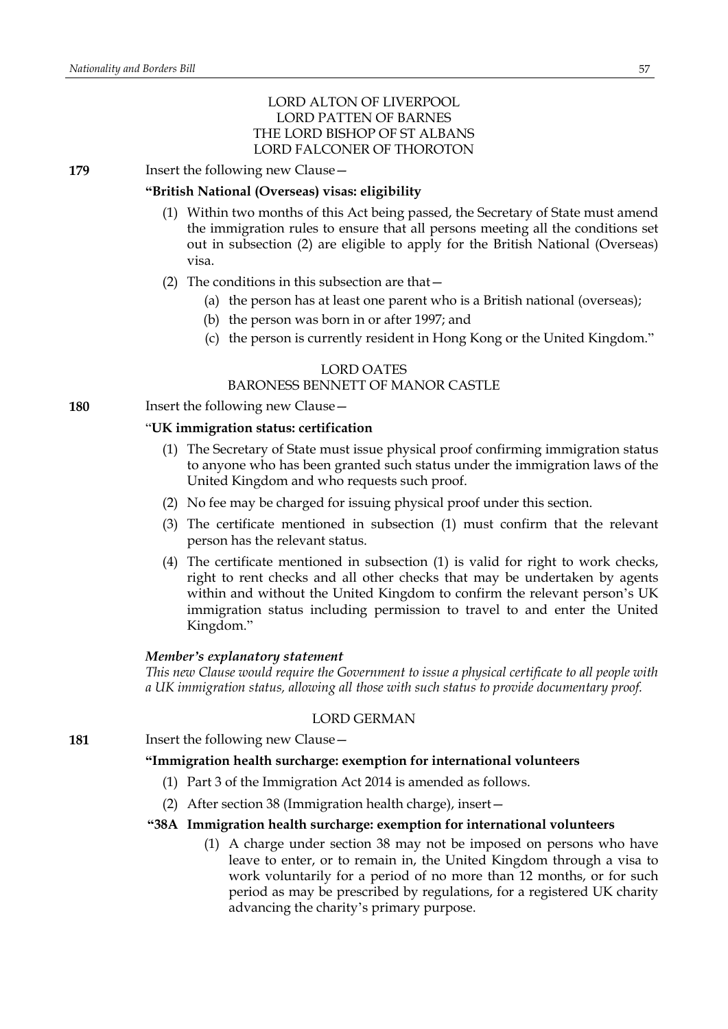LORD ALTON OF LIVERPOOL
LORD PATTEN OF BARNES
THE LORD BISHOP OF ST ALBANS
LORD FALCONER OF THOROTON

**179** Insert the following new Clause—

**"British National (Overseas) visas: eligibility**

(1) Within two months of this Act being passed, the Secretary of State must amend the immigration rules to ensure that all persons meeting all the conditions set out in subsection (2) are eligible to apply for the British National (Overseas) visa.

(2) The conditions in this subsection are that—

(a) the person has at least one parent who is a British national (overseas);

(b) the person was born in or after 1997; and

(c) the person is currently resident in Hong Kong or the United Kingdom."

LORD OATES
BARONESS BENNETT OF MANOR CASTLE

**180** Insert the following new Clause—

"**UK immigration status: certification**

(1) The Secretary of State must issue physical proof confirming immigration status to anyone who has been granted such status under the immigration laws of the United Kingdom and who requests such proof.

(2) No fee may be charged for issuing physical proof under this section.

(3) The certificate mentioned in subsection (1) must confirm that the relevant person has the relevant status.

(4) The certificate mentioned in subsection (1) is valid for right to work checks, right to rent checks and all other checks that may be undertaken by agents within and without the United Kingdom to confirm the relevant person's UK immigration status including permission to travel to and enter the United Kingdom."

***Member's explanatory statement***

*This new Clause would require the Government to issue a physical certificate to all people with a UK immigration status, allowing all those with such status to provide documentary proof.*

LORD GERMAN

**181** Insert the following new Clause—

**"Immigration health surcharge: exemption for international volunteers**

(1) Part 3 of the Immigration Act 2014 is amended as follows.

(2) After section 38 (Immigration health charge), insert—

**"38A Immigration health surcharge: exemption for international volunteers**

(1) A charge under section 38 may not be imposed on persons who have leave to enter, or to remain in, the United Kingdom through a visa to work voluntarily for a period of no more than 12 months, or for such period as may be prescribed by regulations, for a registered UK charity advancing the charity's primary purpose.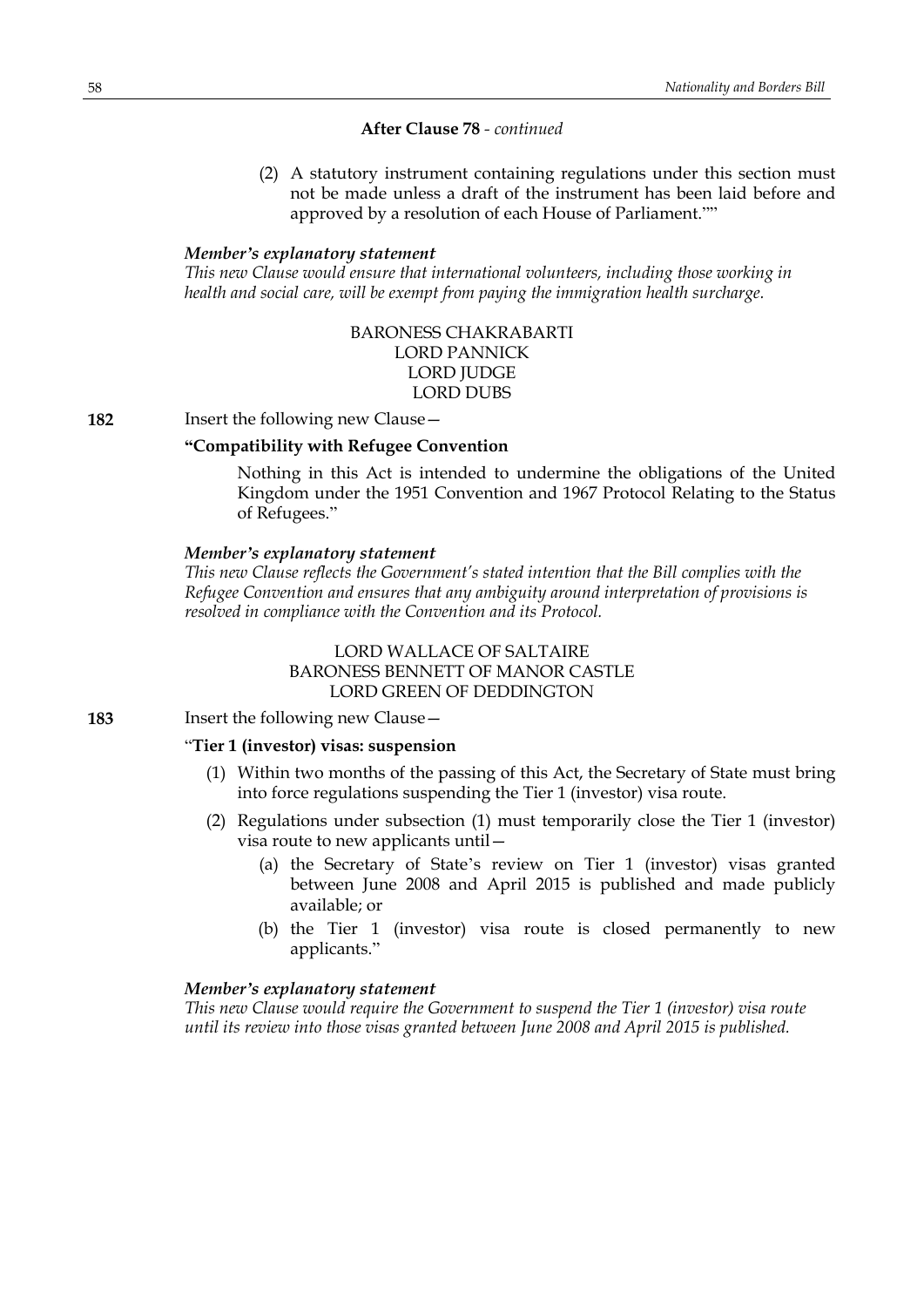**After Clause 78** - *continued*

(2) A statutory instrument containing regulations under this section must not be made unless a draft of the instrument has been laid before and approved by a resolution of each House of Parliament.""

***Member's explanatory statement***

*This new Clause would ensure that international volunteers, including those working in health and social care, will be exempt from paying the immigration health surcharge.*

BARONESS CHAKRABARTI
LORD PANNICK
LORD JUDGE
LORD DUBS

**182** Insert the following new Clause—

**"Compatibility with Refugee Convention**

Nothing in this Act is intended to undermine the obligations of the United Kingdom under the 1951 Convention and 1967 Protocol Relating to the Status of Refugees."

***Member's explanatory statement***

*This new Clause reflects the Government's stated intention that the Bill complies with the Refugee Convention and ensures that any ambiguity around interpretation of provisions is resolved in compliance with the Convention and its Protocol.*

LORD WALLACE OF SALTAIRE
BARONESS BENNETT OF MANOR CASTLE
LORD GREEN OF DEDDINGTON

**183** Insert the following new Clause—

"**Tier 1 (investor) visas: suspension**

(1) Within two months of the passing of this Act, the Secretary of State must bring into force regulations suspending the Tier 1 (investor) visa route.

(2) Regulations under subsection (1) must temporarily close the Tier 1 (investor) visa route to new applicants until—

(a) the Secretary of State's review on Tier 1 (investor) visas granted between June 2008 and April 2015 is published and made publicly available; or

(b) the Tier 1 (investor) visa route is closed permanently to new applicants."

***Member's explanatory statement***

*This new Clause would require the Government to suspend the Tier 1 (investor) visa route until its review into those visas granted between June 2008 and April 2015 is published.*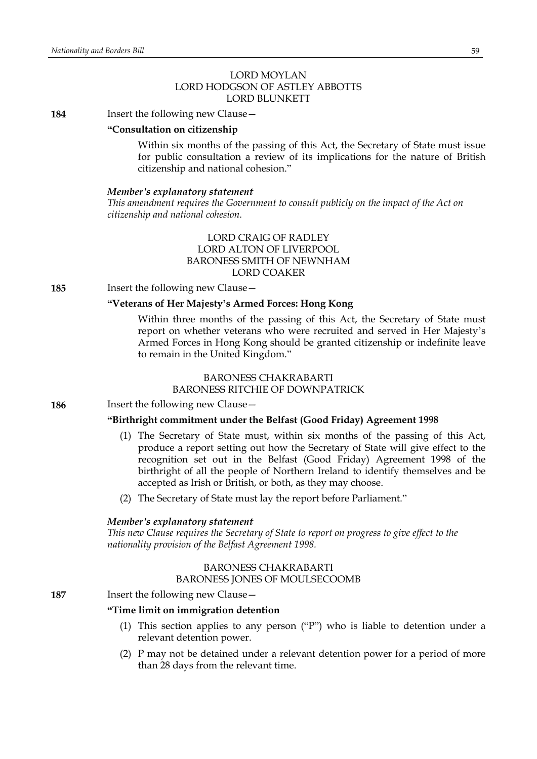LORD MOYLAN
LORD HODGSON OF ASTLEY ABBOTTS
LORD BLUNKETT

**184** Insert the following new Clause—

**"Consultation on citizenship**

Within six months of the passing of this Act, the Secretary of State must issue for public consultation a review of its implications for the nature of British citizenship and national cohesion."

***Member's explanatory statement***

*This amendment requires the Government to consult publicly on the impact of the Act on citizenship and national cohesion.*

LORD CRAIG OF RADLEY
LORD ALTON OF LIVERPOOL
BARONESS SMITH OF NEWNHAM
LORD COAKER

**185** Insert the following new Clause—

**"Veterans of Her Majesty's Armed Forces: Hong Kong**

Within three months of the passing of this Act, the Secretary of State must report on whether veterans who were recruited and served in Her Majesty's Armed Forces in Hong Kong should be granted citizenship or indefinite leave to remain in the United Kingdom."

BARONESS CHAKRABARTI
BARONESS RITCHIE OF DOWNPATRICK

**186** Insert the following new Clause—

**"Birthright commitment under the Belfast (Good Friday) Agreement 1998**

(1) The Secretary of State must, within six months of the passing of this Act, produce a report setting out how the Secretary of State will give effect to the recognition set out in the Belfast (Good Friday) Agreement 1998 of the birthright of all the people of Northern Ireland to identify themselves and be accepted as Irish or British, or both, as they may choose.

(2) The Secretary of State must lay the report before Parliament."

***Member's explanatory statement***

*This new Clause requires the Secretary of State to report on progress to give effect to the nationality provision of the Belfast Agreement 1998.*

BARONESS CHAKRABARTI
BARONESS JONES OF MOULSECOOMB

**187** Insert the following new Clause—

**"Time limit on immigration detention**

(1) This section applies to any person ("P") who is liable to detention under a relevant detention power.

(2) P may not be detained under a relevant detention power for a period of more than 28 days from the relevant time.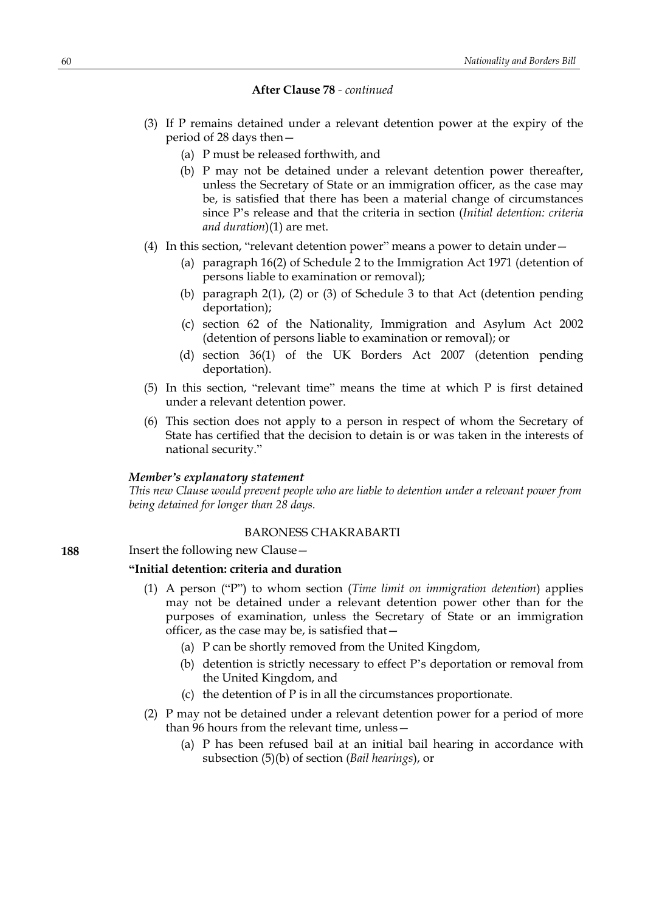**After Clause 78** - *continued*

(3) If P remains detained under a relevant detention power at the expiry of the period of 28 days then—

(a) P must be released forthwith, and

(b) P may not be detained under a relevant detention power thereafter, unless the Secretary of State or an immigration officer, as the case may be, is satisfied that there has been a material change of circumstances since P's release and that the criteria in section (*Initial detention: criteria and duration*)(1) are met.

(4) In this section, "relevant detention power" means a power to detain under—

(a) paragraph 16(2) of Schedule 2 to the Immigration Act 1971 (detention of persons liable to examination or removal);

(b) paragraph 2(1), (2) or (3) of Schedule 3 to that Act (detention pending deportation);

(c) section 62 of the Nationality, Immigration and Asylum Act 2002 (detention of persons liable to examination or removal); or

(d) section 36(1) of the UK Borders Act 2007 (detention pending deportation).

(5) In this section, "relevant time" means the time at which P is first detained under a relevant detention power.

(6) This section does not apply to a person in respect of whom the Secretary of State has certified that the decision to detain is or was taken in the interests of national security."

***Member's explanatory statement***

*This new Clause would prevent people who are liable to detention under a relevant power from being detained for longer than 28 days.*

BARONESS CHAKRABARTI

**188** Insert the following new Clause—

**"Initial detention: criteria and duration**

(1) A person ("P") to whom section (*Time limit on immigration detention*) applies may not be detained under a relevant detention power other than for the purposes of examination, unless the Secretary of State or an immigration officer, as the case may be, is satisfied that—

(a) P can be shortly removed from the United Kingdom,

(b) detention is strictly necessary to effect P's deportation or removal from the United Kingdom, and

(c) the detention of P is in all the circumstances proportionate.

(2) P may not be detained under a relevant detention power for a period of more than 96 hours from the relevant time, unless—

(a) P has been refused bail at an initial bail hearing in accordance with subsection (5)(b) of section (*Bail hearings*), or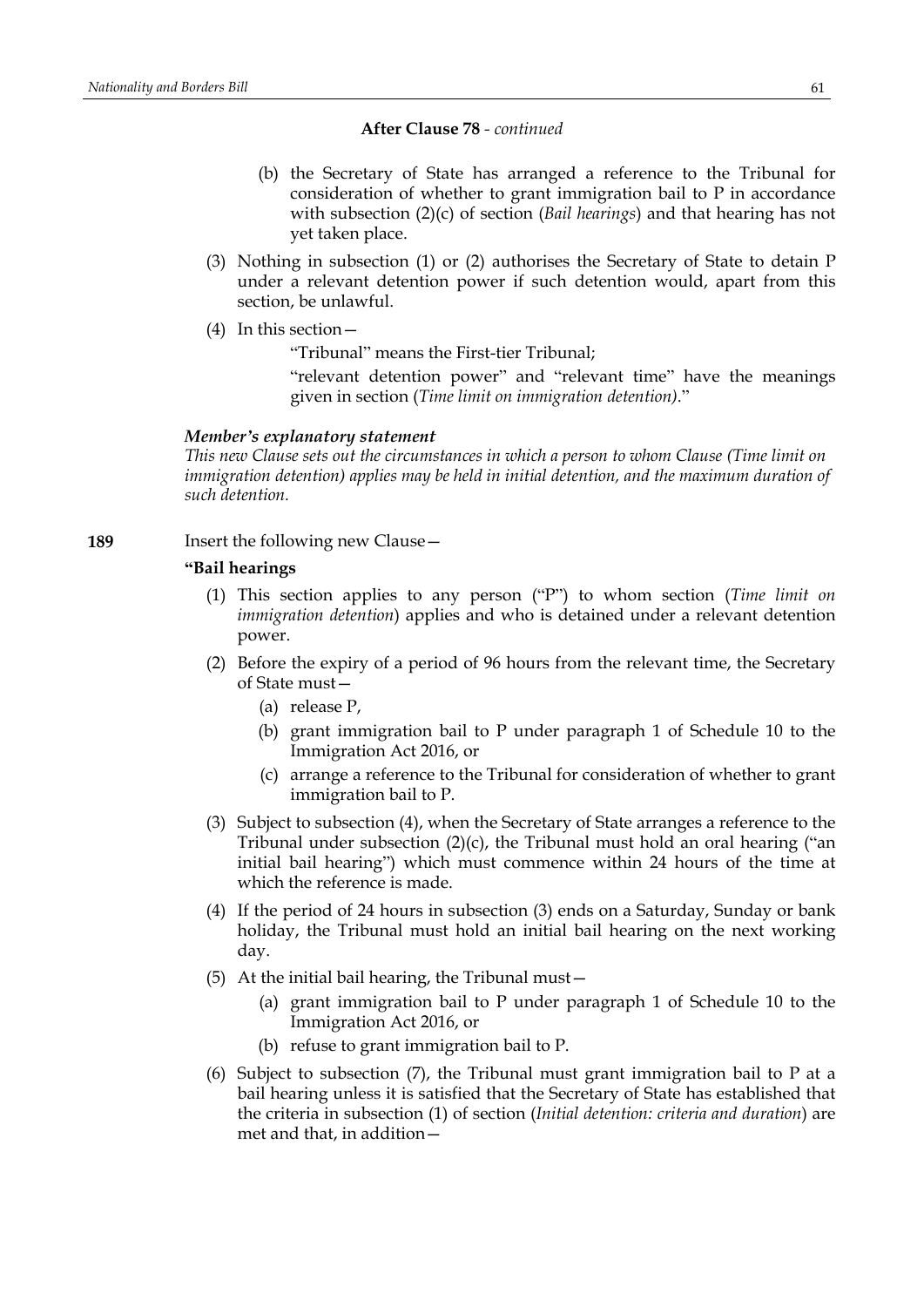**After Clause 78** - *continued*

(b) the Secretary of State has arranged a reference to the Tribunal for consideration of whether to grant immigration bail to P in accordance with subsection (2)(c) of section (*Bail hearings*) and that hearing has not yet taken place.

(3) Nothing in subsection (1) or (2) authorises the Secretary of State to detain P under a relevant detention power if such detention would, apart from this section, be unlawful.

(4) In this section—

"Tribunal" means the First-tier Tribunal;

"relevant detention power" and "relevant time" have the meanings given in section (*Time limit on immigration detention)*."

***Member's explanatory statement***

*This new Clause sets out the circumstances in which a person to whom Clause (Time limit on immigration detention) applies may be held in initial detention, and the maximum duration of such detention.*

**189** Insert the following new Clause—

**"Bail hearings**

(1) This section applies to any person ("P") to whom section (*Time limit on immigration detention*) applies and who is detained under a relevant detention power.

(2) Before the expiry of a period of 96 hours from the relevant time, the Secretary of State must—

(a) release P,

(b) grant immigration bail to P under paragraph 1 of Schedule 10 to the Immigration Act 2016, or

(c) arrange a reference to the Tribunal for consideration of whether to grant immigration bail to P.

(3) Subject to subsection (4), when the Secretary of State arranges a reference to the Tribunal under subsection (2)(c), the Tribunal must hold an oral hearing ("an initial bail hearing") which must commence within 24 hours of the time at which the reference is made.

(4) If the period of 24 hours in subsection (3) ends on a Saturday, Sunday or bank holiday, the Tribunal must hold an initial bail hearing on the next working day.

(5) At the initial bail hearing, the Tribunal must—

(a) grant immigration bail to P under paragraph 1 of Schedule 10 to the Immigration Act 2016, or

(b) refuse to grant immigration bail to P.

(6) Subject to subsection (7), the Tribunal must grant immigration bail to P at a bail hearing unless it is satisfied that the Secretary of State has established that the criteria in subsection (1) of section (*Initial detention: criteria and duration*) are met and that, in addition—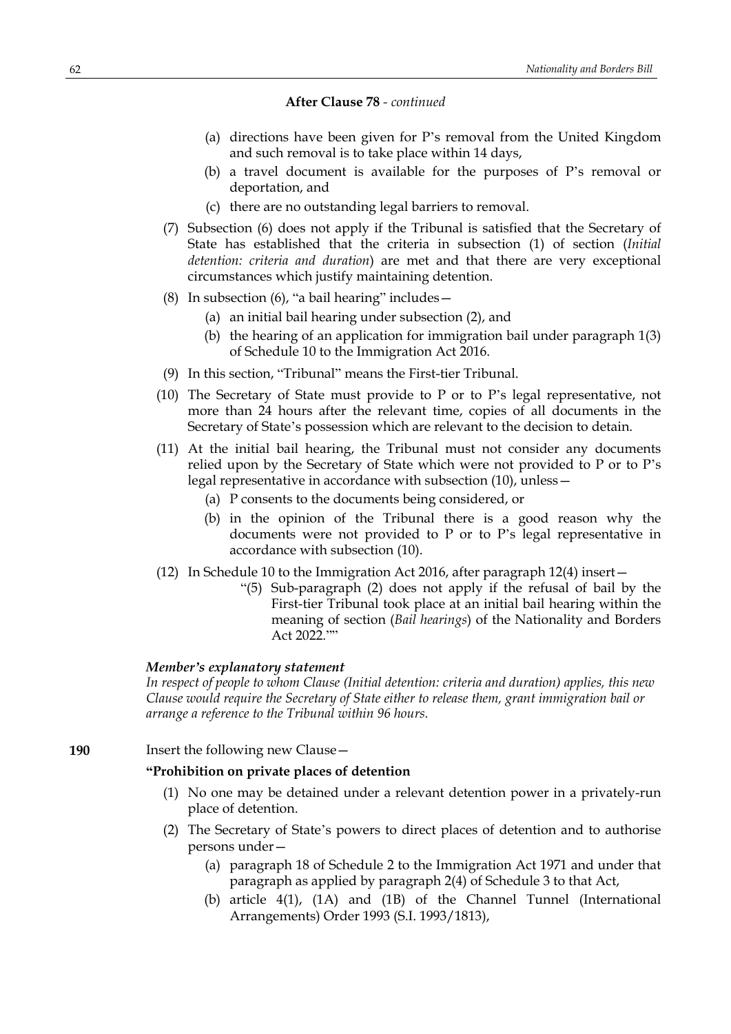**After Clause 78** - *continued*

(a) directions have been given for P's removal from the United Kingdom and such removal is to take place within 14 days,

(b) a travel document is available for the purposes of P's removal or deportation, and

(c) there are no outstanding legal barriers to removal.

(7) Subsection (6) does not apply if the Tribunal is satisfied that the Secretary of State has established that the criteria in subsection (1) of section (*Initial detention: criteria and duration*) are met and that there are very exceptional circumstances which justify maintaining detention.

(8) In subsection (6), "a bail hearing" includes—

(a) an initial bail hearing under subsection (2), and

(b) the hearing of an application for immigration bail under paragraph 1(3) of Schedule 10 to the Immigration Act 2016.

(9) In this section, "Tribunal" means the First-tier Tribunal.

(10) The Secretary of State must provide to P or to P's legal representative, not more than 24 hours after the relevant time, copies of all documents in the Secretary of State's possession which are relevant to the decision to detain.

(11) At the initial bail hearing, the Tribunal must not consider any documents relied upon by the Secretary of State which were not provided to P or to P's legal representative in accordance with subsection (10), unless—

(a) P consents to the documents being considered, or

(b) in the opinion of the Tribunal there is a good reason why the documents were not provided to P or to P's legal representative in accordance with subsection (10).

(12) In Schedule 10 to the Immigration Act 2016, after paragraph 12(4) insert—

"(5) Sub-paragraph (2) does not apply if the refusal of bail by the First-tier Tribunal took place at an initial bail hearing within the meaning of section (*Bail hearings*) of the Nationality and Borders Act 2022.""

***Member's explanatory statement***

*In respect of people to whom Clause (Initial detention: criteria and duration) applies, this new Clause would require the Secretary of State either to release them, grant immigration bail or arrange a reference to the Tribunal within 96 hours.*

**190** Insert the following new Clause—

**"Prohibition on private places of detention**

(1) No one may be detained under a relevant detention power in a privately-run place of detention.

(2) The Secretary of State's powers to direct places of detention and to authorise persons under—

(a) paragraph 18 of Schedule 2 to the Immigration Act 1971 and under that paragraph as applied by paragraph 2(4) of Schedule 3 to that Act,

(b) article 4(1), (1A) and (1B) of the Channel Tunnel (International Arrangements) Order 1993 (S.I. 1993/1813),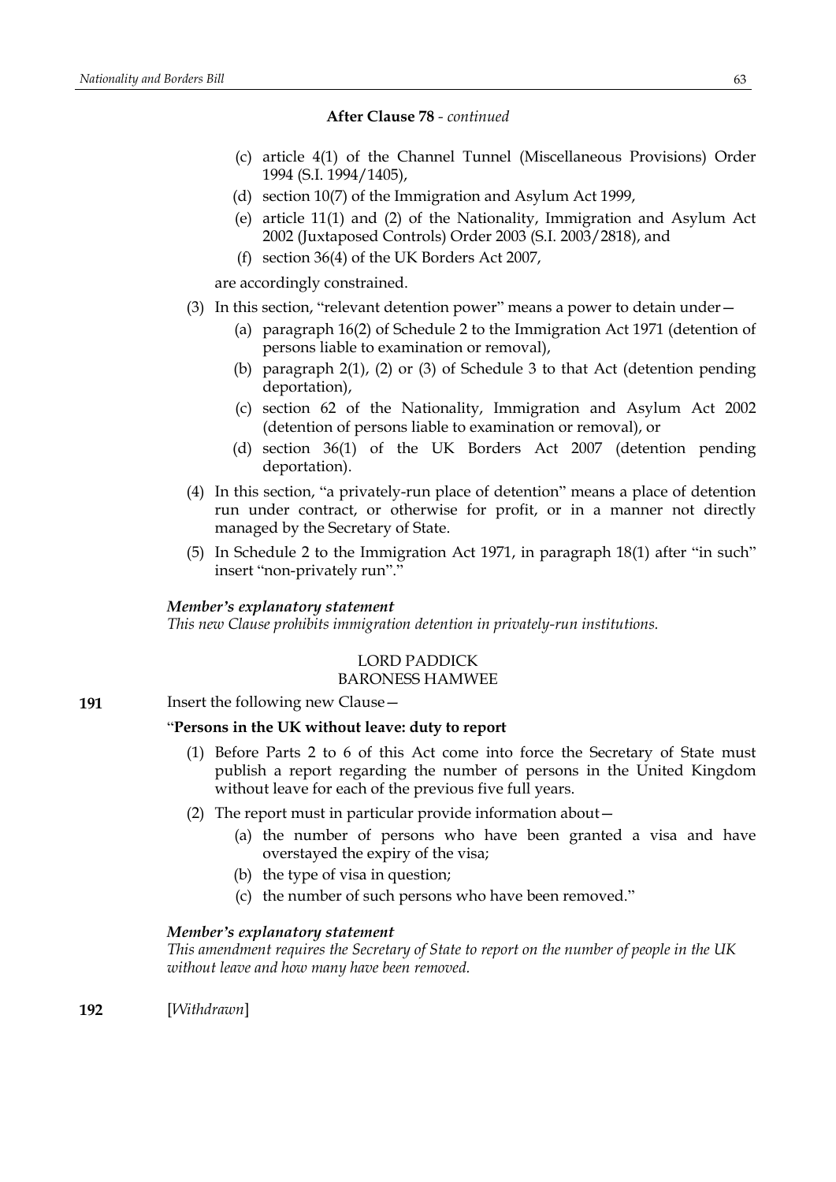**After Clause 78** - *continued*

(c) article 4(1) of the Channel Tunnel (Miscellaneous Provisions) Order 1994 (S.I. 1994/1405),

(d) section 10(7) of the Immigration and Asylum Act 1999,

(e) article 11(1) and (2) of the Nationality, Immigration and Asylum Act 2002 (Juxtaposed Controls) Order 2003 (S.I. 2003/2818), and

(f) section 36(4) of the UK Borders Act 2007,

are accordingly constrained.

(3) In this section, "relevant detention power" means a power to detain under—

(a) paragraph 16(2) of Schedule 2 to the Immigration Act 1971 (detention of persons liable to examination or removal),

(b) paragraph 2(1), (2) or (3) of Schedule 3 to that Act (detention pending deportation),

(c) section 62 of the Nationality, Immigration and Asylum Act 2002 (detention of persons liable to examination or removal), or

(d) section 36(1) of the UK Borders Act 2007 (detention pending deportation).

(4) In this section, "a privately-run place of detention" means a place of detention run under contract, or otherwise for profit, or in a manner not directly managed by the Secretary of State.

(5) In Schedule 2 to the Immigration Act 1971, in paragraph 18(1) after "in such" insert "non-privately run"."

***Member's explanatory statement***

*This new Clause prohibits immigration detention in privately-run institutions.*

LORD PADDICK
BARONESS HAMWEE

**191** Insert the following new Clause—

"**Persons in the UK without leave: duty to report**

(1) Before Parts 2 to 6 of this Act come into force the Secretary of State must publish a report regarding the number of persons in the United Kingdom without leave for each of the previous five full years.

(2) The report must in particular provide information about—

(a) the number of persons who have been granted a visa and have overstayed the expiry of the visa;

(b) the type of visa in question;

(c) the number of such persons who have been removed."

***Member's explanatory statement***

*This amendment requires the Secretary of State to report on the number of people in the UK without leave and how many have been removed.*

**192** [*Withdrawn*]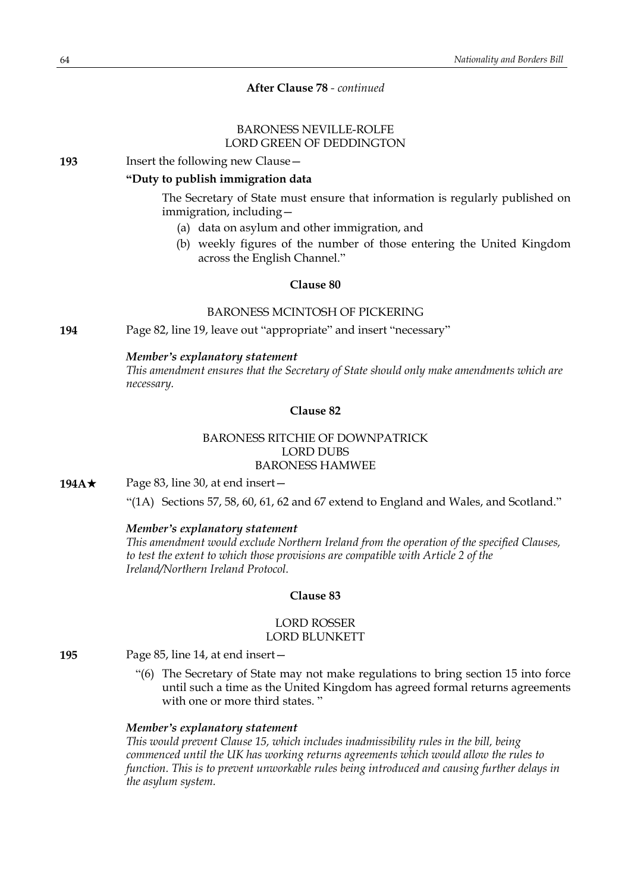**After Clause 78** - *continued*

BARONESS NEVILLE-ROLFE
LORD GREEN OF DEDDINGTON

**193** Insert the following new Clause—

**"Duty to publish immigration data**

The Secretary of State must ensure that information is regularly published on immigration, including—

(a) data on asylum and other immigration, and

(b) weekly figures of the number of those entering the United Kingdom across the English Channel."

**Clause 80**

BARONESS MCINTOSH OF PICKERING

**194** Page 82, line 19, leave out "appropriate" and insert "necessary"

***Member's explanatory statement***

*This amendment ensures that the Secretary of State should only make amendments which are necessary.*

**Clause 82**

BARONESS RITCHIE OF DOWNPATRICK
LORD DUBS
BARONESS HAMWEE

**194A★** Page 83, line 30, at end insert—

"(1A) Sections 57, 58, 60, 61, 62 and 67 extend to England and Wales, and Scotland."

***Member's explanatory statement***

*This amendment would exclude Northern Ireland from the operation of the specified Clauses, to test the extent to which those provisions are compatible with Article 2 of the Ireland/Northern Ireland Protocol.*

**Clause 83**

LORD ROSSER
LORD BLUNKETT

**195** Page 85, line 14, at end insert—

"(6) The Secretary of State may not make regulations to bring section 15 into force until such a time as the United Kingdom has agreed formal returns agreements with one or more third states. "

***Member's explanatory statement***

*This would prevent Clause 15, which includes inadmissibility rules in the bill, being commenced until the UK has working returns agreements which would allow the rules to function. This is to prevent unworkable rules being introduced and causing further delays in the asylum system.*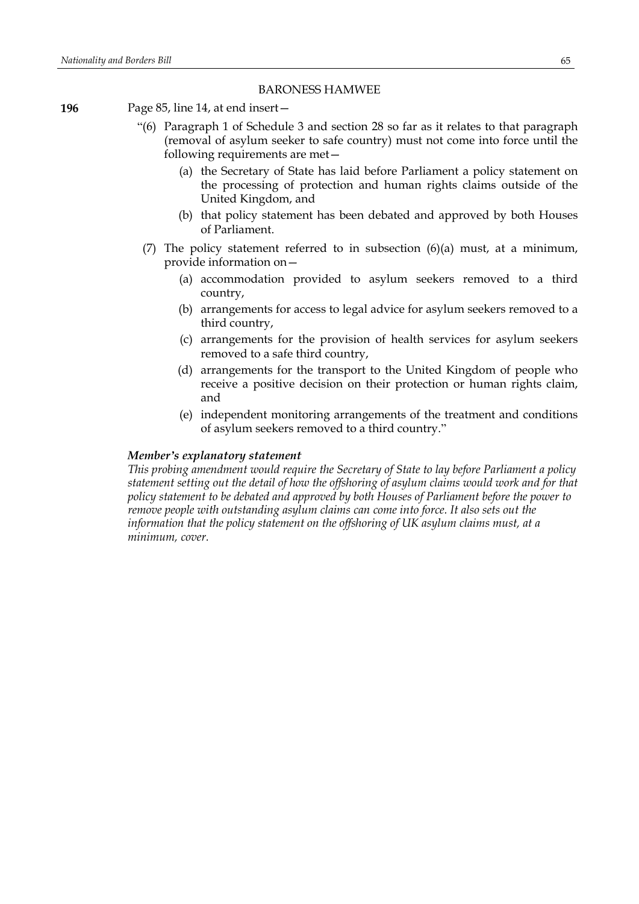BARONESS HAMWEE

**196** Page 85, line 14, at end insert—

"(6) Paragraph 1 of Schedule 3 and section 28 so far as it relates to that paragraph (removal of asylum seeker to safe country) must not come into force until the following requirements are met—

(a) the Secretary of State has laid before Parliament a policy statement on the processing of protection and human rights claims outside of the United Kingdom, and

(b) that policy statement has been debated and approved by both Houses of Parliament.

(7) The policy statement referred to in subsection (6)(a) must, at a minimum, provide information on—

(a) accommodation provided to asylum seekers removed to a third country,

(b) arrangements for access to legal advice for asylum seekers removed to a third country,

(c) arrangements for the provision of health services for asylum seekers removed to a safe third country,

(d) arrangements for the transport to the United Kingdom of people who receive a positive decision on their protection or human rights claim, and

(e) independent monitoring arrangements of the treatment and conditions of asylum seekers removed to a third country."

***Member's explanatory statement***

*This probing amendment would require the Secretary of State to lay before Parliament a policy statement setting out the detail of how the offshoring of asylum claims would work and for that policy statement to be debated and approved by both Houses of Parliament before the power to remove people with outstanding asylum claims can come into force. It also sets out the information that the policy statement on the offshoring of UK asylum claims must, at a minimum, cover.*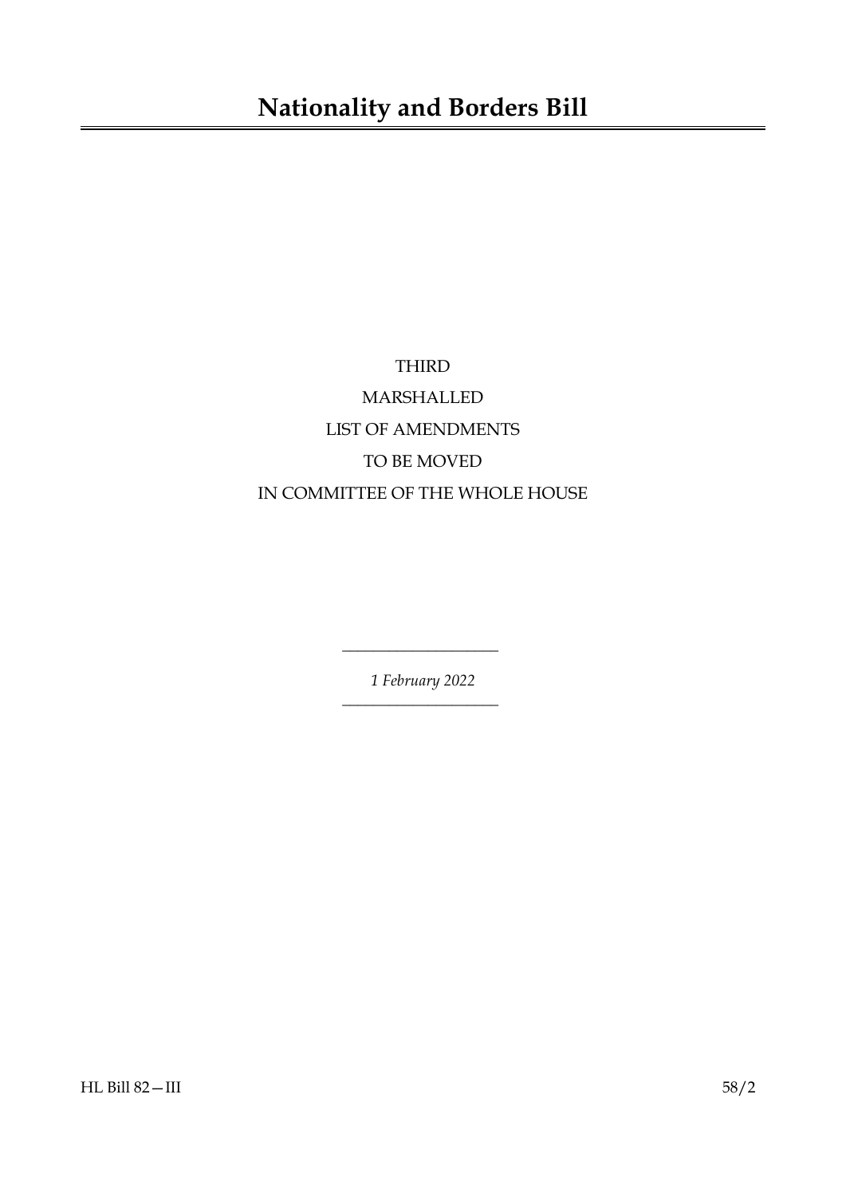# Nationality and Borders Bill

THIRD

MARSHALLED

LIST OF AMENDMENTS

TO BE MOVED

IN COMMITTEE OF THE WHOLE HOUSE

---

*1 February 2022*

---

HL Bill 82—III

58/2